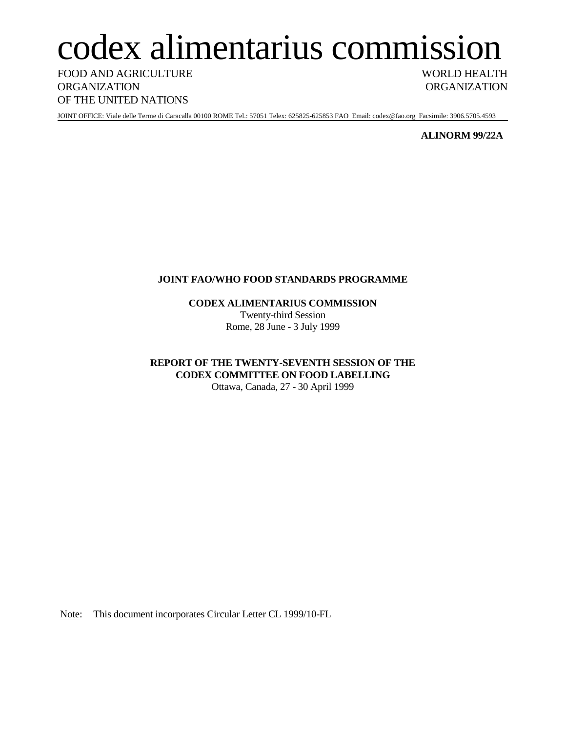# codex alimentarius commission

FOOD AND AGRICULTURE ORGANIZATION OF THE UNITED NATIONS

WORLD HEALTH ORGANIZATION

JOINT OFFICE: Viale delle Terme di Caracalla 00100 ROME Tel.: 57051 Telex: 625825-625853 FAO Email: codex@fao.org Facsimile: 3906.5705.4593

**ALINORM 99/22A**

**JOINT FAO/WHO FOOD STANDARDS PROGRAMME**

**CODEX ALIMENTARIUS COMMISSION**

Twenty-third Session

Rome, 28 June - 3 July 1999

**REPORT OF THE TWENTY-SEVENTH SESSION OF THE CODEX COMMITTEE ON FOOD LABELLING**

Ottawa, Canada, 27 - 30 April 1999

Note: This document incorporates Circular Letter CL 1999/10-FL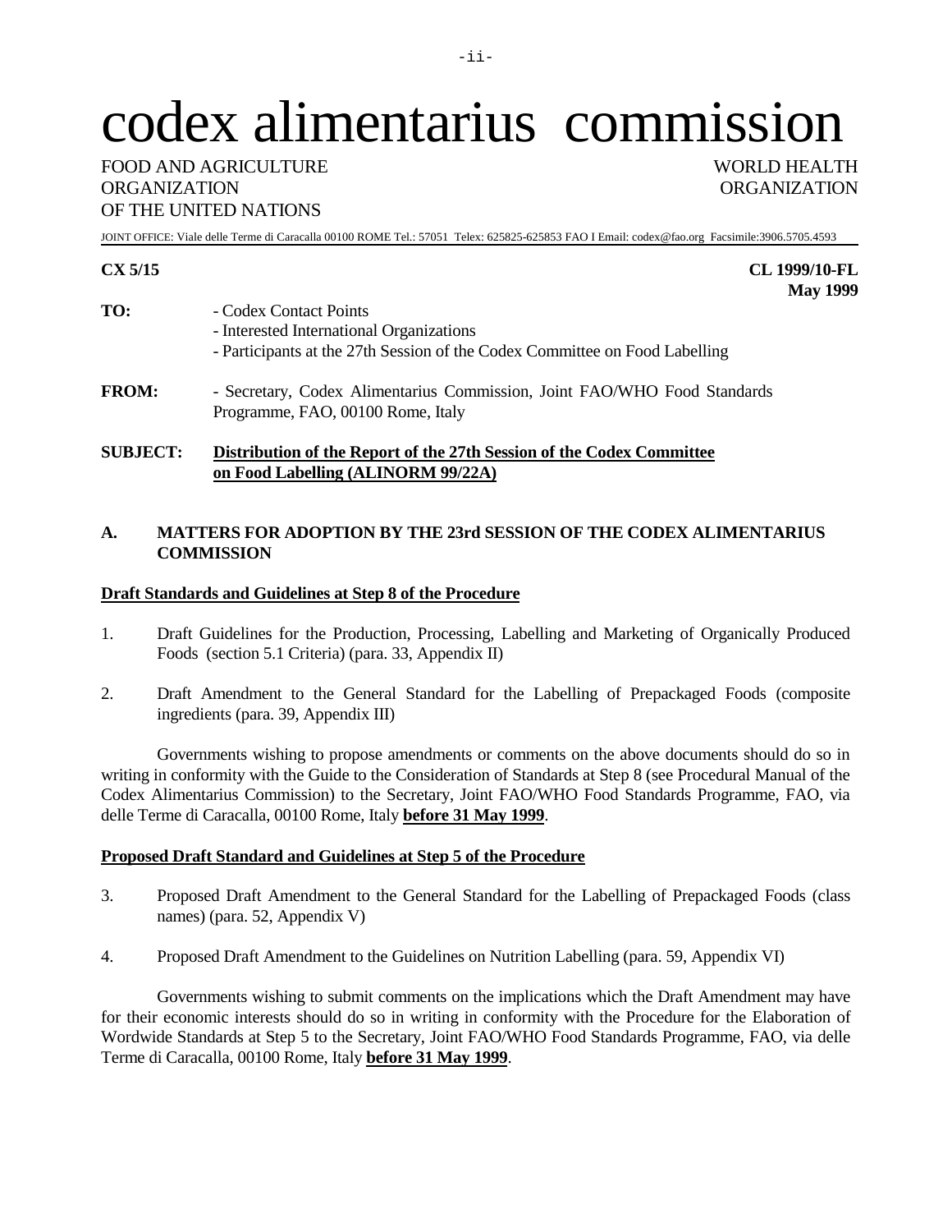# codex alimentarius commission

FOOD AND AGRICULTURE ORGANIZATION OF THE UNITED NATIONS

WORLD HEALTH ORGANIZATION

JOINT OFFICE: Viale delle Terme di Caracalla 00100 ROME Tel.: 57051 Telex: 625825-625853 FAO I Email: codex@fao.org Facsimile:3906.5705.4593

**CX 5/15**

**CL 1999/10-FL**
**May 1999**

**TO:**
- Codex Contact Points
- Interested International Organizations
- Participants at the 27th Session of the Codex Committee on Food Labelling

**FROM:**
- Secretary, Codex Alimentarius Commission, Joint FAO/WHO Food Standards Programme, FAO, 00100 Rome, Italy

**SUBJECT:** **Distribution of the Report of the 27th Session of the Codex Committee on Food Labelling (ALINORM 99/22A)**

## A. MATTERS FOR ADOPTION BY THE 23rd SESSION OF THE CODEX ALIMENTARIUS COMMISSION

### Draft Standards and Guidelines at Step 8 of the Procedure

1. Draft Guidelines for the Production, Processing, Labelling and Marketing of Organically Produced Foods (section 5.1 Criteria) (para. 33, Appendix II)

2. Draft Amendment to the General Standard for the Labelling of Prepackaged Foods (composite ingredients (para. 39, Appendix III)

Governments wishing to propose amendments or comments on the above documents should do so in writing in conformity with the Guide to the Consideration of Standards at Step 8 (see Procedural Manual of the Codex Alimentarius Commission) to the Secretary, Joint FAO/WHO Food Standards Programme, FAO, via delle Terme di Caracalla, 00100 Rome, Italy **before 31 May 1999**.

### Proposed Draft Standard and Guidelines at Step 5 of the Procedure

3. Proposed Draft Amendment to the General Standard for the Labelling of Prepackaged Foods (class names) (para. 52, Appendix V)

4. Proposed Draft Amendment to the Guidelines on Nutrition Labelling (para. 59, Appendix VI)

Governments wishing to submit comments on the implications which the Draft Amendment may have for their economic interests should do so in writing in conformity with the Procedure for the Elaboration of Wordwide Standards at Step 5 to the Secretary, Joint FAO/WHO Food Standards Programme, FAO, via delle Terme di Caracalla, 00100 Rome, Italy **before 31 May 1999**.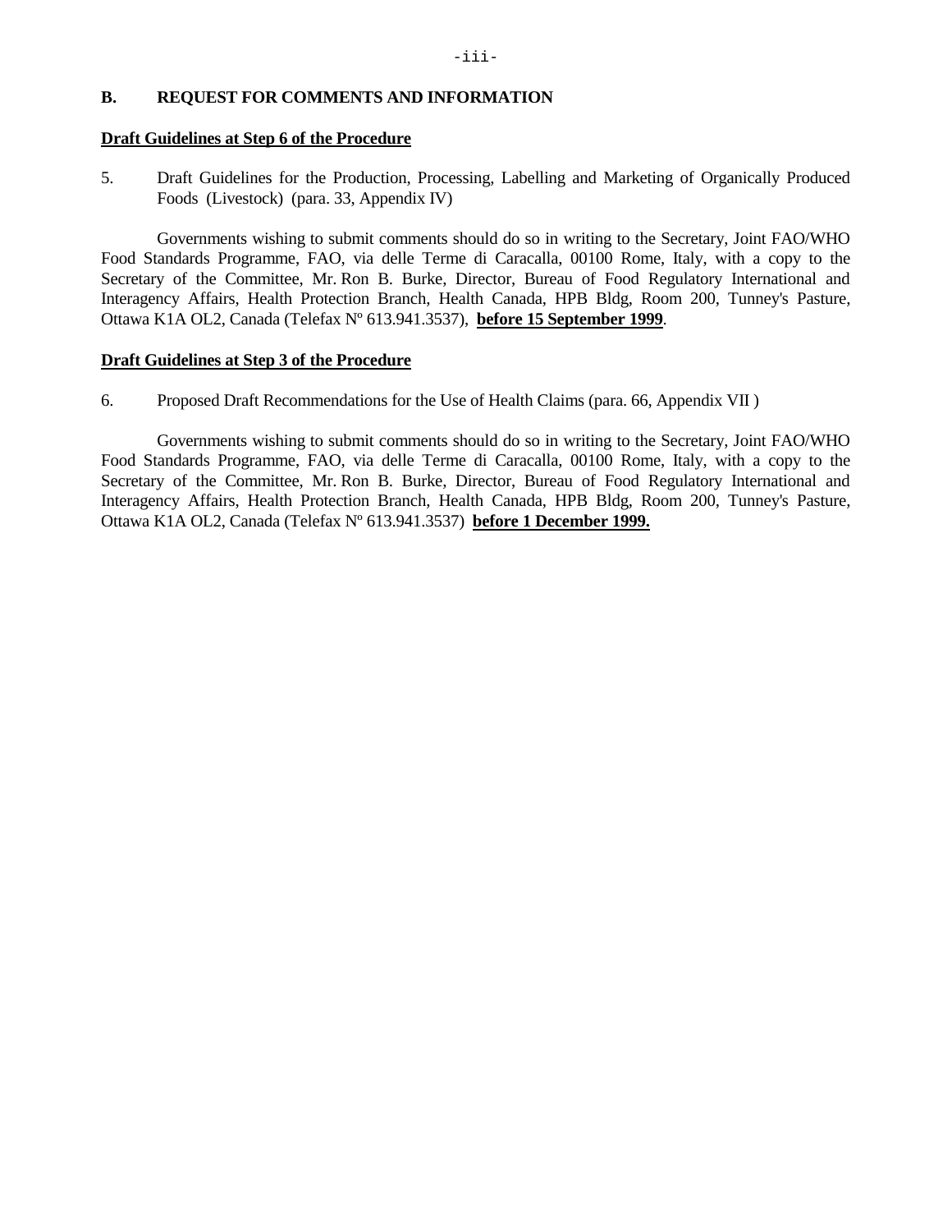## B. REQUEST FOR COMMENTS AND INFORMATION

**Draft Guidelines at Step 6 of the Procedure**

5. Draft Guidelines for the Production, Processing, Labelling and Marketing of Organically Produced Foods (Livestock) (para. 33, Appendix IV)

Governments wishing to submit comments should do so in writing to the Secretary, Joint FAO/WHO Food Standards Programme, FAO, via delle Terme di Caracalla, 00100 Rome, Italy, with a copy to the Secretary of the Committee, Mr. Ron B. Burke, Director, Bureau of Food Regulatory International and Interagency Affairs, Health Protection Branch, Health Canada, HPB Bldg, Room 200, Tunney's Pasture, Ottawa K1A OL2, Canada (Telefax Nº 613.941.3537), **before 15 September 1999**.

**Draft Guidelines at Step 3 of the Procedure**

6. Proposed Draft Recommendations for the Use of Health Claims (para. 66, Appendix VII )

Governments wishing to submit comments should do so in writing to the Secretary, Joint FAO/WHO Food Standards Programme, FAO, via delle Terme di Caracalla, 00100 Rome, Italy, with a copy to the Secretary of the Committee, Mr. Ron B. Burke, Director, Bureau of Food Regulatory International and Interagency Affairs, Health Protection Branch, Health Canada, HPB Bldg, Room 200, Tunney's Pasture, Ottawa K1A OL2, Canada (Telefax Nº 613.941.3537) **before 1 December 1999.**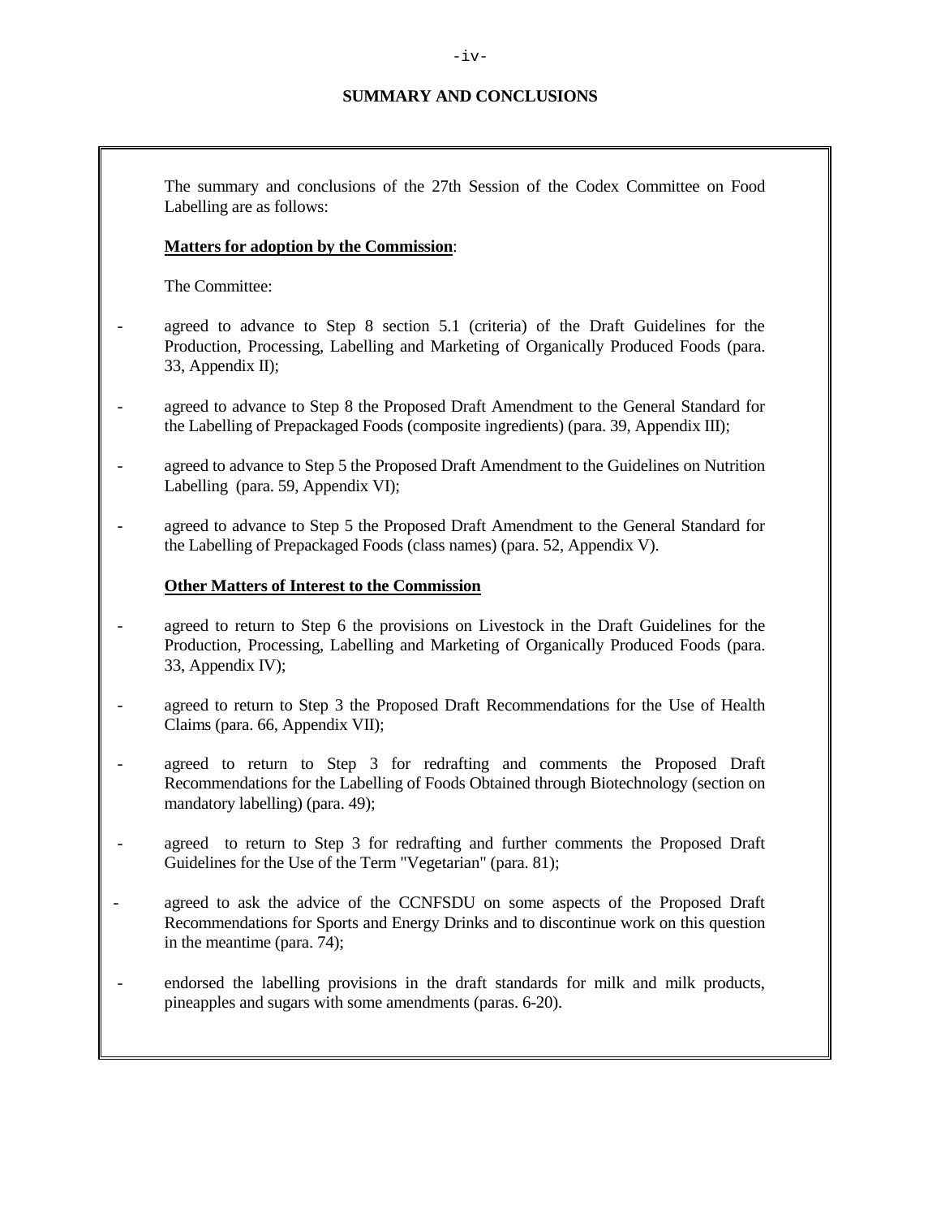## SUMMARY AND CONCLUSIONS

The summary and conclusions of the 27th Session of the Codex Committee on Food Labelling are as follows:

**Matters for adoption by the Commission**:

The Committee:

- agreed to advance to Step 8 section 5.1 (criteria) of the Draft Guidelines for the Production, Processing, Labelling and Marketing of Organically Produced Foods (para. 33, Appendix II);
- agreed to advance to Step 8 the Proposed Draft Amendment to the General Standard for the Labelling of Prepackaged Foods (composite ingredients) (para. 39, Appendix III);
- agreed to advance to Step 5 the Proposed Draft Amendment to the Guidelines on Nutrition Labelling (para. 59, Appendix VI);
- agreed to advance to Step 5 the Proposed Draft Amendment to the General Standard for the Labelling of Prepackaged Foods (class names) (para. 52, Appendix V).

**Other Matters of Interest to the Commission**

- agreed to return to Step 6 the provisions on Livestock in the Draft Guidelines for the Production, Processing, Labelling and Marketing of Organically Produced Foods (para. 33, Appendix IV);
- agreed to return to Step 3 the Proposed Draft Recommendations for the Use of Health Claims (para. 66, Appendix VII);
- agreed to return to Step 3 for redrafting and comments the Proposed Draft Recommendations for the Labelling of Foods Obtained through Biotechnology (section on mandatory labelling) (para. 49);
- agreed to return to Step 3 for redrafting and further comments the Proposed Draft Guidelines for the Use of the Term "Vegetarian" (para. 81);
- agreed to ask the advice of the CCNFSDU on some aspects of the Proposed Draft Recommendations for Sports and Energy Drinks and to discontinue work on this question in the meantime (para. 74);
- endorsed the labelling provisions in the draft standards for milk and milk products, pineapples and sugars with some amendments (paras. 6-20).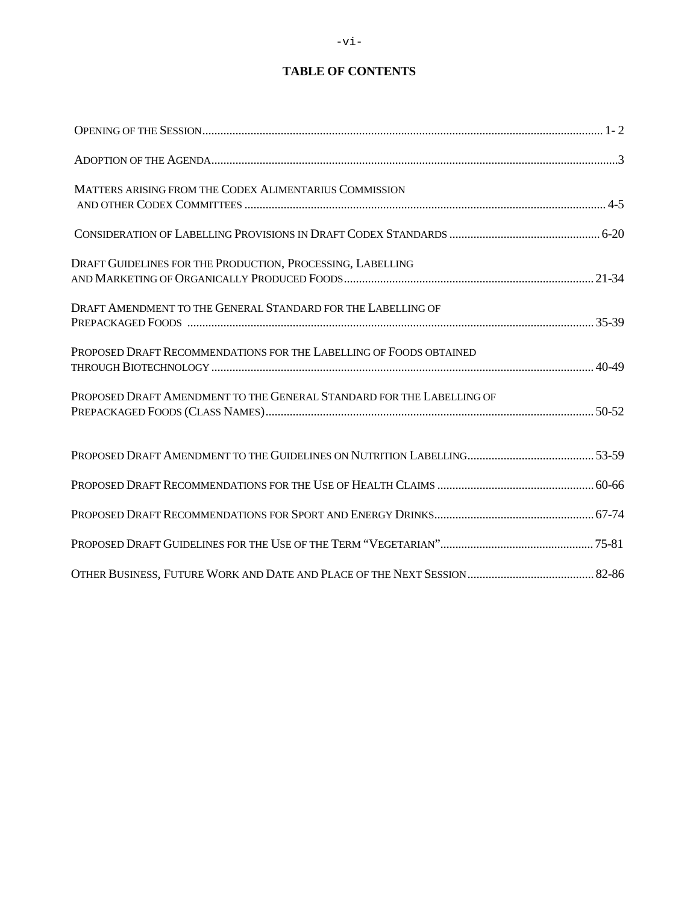# TABLE OF CONTENTS

| | |
|---|---|
| OPENING OF THE SESSION | 1- 2 |
| ADOPTION OF THE AGENDA | 3 |
| MATTERS ARISING FROM THE CODEX ALIMENTARIUS COMMISSION AND OTHER CODEX COMMITTEES | 4-5 |
| CONSIDERATION OF LABELLING PROVISIONS IN DRAFT CODEX STANDARDS | 6-20 |
| DRAFT GUIDELINES FOR THE PRODUCTION, PROCESSING, LABELLING AND MARKETING OF ORGANICALLY PRODUCED FOODS | 21-34 |
| DRAFT AMENDMENT TO THE GENERAL STANDARD FOR THE LABELLING OF PREPACKAGED FOODS | 35-39 |
| PROPOSED DRAFT RECOMMENDATIONS FOR THE LABELLING OF FOODS OBTAINED THROUGH BIOTECHNOLOGY | 40-49 |
| PROPOSED DRAFT AMENDMENT TO THE GENERAL STANDARD FOR THE LABELLING OF PREPACKAGED FOODS (CLASS NAMES) | 50-52 |
| PROPOSED DRAFT AMENDMENT TO THE GUIDELINES ON NUTRITION LABELLING | 53-59 |
| PROPOSED DRAFT RECOMMENDATIONS FOR THE USE OF HEALTH CLAIMS | 60-66 |
| PROPOSED DRAFT RECOMMENDATIONS FOR SPORT AND ENERGY DRINKS | 67-74 |
| PROPOSED DRAFT GUIDELINES FOR THE USE OF THE TERM "VEGETARIAN" | 75-81 |
| OTHER BUSINESS, FUTURE WORK AND DATE AND PLACE OF THE NEXT SESSION | 82-86 |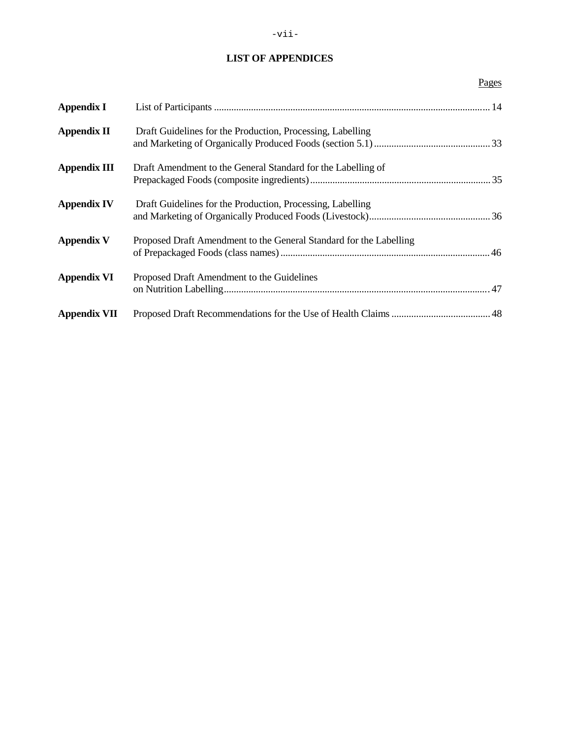## LIST OF APPENDICES

| | | Pages |
|---|---|---|
| **Appendix I** | List of Participants | 14 |
| **Appendix II** | Draft Guidelines for the Production, Processing, Labelling and Marketing of Organically Produced Foods (section 5.1) | 33 |
| **Appendix III** | Draft Amendment to the General Standard for the Labelling of Prepackaged Foods (composite ingredients) | 35 |
| **Appendix IV** | Draft Guidelines for the Production, Processing, Labelling and Marketing of Organically Produced Foods (Livestock) | 36 |
| **Appendix V** | Proposed Draft Amendment to the General Standard for the Labelling of Prepackaged Foods (class names) | 46 |
| **Appendix VI** | Proposed Draft Amendment to the Guidelines on Nutrition Labelling | 47 |
| **Appendix VII** | Proposed Draft Recommendations for the Use of Health Claims | 48 |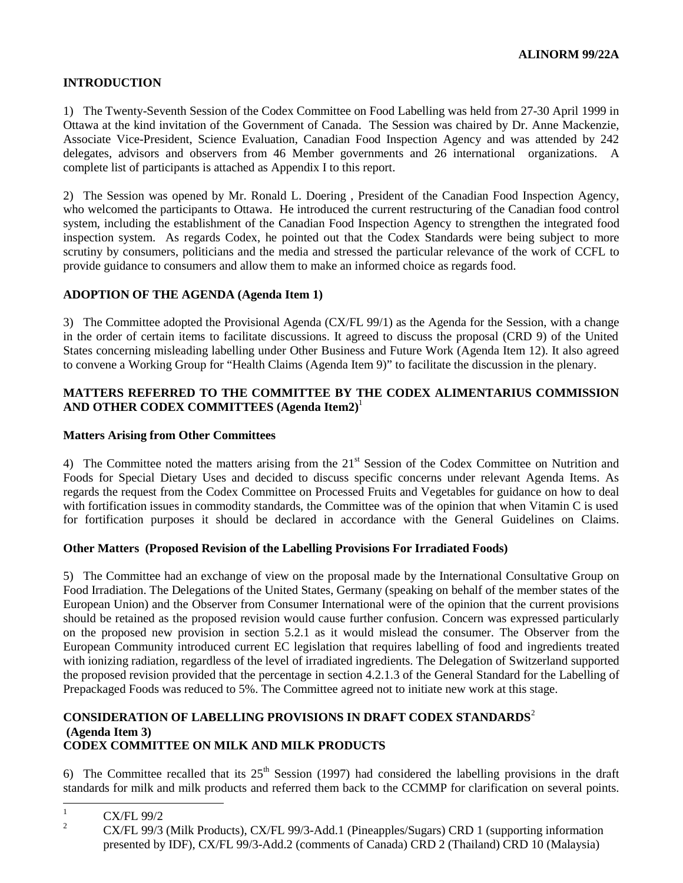## INTRODUCTION

1) The Twenty-Seventh Session of the Codex Committee on Food Labelling was held from 27-30 April 1999 in Ottawa at the kind invitation of the Government of Canada. The Session was chaired by Dr. Anne Mackenzie, Associate Vice-President, Science Evaluation, Canadian Food Inspection Agency and was attended by 242 delegates, advisors and observers from 46 Member governments and 26 international organizations. A complete list of participants is attached as Appendix I to this report.

2) The Session was opened by Mr. Ronald L. Doering , President of the Canadian Food Inspection Agency, who welcomed the participants to Ottawa. He introduced the current restructuring of the Canadian food control system, including the establishment of the Canadian Food Inspection Agency to strengthen the integrated food inspection system. As regards Codex, he pointed out that the Codex Standards were being subject to more scrutiny by consumers, politicians and the media and stressed the particular relevance of the work of CCFL to provide guidance to consumers and allow them to make an informed choice as regards food.

## ADOPTION OF THE AGENDA (Agenda Item 1)

3) The Committee adopted the Provisional Agenda (CX/FL 99/1) as the Agenda for the Session, with a change in the order of certain items to facilitate discussions. It agreed to discuss the proposal (CRD 9) of the United States concerning misleading labelling under Other Business and Future Work (Agenda Item 12). It also agreed to convene a Working Group for "Health Claims (Agenda Item 9)" to facilitate the discussion in the plenary.

## MATTERS REFERRED TO THE COMMITTEE BY THE CODEX ALIMENTARIUS COMMISSION AND OTHER CODEX COMMITTEES (Agenda Item2)[1]

### Matters Arising from Other Committees

4) The Committee noted the matters arising from the 21st Session of the Codex Committee on Nutrition and Foods for Special Dietary Uses and decided to discuss specific concerns under relevant Agenda Items. As regards the request from the Codex Committee on Processed Fruits and Vegetables for guidance on how to deal with fortification issues in commodity standards, the Committee was of the opinion that when Vitamin C is used for fortification purposes it should be declared in accordance with the General Guidelines on Claims.

### Other Matters (Proposed Revision of the Labelling Provisions For Irradiated Foods)

5) The Committee had an exchange of view on the proposal made by the International Consultative Group on Food Irradiation. The Delegations of the United States, Germany (speaking on behalf of the member states of the European Union) and the Observer from Consumer International were of the opinion that the current provisions should be retained as the proposed revision would cause further confusion. Concern was expressed particularly on the proposed new provision in section 5.2.1 as it would mislead the consumer. The Observer from the European Community introduced current EC legislation that requires labelling of food and ingredients treated with ionizing radiation, regardless of the level of irradiated ingredients. The Delegation of Switzerland supported the proposed revision provided that the percentage in section 4.2.1.3 of the General Standard for the Labelling of Prepackaged Foods was reduced to 5%. The Committee agreed not to initiate new work at this stage.

## CONSIDERATION OF LABELLING PROVISIONS IN DRAFT CODEX STANDARDS[2] (Agenda Item 3)

## CODEX COMMITTEE ON MILK AND MILK PRODUCTS

6) The Committee recalled that its 25th Session (1997) had considered the labelling provisions in the draft standards for milk and milk products and referred them back to the CCMMP for clarification on several points.

---

[1] CX/FL 99/2

[2] CX/FL 99/3 (Milk Products), CX/FL 99/3-Add.1 (Pineapples/Sugars) CRD 1 (supporting information presented by IDF), CX/FL 99/3-Add.2 (comments of Canada) CRD 2 (Thailand) CRD 10 (Malaysia)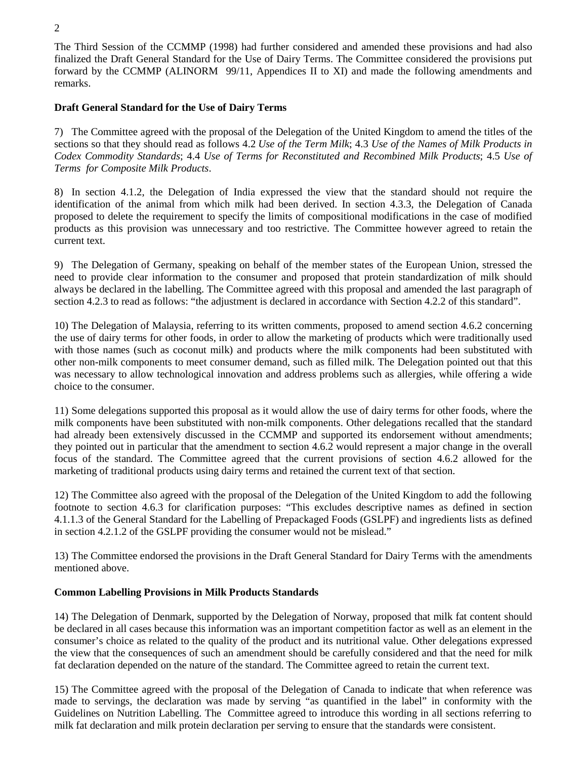The Third Session of the CCMMP (1998) had further considered and amended these provisions and had also finalized the Draft General Standard for the Use of Dairy Terms. The Committee considered the provisions put forward by the CCMMP (ALINORM 99/11, Appendices II to XI) and made the following amendments and remarks.

**Draft General Standard for the Use of Dairy Terms**

7) The Committee agreed with the proposal of the Delegation of the United Kingdom to amend the titles of the sections so that they should read as follows 4.2 *Use of the Term Milk*; 4.3 *Use of the Names of Milk Products in Codex Commodity Standards*; 4.4 *Use of Terms for Reconstituted and Recombined Milk Products*; 4.5 *Use of Terms for Composite Milk Products*.

8) In section 4.1.2, the Delegation of India expressed the view that the standard should not require the identification of the animal from which milk had been derived. In section 4.3.3, the Delegation of Canada proposed to delete the requirement to specify the limits of compositional modifications in the case of modified products as this provision was unnecessary and too restrictive. The Committee however agreed to retain the current text.

9) The Delegation of Germany, speaking on behalf of the member states of the European Union, stressed the need to provide clear information to the consumer and proposed that protein standardization of milk should always be declared in the labelling. The Committee agreed with this proposal and amended the last paragraph of section 4.2.3 to read as follows: "the adjustment is declared in accordance with Section 4.2.2 of this standard".

10) The Delegation of Malaysia, referring to its written comments, proposed to amend section 4.6.2 concerning the use of dairy terms for other foods, in order to allow the marketing of products which were traditionally used with those names (such as coconut milk) and products where the milk components had been substituted with other non-milk components to meet consumer demand, such as filled milk. The Delegation pointed out that this was necessary to allow technological innovation and address problems such as allergies, while offering a wide choice to the consumer.

11) Some delegations supported this proposal as it would allow the use of dairy terms for other foods, where the milk components have been substituted with non-milk components. Other delegations recalled that the standard had already been extensively discussed in the CCMMP and supported its endorsement without amendments; they pointed out in particular that the amendment to section 4.6.2 would represent a major change in the overall focus of the standard. The Committee agreed that the current provisions of section 4.6.2 allowed for the marketing of traditional products using dairy terms and retained the current text of that section.

12) The Committee also agreed with the proposal of the Delegation of the United Kingdom to add the following footnote to section 4.6.3 for clarification purposes: "This excludes descriptive names as defined in section 4.1.1.3 of the General Standard for the Labelling of Prepackaged Foods (GSLPF) and ingredients lists as defined in section 4.2.1.2 of the GSLPF providing the consumer would not be mislead."

13) The Committee endorsed the provisions in the Draft General Standard for Dairy Terms with the amendments mentioned above.

**Common Labelling Provisions in Milk Products Standards**

14) The Delegation of Denmark, supported by the Delegation of Norway, proposed that milk fat content should be declared in all cases because this information was an important competition factor as well as an element in the consumer's choice as related to the quality of the product and its nutritional value. Other delegations expressed the view that the consequences of such an amendment should be carefully considered and that the need for milk fat declaration depended on the nature of the standard. The Committee agreed to retain the current text.

15) The Committee agreed with the proposal of the Delegation of Canada to indicate that when reference was made to servings, the declaration was made by serving "as quantified in the label" in conformity with the Guidelines on Nutrition Labelling. The Committee agreed to introduce this wording in all sections referring to milk fat declaration and milk protein declaration per serving to ensure that the standards were consistent.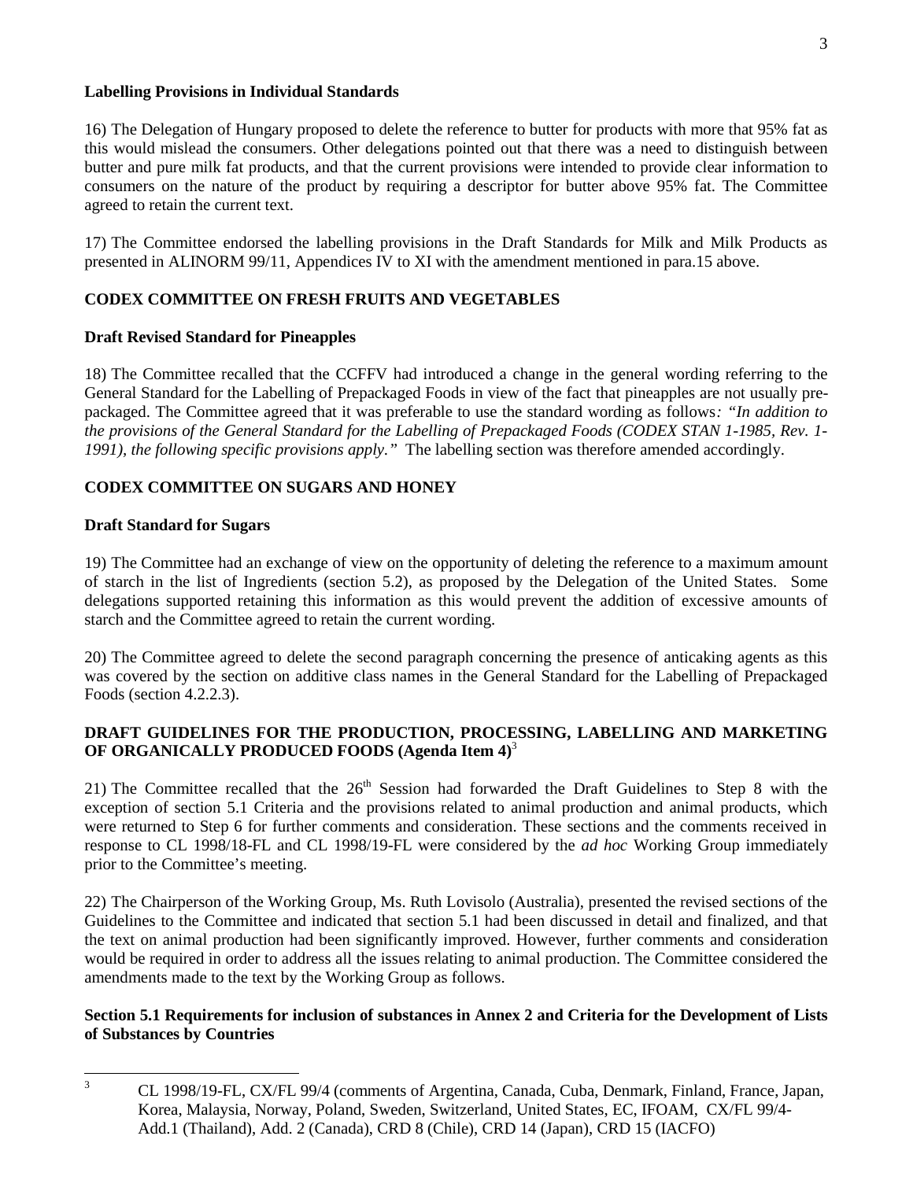### Labelling Provisions in Individual Standards

16) The Delegation of Hungary proposed to delete the reference to butter for products with more that 95% fat as this would mislead the consumers. Other delegations pointed out that there was a need to distinguish between butter and pure milk fat products, and that the current provisions were intended to provide clear information to consumers on the nature of the product by requiring a descriptor for butter above 95% fat. The Committee agreed to retain the current text.

17) The Committee endorsed the labelling provisions in the Draft Standards for Milk and Milk Products as presented in ALINORM 99/11, Appendices IV to XI with the amendment mentioned in para.15 above.

## CODEX COMMITTEE ON FRESH FRUITS AND VEGETABLES

### Draft Revised Standard for Pineapples

18) The Committee recalled that the CCFFV had introduced a change in the general wording referring to the General Standard for the Labelling of Prepackaged Foods in view of the fact that pineapples are not usually pre-packaged. The Committee agreed that it was preferable to use the standard wording as follows*: "In addition to the provisions of the General Standard for the Labelling of Prepackaged Foods (CODEX STAN 1-1985, Rev. 1-1991), the following specific provisions apply."* The labelling section was therefore amended accordingly.

## CODEX COMMITTEE ON SUGARS AND HONEY

### Draft Standard for Sugars

19) The Committee had an exchange of view on the opportunity of deleting the reference to a maximum amount of starch in the list of Ingredients (section 5.2), as proposed by the Delegation of the United States. Some delegations supported retaining this information as this would prevent the addition of excessive amounts of starch and the Committee agreed to retain the current wording.

20) The Committee agreed to delete the second paragraph concerning the presence of anticaking agents as this was covered by the section on additive class names in the General Standard for the Labelling of Prepackaged Foods (section 4.2.2.3).

## DRAFT GUIDELINES FOR THE PRODUCTION, PROCESSING, LABELLING AND MARKETING OF ORGANICALLY PRODUCED FOODS (Agenda Item 4)[3]

21) The Committee recalled that the 26th Session had forwarded the Draft Guidelines to Step 8 with the exception of section 5.1 Criteria and the provisions related to animal production and animal products, which were returned to Step 6 for further comments and consideration. These sections and the comments received in response to CL 1998/18-FL and CL 1998/19-FL were considered by the *ad hoc* Working Group immediately prior to the Committee's meeting.

22) The Chairperson of the Working Group, Ms. Ruth Lovisolo (Australia), presented the revised sections of the Guidelines to the Committee and indicated that section 5.1 had been discussed in detail and finalized, and that the text on animal production had been significantly improved. However, further comments and consideration would be required in order to address all the issues relating to animal production. The Committee considered the amendments made to the text by the Working Group as follows.

### Section 5.1 Requirements for inclusion of substances in Annex 2 and Criteria for the Development of Lists of Substances by Countries

---

[3] CL 1998/19-FL, CX/FL 99/4 (comments of Argentina, Canada, Cuba, Denmark, Finland, France, Japan, Korea, Malaysia, Norway, Poland, Sweden, Switzerland, United States, EC, IFOAM, CX/FL 99/4-Add.1 (Thailand), Add. 2 (Canada), CRD 8 (Chile), CRD 14 (Japan), CRD 15 (IACFO)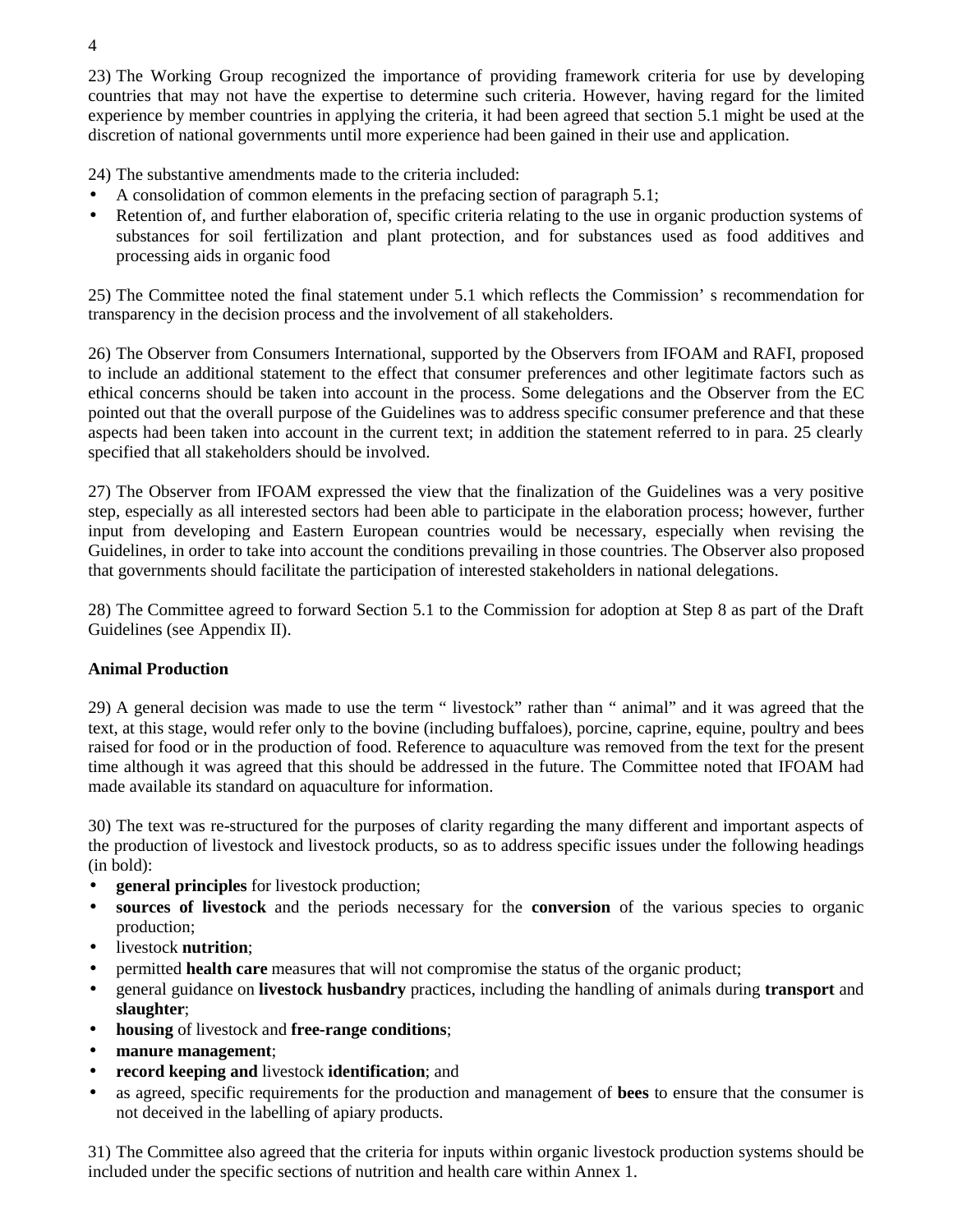23) The Working Group recognized the importance of providing framework criteria for use by developing countries that may not have the expertise to determine such criteria. However, having regard for the limited experience by member countries in applying the criteria, it had been agreed that section 5.1 might be used at the discretion of national governments until more experience had been gained in their use and application.

24) The substantive amendments made to the criteria included:

- A consolidation of common elements in the prefacing section of paragraph 5.1;
- Retention of, and further elaboration of, specific criteria relating to the use in organic production systems of substances for soil fertilization and plant protection, and for substances used as food additives and processing aids in organic food

25) The Committee noted the final statement under 5.1 which reflects the Commission' s recommendation for transparency in the decision process and the involvement of all stakeholders.

26) The Observer from Consumers International, supported by the Observers from IFOAM and RAFI, proposed to include an additional statement to the effect that consumer preferences and other legitimate factors such as ethical concerns should be taken into account in the process. Some delegations and the Observer from the EC pointed out that the overall purpose of the Guidelines was to address specific consumer preference and that these aspects had been taken into account in the current text; in addition the statement referred to in para. 25 clearly specified that all stakeholders should be involved.

27) The Observer from IFOAM expressed the view that the finalization of the Guidelines was a very positive step, especially as all interested sectors had been able to participate in the elaboration process; however, further input from developing and Eastern European countries would be necessary, especially when revising the Guidelines, in order to take into account the conditions prevailing in those countries. The Observer also proposed that governments should facilitate the participation of interested stakeholders in national delegations.

28) The Committee agreed to forward Section 5.1 to the Commission for adoption at Step 8 as part of the Draft Guidelines (see Appendix II).

**Animal Production**

29) A general decision was made to use the term " livestock" rather than " animal" and it was agreed that the text, at this stage, would refer only to the bovine (including buffaloes), porcine, caprine, equine, poultry and bees raised for food or in the production of food. Reference to aquaculture was removed from the text for the present time although it was agreed that this should be addressed in the future. The Committee noted that IFOAM had made available its standard on aquaculture for information.

30) The text was re-structured for the purposes of clarity regarding the many different and important aspects of the production of livestock and livestock products, so as to address specific issues under the following headings (in bold):

- **general principles** for livestock production;
- **sources of livestock** and the periods necessary for the **conversion** of the various species to organic production;
- livestock **nutrition**;
- permitted **health care** measures that will not compromise the status of the organic product;
- general guidance on **livestock husbandry** practices, including the handling of animals during **transport** and **slaughter**;
- **housing** of livestock and **free-range conditions**;
- **manure management**;
- **record keeping and** livestock **identification**; and
- as agreed, specific requirements for the production and management of **bees** to ensure that the consumer is not deceived in the labelling of apiary products.

31) The Committee also agreed that the criteria for inputs within organic livestock production systems should be included under the specific sections of nutrition and health care within Annex 1.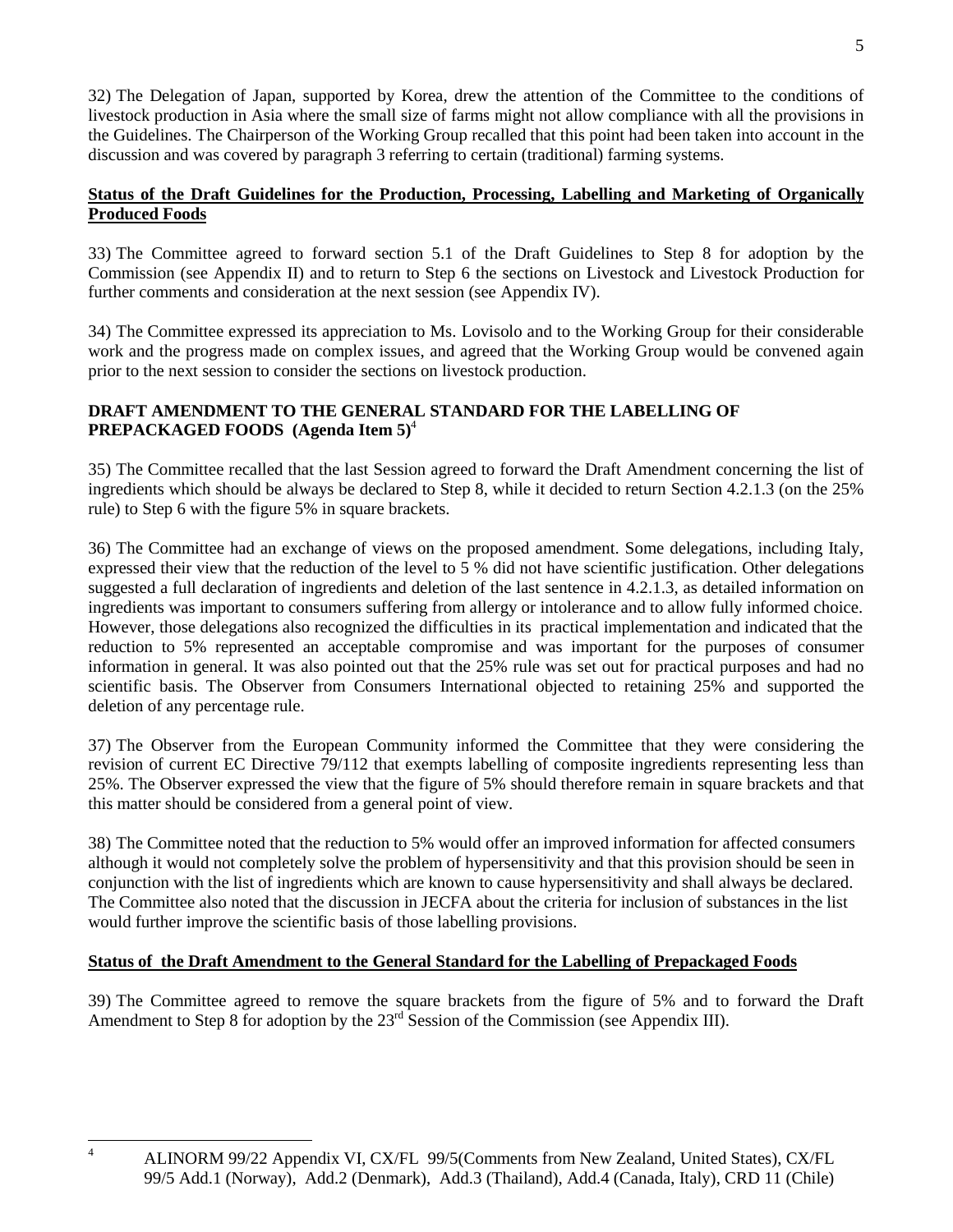32) The Delegation of Japan, supported by Korea, drew the attention of the Committee to the conditions of livestock production in Asia where the small size of farms might not allow compliance with all the provisions in the Guidelines. The Chairperson of the Working Group recalled that this point had been taken into account in the discussion and was covered by paragraph 3 referring to certain (traditional) farming systems.

**Status of the Draft Guidelines for the Production, Processing, Labelling and Marketing of Organically Produced Foods**

33) The Committee agreed to forward section 5.1 of the Draft Guidelines to Step 8 for adoption by the Commission (see Appendix II) and to return to Step 6 the sections on Livestock and Livestock Production for further comments and consideration at the next session (see Appendix IV).

34) The Committee expressed its appreciation to Ms. Lovisolo and to the Working Group for their considerable work and the progress made on complex issues, and agreed that the Working Group would be convened again prior to the next session to consider the sections on livestock production.

**DRAFT AMENDMENT TO THE GENERAL STANDARD FOR THE LABELLING OF PREPACKAGED FOODS (Agenda Item 5)**[4]

35) The Committee recalled that the last Session agreed to forward the Draft Amendment concerning the list of ingredients which should be always be declared to Step 8, while it decided to return Section 4.2.1.3 (on the 25% rule) to Step 6 with the figure 5% in square brackets.

36) The Committee had an exchange of views on the proposed amendment. Some delegations, including Italy, expressed their view that the reduction of the level to 5 % did not have scientific justification. Other delegations suggested a full declaration of ingredients and deletion of the last sentence in 4.2.1.3, as detailed information on ingredients was important to consumers suffering from allergy or intolerance and to allow fully informed choice. However, those delegations also recognized the difficulties in its practical implementation and indicated that the reduction to 5% represented an acceptable compromise and was important for the purposes of consumer information in general. It was also pointed out that the 25% rule was set out for practical purposes and had no scientific basis. The Observer from Consumers International objected to retaining 25% and supported the deletion of any percentage rule.

37) The Observer from the European Community informed the Committee that they were considering the revision of current EC Directive 79/112 that exempts labelling of composite ingredients representing less than 25%. The Observer expressed the view that the figure of 5% should therefore remain in square brackets and that this matter should be considered from a general point of view.

38) The Committee noted that the reduction to 5% would offer an improved information for affected consumers although it would not completely solve the problem of hypersensitivity and that this provision should be seen in conjunction with the list of ingredients which are known to cause hypersensitivity and shall always be declared. The Committee also noted that the discussion in JECFA about the criteria for inclusion of substances in the list would further improve the scientific basis of those labelling provisions.

**Status of the Draft Amendment to the General Standard for the Labelling of Prepackaged Foods**

39) The Committee agreed to remove the square brackets from the figure of 5% and to forward the Draft Amendment to Step 8 for adoption by the 23rd Session of the Commission (see Appendix III).

---

[4] ALINORM 99/22 Appendix VI, CX/FL 99/5(Comments from New Zealand, United States), CX/FL 99/5 Add.1 (Norway), Add.2 (Denmark), Add.3 (Thailand), Add.4 (Canada, Italy), CRD 11 (Chile)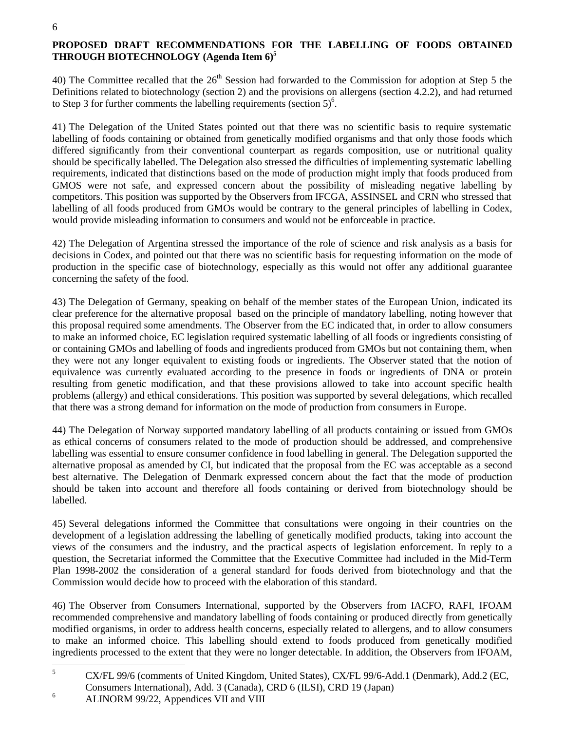## PROPOSED DRAFT RECOMMENDATIONS FOR THE LABELLING OF FOODS OBTAINED THROUGH BIOTECHNOLOGY (Agenda Item 6)[5]

40) The Committee recalled that the 26th Session had forwarded to the Commission for adoption at Step 5 the Definitions related to biotechnology (section 2) and the provisions on allergens (section 4.2.2), and had returned to Step 3 for further comments the labelling requirements (section 5)[6].

41) The Delegation of the United States pointed out that there was no scientific basis to require systematic labelling of foods containing or obtained from genetically modified organisms and that only those foods which differed significantly from their conventional counterpart as regards composition, use or nutritional quality should be specifically labelled. The Delegation also stressed the difficulties of implementing systematic labelling requirements, indicated that distinctions based on the mode of production might imply that foods produced from GMOS were not safe, and expressed concern about the possibility of misleading negative labelling by competitors. This position was supported by the Observers from IFCGA, ASSINSEL and CRN who stressed that labelling of all foods produced from GMOs would be contrary to the general principles of labelling in Codex, would provide misleading information to consumers and would not be enforceable in practice.

42) The Delegation of Argentina stressed the importance of the role of science and risk analysis as a basis for decisions in Codex, and pointed out that there was no scientific basis for requesting information on the mode of production in the specific case of biotechnology, especially as this would not offer any additional guarantee concerning the safety of the food.

43) The Delegation of Germany, speaking on behalf of the member states of the European Union, indicated its clear preference for the alternative proposal based on the principle of mandatory labelling, noting however that this proposal required some amendments. The Observer from the EC indicated that, in order to allow consumers to make an informed choice, EC legislation required systematic labelling of all foods or ingredients consisting of or containing GMOs and labelling of foods and ingredients produced from GMOs but not containing them, when they were not any longer equivalent to existing foods or ingredients. The Observer stated that the notion of equivalence was currently evaluated according to the presence in foods or ingredients of DNA or protein resulting from genetic modification, and that these provisions allowed to take into account specific health problems (allergy) and ethical considerations. This position was supported by several delegations, which recalled that there was a strong demand for information on the mode of production from consumers in Europe.

44) The Delegation of Norway supported mandatory labelling of all products containing or issued from GMOs as ethical concerns of consumers related to the mode of production should be addressed, and comprehensive labelling was essential to ensure consumer confidence in food labelling in general. The Delegation supported the alternative proposal as amended by CI, but indicated that the proposal from the EC was acceptable as a second best alternative. The Delegation of Denmark expressed concern about the fact that the mode of production should be taken into account and therefore all foods containing or derived from biotechnology should be labelled.

45) Several delegations informed the Committee that consultations were ongoing in their countries on the development of a legislation addressing the labelling of genetically modified products, taking into account the views of the consumers and the industry, and the practical aspects of legislation enforcement. In reply to a question, the Secretariat informed the Committee that the Executive Committee had included in the Mid-Term Plan 1998-2002 the consideration of a general standard for foods derived from biotechnology and that the Commission would decide how to proceed with the elaboration of this standard.

46) The Observer from Consumers International, supported by the Observers from IACFO, RAFI, IFOAM recommended comprehensive and mandatory labelling of foods containing or produced directly from genetically modified organisms, in order to address health concerns, especially related to allergens, and to allow consumers to make an informed choice. This labelling should extend to foods produced from genetically modified ingredients processed to the extent that they were no longer detectable. In addition, the Observers from IFOAM,

---

[5] CX/FL 99/6 (comments of United Kingdom, United States), CX/FL 99/6-Add.1 (Denmark), Add.2 (EC, Consumers International), Add. 3 (Canada), CRD 6 (ILSI), CRD 19 (Japan)

[6] ALINORM 99/22, Appendices VII and VIII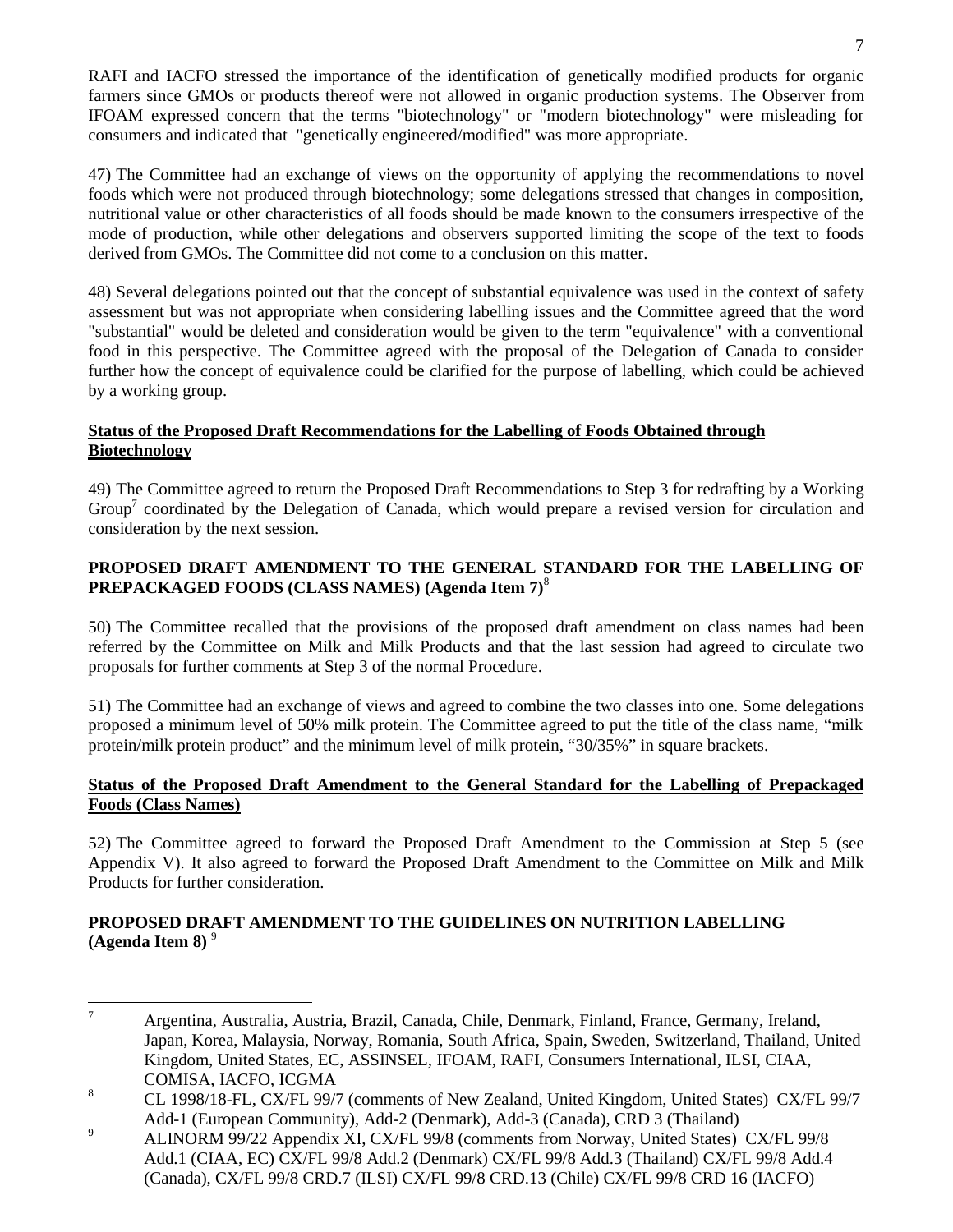RAFI and IACFO stressed the importance of the identification of genetically modified products for organic farmers since GMOs or products thereof were not allowed in organic production systems. The Observer from IFOAM expressed concern that the terms "biotechnology" or "modern biotechnology" were misleading for consumers and indicated that "genetically engineered/modified" was more appropriate.

47) The Committee had an exchange of views on the opportunity of applying the recommendations to novel foods which were not produced through biotechnology; some delegations stressed that changes in composition, nutritional value or other characteristics of all foods should be made known to the consumers irrespective of the mode of production, while other delegations and observers supported limiting the scope of the text to foods derived from GMOs. The Committee did not come to a conclusion on this matter.

48) Several delegations pointed out that the concept of substantial equivalence was used in the context of safety assessment but was not appropriate when considering labelling issues and the Committee agreed that the word "substantial" would be deleted and consideration would be given to the term "equivalence" with a conventional food in this perspective. The Committee agreed with the proposal of the Delegation of Canada to consider further how the concept of equivalence could be clarified for the purpose of labelling, which could be achieved by a working group.

**Status of the Proposed Draft Recommendations for the Labelling of Foods Obtained through Biotechnology**

49) The Committee agreed to return the Proposed Draft Recommendations to Step 3 for redrafting by a Working Group[7] coordinated by the Delegation of Canada, which would prepare a revised version for circulation and consideration by the next session.

## PROPOSED DRAFT AMENDMENT TO THE GENERAL STANDARD FOR THE LABELLING OF PREPACKAGED FOODS (CLASS NAMES) (Agenda Item 7)[8]

50) The Committee recalled that the provisions of the proposed draft amendment on class names had been referred by the Committee on Milk and Milk Products and that the last session had agreed to circulate two proposals for further comments at Step 3 of the normal Procedure.

51) The Committee had an exchange of views and agreed to combine the two classes into one. Some delegations proposed a minimum level of 50% milk protein. The Committee agreed to put the title of the class name, "milk protein/milk protein product" and the minimum level of milk protein, "30/35%" in square brackets.

**Status of the Proposed Draft Amendment to the General Standard for the Labelling of Prepackaged Foods (Class Names)**

52) The Committee agreed to forward the Proposed Draft Amendment to the Commission at Step 5 (see Appendix V). It also agreed to forward the Proposed Draft Amendment to the Committee on Milk and Milk Products for further consideration.

## PROPOSED DRAFT AMENDMENT TO THE GUIDELINES ON NUTRITION LABELLING (Agenda Item 8)[9]

---

[7] Argentina, Australia, Austria, Brazil, Canada, Chile, Denmark, Finland, France, Germany, Ireland, Japan, Korea, Malaysia, Norway, Romania, South Africa, Spain, Sweden, Switzerland, Thailand, United Kingdom, United States, EC, ASSINSEL, IFOAM, RAFI, Consumers International, ILSI, CIAA, COMISA, IACFO, ICGMA

[8] CL 1998/18-FL, CX/FL 99/7 (comments of New Zealand, United Kingdom, United States) CX/FL 99/7 Add-1 (European Community), Add-2 (Denmark), Add-3 (Canada), CRD 3 (Thailand)

[9] ALINORM 99/22 Appendix XI, CX/FL 99/8 (comments from Norway, United States) CX/FL 99/8 Add.1 (CIAA, EC) CX/FL 99/8 Add.2 (Denmark) CX/FL 99/8 Add.3 (Thailand) CX/FL 99/8 Add.4 (Canada), CX/FL 99/8 CRD.7 (ILSI) CX/FL 99/8 CRD.13 (Chile) CX/FL 99/8 CRD 16 (IACFO)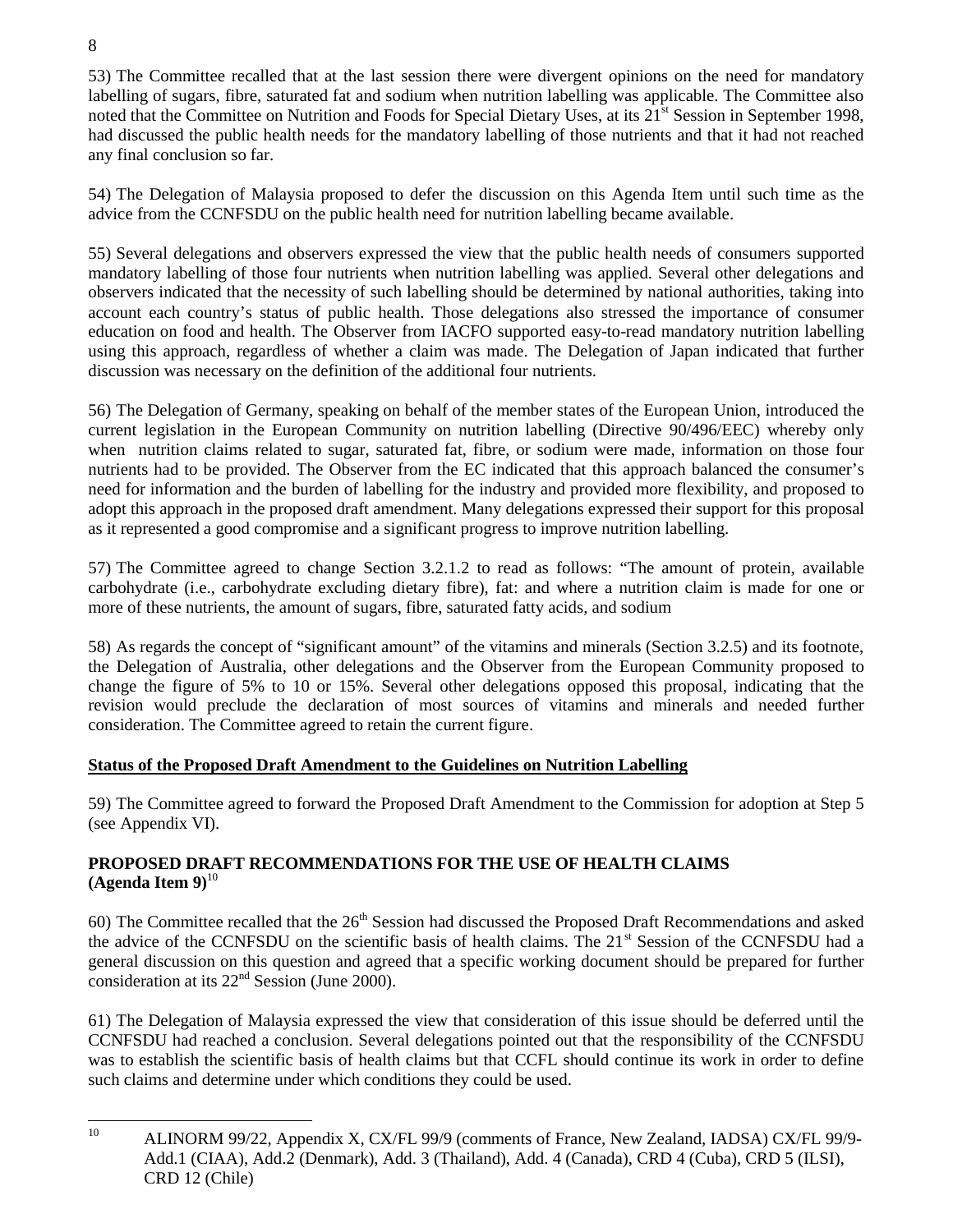53) The Committee recalled that at the last session there were divergent opinions on the need for mandatory labelling of sugars, fibre, saturated fat and sodium when nutrition labelling was applicable. The Committee also noted that the Committee on Nutrition and Foods for Special Dietary Uses, at its 21st Session in September 1998, had discussed the public health needs for the mandatory labelling of those nutrients and that it had not reached any final conclusion so far.

54) The Delegation of Malaysia proposed to defer the discussion on this Agenda Item until such time as the advice from the CCNFSDU on the public health need for nutrition labelling became available.

55) Several delegations and observers expressed the view that the public health needs of consumers supported mandatory labelling of those four nutrients when nutrition labelling was applied. Several other delegations and observers indicated that the necessity of such labelling should be determined by national authorities, taking into account each country's status of public health. Those delegations also stressed the importance of consumer education on food and health. The Observer from IACFO supported easy-to-read mandatory nutrition labelling using this approach, regardless of whether a claim was made. The Delegation of Japan indicated that further discussion was necessary on the definition of the additional four nutrients.

56) The Delegation of Germany, speaking on behalf of the member states of the European Union, introduced the current legislation in the European Community on nutrition labelling (Directive 90/496/EEC) whereby only when nutrition claims related to sugar, saturated fat, fibre, or sodium were made, information on those four nutrients had to be provided. The Observer from the EC indicated that this approach balanced the consumer's need for information and the burden of labelling for the industry and provided more flexibility, and proposed to adopt this approach in the proposed draft amendment. Many delegations expressed their support for this proposal as it represented a good compromise and a significant progress to improve nutrition labelling.

57) The Committee agreed to change Section 3.2.1.2 to read as follows: "The amount of protein, available carbohydrate (i.e., carbohydrate excluding dietary fibre), fat: and where a nutrition claim is made for one or more of these nutrients, the amount of sugars, fibre, saturated fatty acids, and sodium

58) As regards the concept of "significant amount" of the vitamins and minerals (Section 3.2.5) and its footnote, the Delegation of Australia, other delegations and the Observer from the European Community proposed to change the figure of 5% to 10 or 15%. Several other delegations opposed this proposal, indicating that the revision would preclude the declaration of most sources of vitamins and minerals and needed further consideration. The Committee agreed to retain the current figure.

**Status of the Proposed Draft Amendment to the Guidelines on Nutrition Labelling**

59) The Committee agreed to forward the Proposed Draft Amendment to the Commission for adoption at Step 5 (see Appendix VI).

## PROPOSED DRAFT RECOMMENDATIONS FOR THE USE OF HEALTH CLAIMS (Agenda Item 9)[10]

60) The Committee recalled that the 26th Session had discussed the Proposed Draft Recommendations and asked the advice of the CCNFSDU on the scientific basis of health claims. The 21st Session of the CCNFSDU had a general discussion on this question and agreed that a specific working document should be prepared for further consideration at its 22nd Session (June 2000).

61) The Delegation of Malaysia expressed the view that consideration of this issue should be deferred until the CCNFSDU had reached a conclusion. Several delegations pointed out that the responsibility of the CCNFSDU was to establish the scientific basis of health claims but that CCFL should continue its work in order to define such claims and determine under which conditions they could be used.

[10] ALINORM 99/22, Appendix X, CX/FL 99/9 (comments of France, New Zealand, IADSA) CX/FL 99/9-Add.1 (CIAA), Add.2 (Denmark), Add. 3 (Thailand), Add. 4 (Canada), CRD 4 (Cuba), CRD 5 (ILSI), CRD 12 (Chile)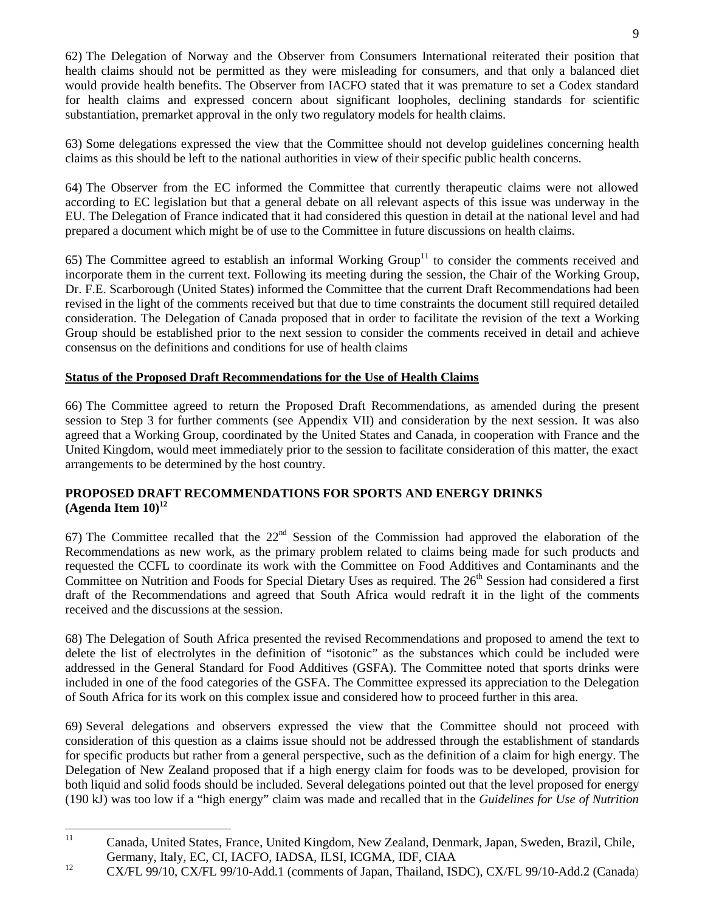62) The Delegation of Norway and the Observer from Consumers International reiterated their position that health claims should not be permitted as they were misleading for consumers, and that only a balanced diet would provide health benefits. The Observer from IACFO stated that it was premature to set a Codex standard for health claims and expressed concern about significant loopholes, declining standards for scientific substantiation, premarket approval in the only two regulatory models for health claims.

63) Some delegations expressed the view that the Committee should not develop guidelines concerning health claims as this should be left to the national authorities in view of their specific public health concerns.

64) The Observer from the EC informed the Committee that currently therapeutic claims were not allowed according to EC legislation but that a general debate on all relevant aspects of this issue was underway in the EU. The Delegation of France indicated that it had considered this question in detail at the national level and had prepared a document which might be of use to the Committee in future discussions on health claims.

65) The Committee agreed to establish an informal Working Group[11] to consider the comments received and incorporate them in the current text. Following its meeting during the session, the Chair of the Working Group, Dr. F.E. Scarborough (United States) informed the Committee that the current Draft Recommendations had been revised in the light of the comments received but that due to time constraints the document still required detailed consideration. The Delegation of Canada proposed that in order to facilitate the revision of the text a Working Group should be established prior to the next session to consider the comments received in detail and achieve consensus on the definitions and conditions for use of health claims

**Status of the Proposed Draft Recommendations for the Use of Health Claims**

66) The Committee agreed to return the Proposed Draft Recommendations, as amended during the present session to Step 3 for further comments (see Appendix VII) and consideration by the next session. It was also agreed that a Working Group, coordinated by the United States and Canada, in cooperation with France and the United Kingdom, would meet immediately prior to the session to facilitate consideration of this matter, the exact arrangements to be determined by the host country.

## PROPOSED DRAFT RECOMMENDATIONS FOR SPORTS AND ENERGY DRINKS (Agenda Item 10)[12]

67) The Committee recalled that the 22nd Session of the Commission had approved the elaboration of the Recommendations as new work, as the primary problem related to claims being made for such products and requested the CCFL to coordinate its work with the Committee on Food Additives and Contaminants and the Committee on Nutrition and Foods for Special Dietary Uses as required. The 26th Session had considered a first draft of the Recommendations and agreed that South Africa would redraft it in the light of the comments received and the discussions at the session.

68) The Delegation of South Africa presented the revised Recommendations and proposed to amend the text to delete the list of electrolytes in the definition of "isotonic" as the substances which could be included were addressed in the General Standard for Food Additives (GSFA). The Committee noted that sports drinks were included in one of the food categories of the GSFA. The Committee expressed its appreciation to the Delegation of South Africa for its work on this complex issue and considered how to proceed further in this area.

69) Several delegations and observers expressed the view that the Committee should not proceed with consideration of this question as a claims issue should not be addressed through the establishment of standards for specific products but rather from a general perspective, such as the definition of a claim for high energy. The Delegation of New Zealand proposed that if a high energy claim for foods was to be developed, provision for both liquid and solid foods should be included. Several delegations pointed out that the level proposed for energy (190 kJ) was too low if a "high energy" claim was made and recalled that in the *Guidelines for Use of Nutrition*

---

[11] Canada, United States, France, United Kingdom, New Zealand, Denmark, Japan, Sweden, Brazil, Chile, Germany, Italy, EC, CI, IACFO, IADSA, ILSI, ICGMA, IDF, CIAA

[12] CX/FL 99/10, CX/FL 99/10-Add.1 (comments of Japan, Thailand, ISDC), CX/FL 99/10-Add.2 (Canada)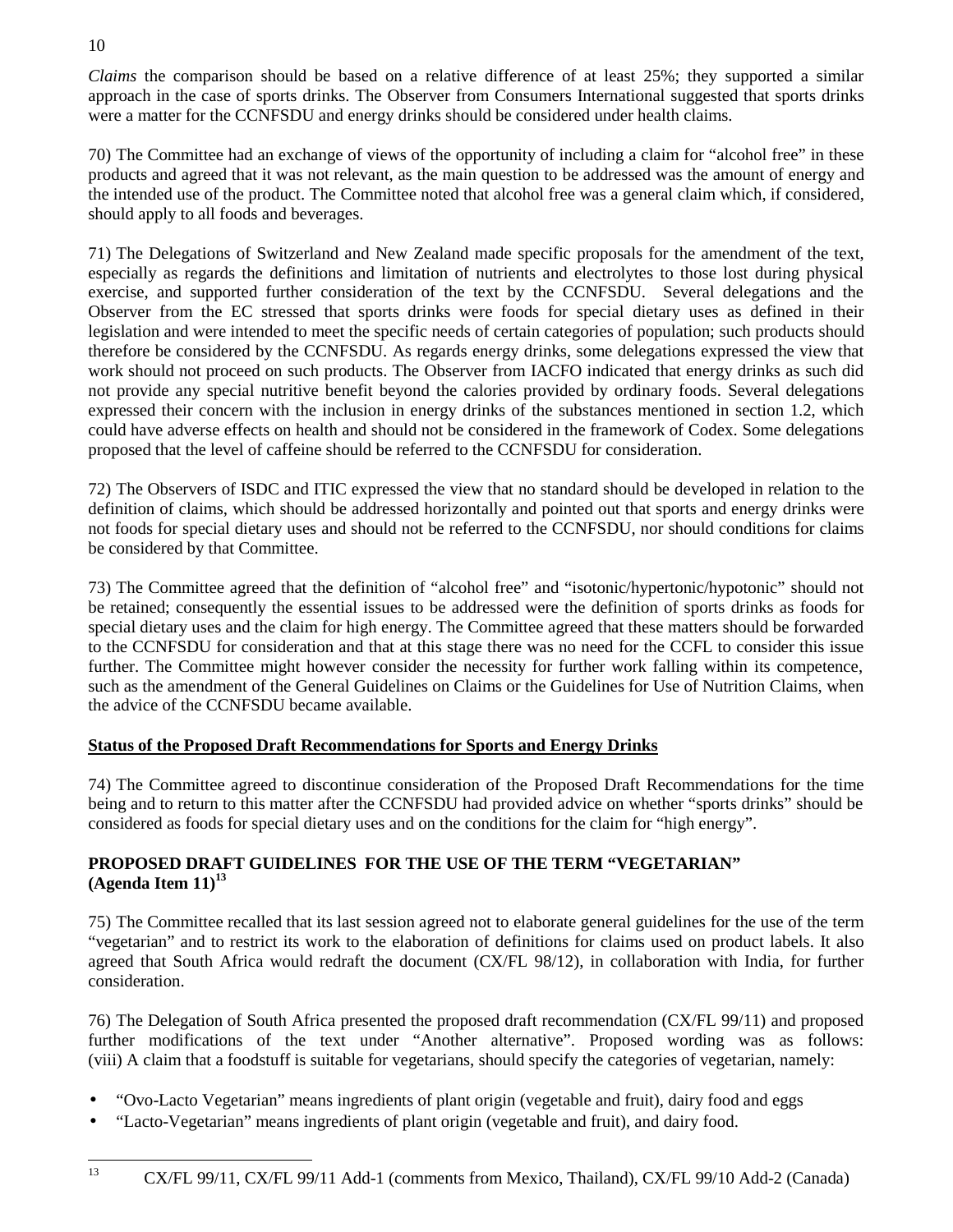*Claims* the comparison should be based on a relative difference of at least 25%; they supported a similar approach in the case of sports drinks. The Observer from Consumers International suggested that sports drinks were a matter for the CCNFSDU and energy drinks should be considered under health claims.

70) The Committee had an exchange of views of the opportunity of including a claim for "alcohol free" in these products and agreed that it was not relevant, as the main question to be addressed was the amount of energy and the intended use of the product. The Committee noted that alcohol free was a general claim which, if considered, should apply to all foods and beverages.

71) The Delegations of Switzerland and New Zealand made specific proposals for the amendment of the text, especially as regards the definitions and limitation of nutrients and electrolytes to those lost during physical exercise, and supported further consideration of the text by the CCNFSDU. Several delegations and the Observer from the EC stressed that sports drinks were foods for special dietary uses as defined in their legislation and were intended to meet the specific needs of certain categories of population; such products should therefore be considered by the CCNFSDU. As regards energy drinks, some delegations expressed the view that work should not proceed on such products. The Observer from IACFO indicated that energy drinks as such did not provide any special nutritive benefit beyond the calories provided by ordinary foods. Several delegations expressed their concern with the inclusion in energy drinks of the substances mentioned in section 1.2, which could have adverse effects on health and should not be considered in the framework of Codex. Some delegations proposed that the level of caffeine should be referred to the CCNFSDU for consideration.

72) The Observers of ISDC and ITIC expressed the view that no standard should be developed in relation to the definition of claims, which should be addressed horizontally and pointed out that sports and energy drinks were not foods for special dietary uses and should not be referred to the CCNFSDU, nor should conditions for claims be considered by that Committee.

73) The Committee agreed that the definition of "alcohol free" and "isotonic/hypertonic/hypotonic" should not be retained; consequently the essential issues to be addressed were the definition of sports drinks as foods for special dietary uses and the claim for high energy. The Committee agreed that these matters should be forwarded to the CCNFSDU for consideration and that at this stage there was no need for the CCFL to consider this issue further. The Committee might however consider the necessity for further work falling within its competence, such as the amendment of the General Guidelines on Claims or the Guidelines for Use of Nutrition Claims, when the advice of the CCNFSDU became available.

**Status of the Proposed Draft Recommendations for Sports and Energy Drinks**

74) The Committee agreed to discontinue consideration of the Proposed Draft Recommendations for the time being and to return to this matter after the CCNFSDU had provided advice on whether "sports drinks" should be considered as foods for special dietary uses and on the conditions for the claim for "high energy".

## PROPOSED DRAFT GUIDELINES FOR THE USE OF THE TERM "VEGETARIAN" (Agenda Item 11)[13]

75) The Committee recalled that its last session agreed not to elaborate general guidelines for the use of the term "vegetarian" and to restrict its work to the elaboration of definitions for claims used on product labels. It also agreed that South Africa would redraft the document (CX/FL 98/12), in collaboration with India, for further consideration.

76) The Delegation of South Africa presented the proposed draft recommendation (CX/FL 99/11) and proposed further modifications of the text under "Another alternative". Proposed wording was as follows: (viii) A claim that a foodstuff is suitable for vegetarians, should specify the categories of vegetarian, namely:

- "Ovo-Lacto Vegetarian" means ingredients of plant origin (vegetable and fruit), dairy food and eggs
- "Lacto-Vegetarian" means ingredients of plant origin (vegetable and fruit), and dairy food.

[13] CX/FL 99/11, CX/FL 99/11 Add-1 (comments from Mexico, Thailand), CX/FL 99/10 Add-2 (Canada)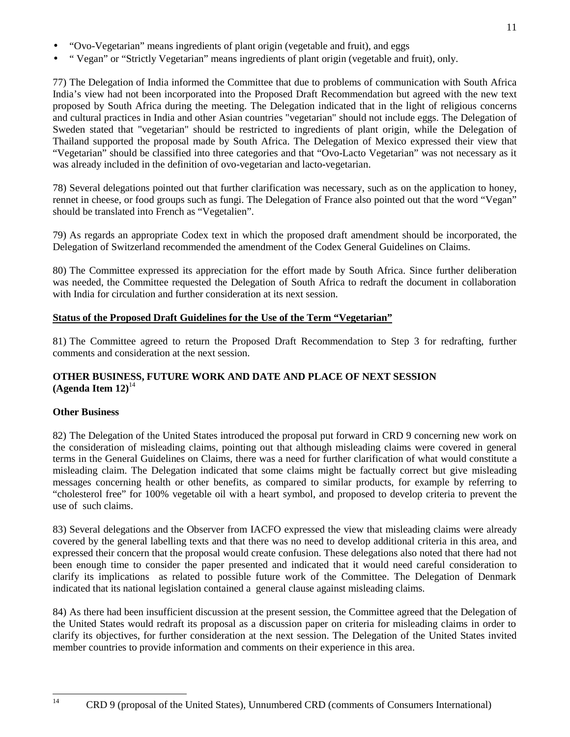- "Ovo-Vegetarian" means ingredients of plant origin (vegetable and fruit), and eggs
- " Vegan" or "Strictly Vegetarian" means ingredients of plant origin (vegetable and fruit), only.

77) The Delegation of India informed the Committee that due to problems of communication with South Africa India's view had not been incorporated into the Proposed Draft Recommendation but agreed with the new text proposed by South Africa during the meeting. The Delegation indicated that in the light of religious concerns and cultural practices in India and other Asian countries "vegetarian" should not include eggs. The Delegation of Sweden stated that "vegetarian" should be restricted to ingredients of plant origin, while the Delegation of Thailand supported the proposal made by South Africa. The Delegation of Mexico expressed their view that "Vegetarian" should be classified into three categories and that "Ovo-Lacto Vegetarian" was not necessary as it was already included in the definition of ovo-vegetarian and lacto-vegetarian.

78) Several delegations pointed out that further clarification was necessary, such as on the application to honey, rennet in cheese, or food groups such as fungi. The Delegation of France also pointed out that the word "Vegan" should be translated into French as "Vegetalien".

79) As regards an appropriate Codex text in which the proposed draft amendment should be incorporated, the Delegation of Switzerland recommended the amendment of the Codex General Guidelines on Claims.

80) The Committee expressed its appreciation for the effort made by South Africa. Since further deliberation was needed, the Committee requested the Delegation of South Africa to redraft the document in collaboration with India for circulation and further consideration at its next session.

**Status of the Proposed Draft Guidelines for the Use of the Term "Vegetarian"**

81) The Committee agreed to return the Proposed Draft Recommendation to Step 3 for redrafting, further comments and consideration at the next session.

## OTHER BUSINESS, FUTURE WORK AND DATE AND PLACE OF NEXT SESSION (Agenda Item 12)[14]

### Other Business

82) The Delegation of the United States introduced the proposal put forward in CRD 9 concerning new work on the consideration of misleading claims, pointing out that although misleading claims were covered in general terms in the General Guidelines on Claims, there was a need for further clarification of what would constitute a misleading claim. The Delegation indicated that some claims might be factually correct but give misleading messages concerning health or other benefits, as compared to similar products, for example by referring to "cholesterol free" for 100% vegetable oil with a heart symbol, and proposed to develop criteria to prevent the use of such claims.

83) Several delegations and the Observer from IACFO expressed the view that misleading claims were already covered by the general labelling texts and that there was no need to develop additional criteria in this area, and expressed their concern that the proposal would create confusion. These delegations also noted that there had not been enough time to consider the paper presented and indicated that it would need careful consideration to clarify its implications as related to possible future work of the Committee. The Delegation of Denmark indicated that its national legislation contained a general clause against misleading claims.

84) As there had been insufficient discussion at the present session, the Committee agreed that the Delegation of the United States would redraft its proposal as a discussion paper on criteria for misleading claims in order to clarify its objectives, for further consideration at the next session. The Delegation of the United States invited member countries to provide information and comments on their experience in this area.

[14] CRD 9 (proposal of the United States), Unnumbered CRD (comments of Consumers International)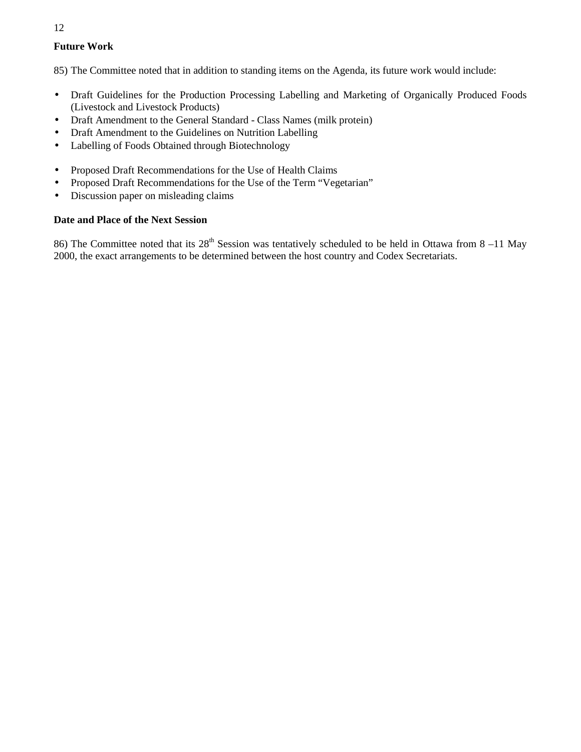**Future Work**

85) The Committee noted that in addition to standing items on the Agenda, its future work would include:

- Draft Guidelines for the Production Processing Labelling and Marketing of Organically Produced Foods (Livestock and Livestock Products)
- Draft Amendment to the General Standard - Class Names (milk protein)
- Draft Amendment to the Guidelines on Nutrition Labelling
- Labelling of Foods Obtained through Biotechnology

- Proposed Draft Recommendations for the Use of Health Claims
- Proposed Draft Recommendations for the Use of the Term “Vegetarian”
- Discussion paper on misleading claims

**Date and Place of the Next Session**

86) The Committee noted that its 28th Session was tentatively scheduled to be held in Ottawa from 8 –11 May 2000, the exact arrangements to be determined between the host country and Codex Secretariats.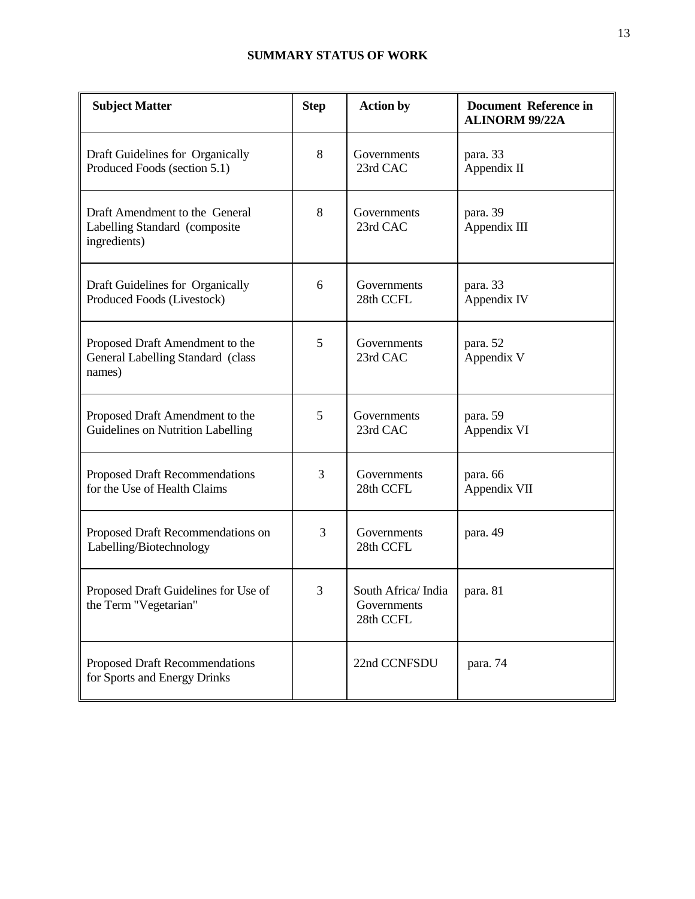## SUMMARY STATUS OF WORK

| Subject Matter | Step | Action by | Document Reference in ALINORM 99/22A |
|---|---|---|---|
| Draft Guidelines for Organically Produced Foods (section 5.1) | 8 | Governments 23rd CAC | para. 33 Appendix II |
| Draft Amendment to the General Labelling Standard (composite ingredients) | 8 | Governments 23rd CAC | para. 39 Appendix III |
| Draft Guidelines for Organically Produced Foods (Livestock) | 6 | Governments 28th CCFL | para. 33 Appendix IV |
| Proposed Draft Amendment to the General Labelling Standard (class names) | 5 | Governments 23rd CAC | para. 52 Appendix V |
| Proposed Draft Amendment to the Guidelines on Nutrition Labelling | 5 | Governments 23rd CAC | para. 59 Appendix VI |
| Proposed Draft Recommendations for the Use of Health Claims | 3 | Governments 28th CCFL | para. 66 Appendix VII |
| Proposed Draft Recommendations on Labelling/Biotechnology | 3 | Governments 28th CCFL | para. 49 |
| Proposed Draft Guidelines for Use of the Term "Vegetarian" | 3 | South Africa/ India Governments 28th CCFL | para. 81 |
| Proposed Draft Recommendations for Sports and Energy Drinks | | 22nd CCNFSDU | para. 74 |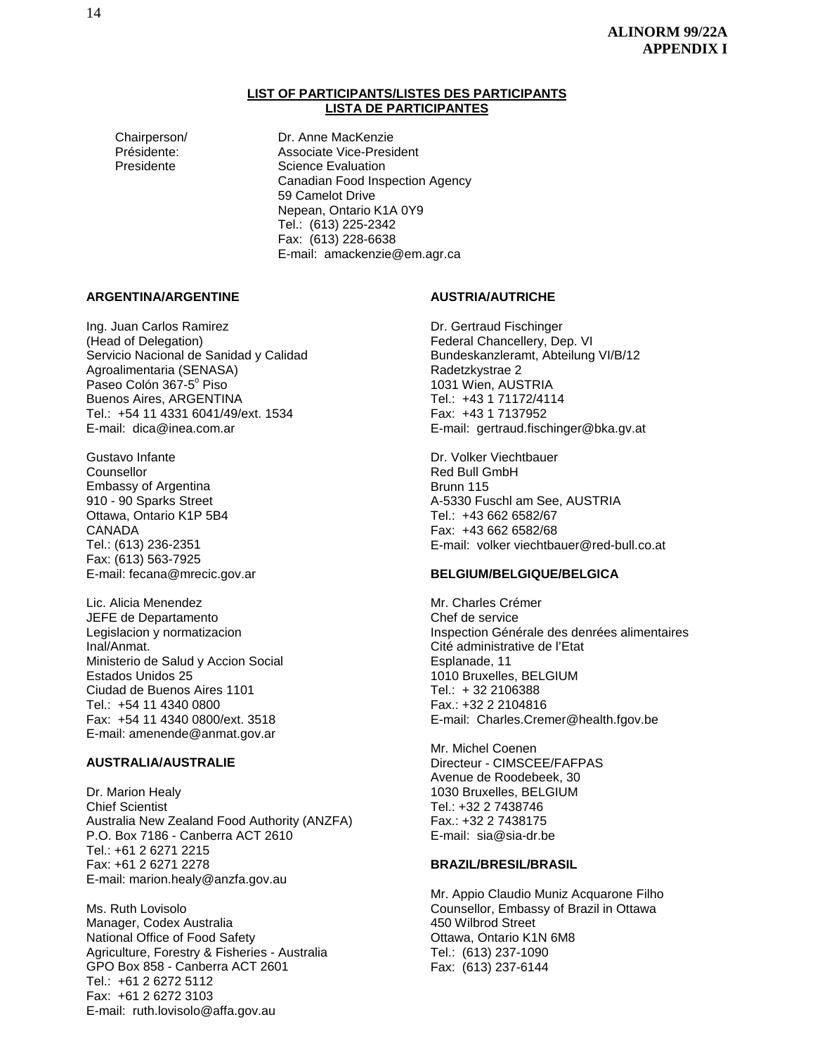**ALINORM 99/22A**
**APPENDIX I**

## LIST OF PARTICIPANTS/LISTES DES PARTICIPANTS
## LISTA DE PARTICIPANTES

Chairperson/
Présidente:
Presidente

Dr. Anne MacKenzie
Associate Vice-President
Science Evaluation
Canadian Food Inspection Agency
59 Camelot Drive
Nepean, Ontario K1A 0Y9
Tel.: (613) 225-2342
Fax: (613) 228-6638
E-mail: amackenzie@em.agr.ca

**ARGENTINA/ARGENTINE**

Ing. Juan Carlos Ramirez
(Head of Delegation)
Servicio Nacional de Sanidad y Calidad
Agroalimentaria (SENASA)
Paseo Colón 367-5° Piso
Buenos Aires, ARGENTINA
Tel.: +54 11 4331 6041/49/ext. 1534
E-mail: dica@inea.com.ar

Gustavo Infante
Counsellor
Embassy of Argentina
910 - 90 Sparks Street
Ottawa, Ontario K1P 5B4
CANADA
Tel.: (613) 236-2351
Fax: (613) 563-7925
E-mail: fecana@mrecic.gov.ar

Lic. Alicia Menendez
JEFE de Departamento
Legislacion y normatizacion
Inal/Anmat.
Ministerio de Salud y Accion Social
Estados Unidos 25
Ciudad de Buenos Aires 1101
Tel.: +54 11 4340 0800
Fax: +54 11 4340 0800/ext. 3518
E-mail: amenende@anmat.gov.ar

**AUSTRALIA/AUSTRALIE**

Dr. Marion Healy
Chief Scientist
Australia New Zealand Food Authority (ANZFA)
P.O. Box 7186 - Canberra ACT 2610
Tel.: +61 2 6271 2215
Fax: +61 2 6271 2278
E-mail: marion.healy@anzfa.gov.au

Ms. Ruth Lovisolo
Manager, Codex Australia
National Office of Food Safety
Agriculture, Forestry & Fisheries - Australia
GPO Box 858 - Canberra ACT 2601
Tel.: +61 2 6272 5112
Fax: +61 2 6272 3103
E-mail: ruth.lovisolo@affa.gov.au

**AUSTRIA/AUTRICHE**

Dr. Gertraud Fischinger
Federal Chancellery, Dep. VI
Bundeskanzleramt, Abteilung VI/B/12
Radetzkystrae 2
1031 Wien, AUSTRIA
Tel.: +43 1 71172/4114
Fax: +43 1 7137952
E-mail: gertraud.fischinger@bka.gv.at

Dr. Volker Viechtbauer
Red Bull GmbH
Brunn 115
A-5330 Fuschl am See, AUSTRIA
Tel.: +43 662 6582/67
Fax: +43 662 6582/68
E-mail: volker viechtbauer@red-bull.co.at

**BELGIUM/BELGIQUE/BELGICA**

Mr. Charles Crémer
Chef de service
Inspection Générale des denrées alimentaires
Cité administrative de l'Etat
Esplanade, 11
1010 Bruxelles, BELGIUM
Tel.: + 32 2106388
Fax.: +32 2 2104816
E-mail: Charles.Cremer@health.fgov.be

Mr. Michel Coenen
Directeur - CIMSCEE/FAFPAS
Avenue de Roodebeek, 30
1030 Bruxelles, BELGIUM
Tel.: +32 2 7438746
Fax.: +32 2 7438175
E-mail: sia@sia-dr.be

**BRAZIL/BRESIL/BRASIL**

Mr. Appio Claudio Muniz Acquarone Filho
Counsellor, Embassy of Brazil in Ottawa
450 Wilbrod Street
Ottawa, Ontario K1N 6M8
Tel.: (613) 237-1090
Fax: (613) 237-6144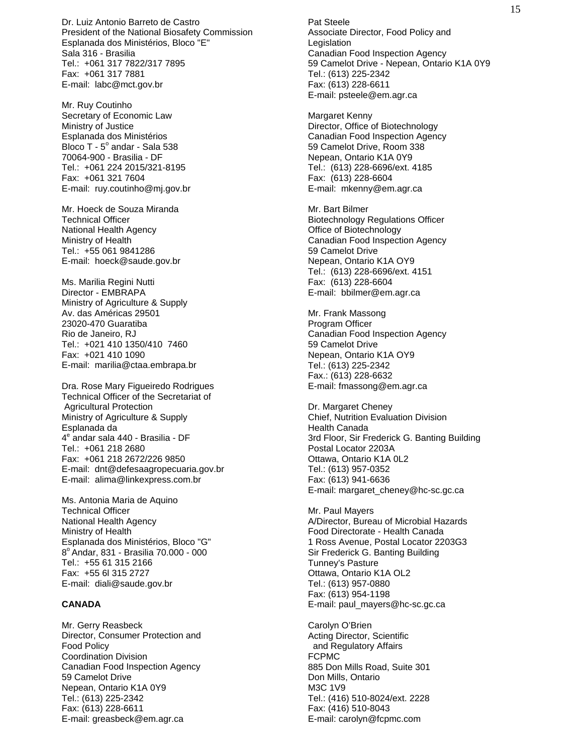Dr. Luiz Antonio Barreto de Castro
President of the National Biosafety Commission
Esplanada dos Ministérios, Bloco "E"
Sala 316 - Brasilia
Tel.: +061 317 7822/317 7895
Fax: +061 317 7881
E-mail: labc@mct.gov.br

Mr. Ruy Coutinho
Secretary of Economic Law
Ministry of Justice
Esplanada dos Ministérios
Bloco T - 5º andar - Sala 538
70064-900 - Brasilia - DF
Tel.: +061 224 2015/321-8195
Fax: +061 321 7604
E-mail: ruy.coutinho@mj.gov.br

Mr. Hoeck de Souza Miranda
Technical Officer
National Health Agency
Ministry of Health
Tel.: +55 061 9841286
E-mail: hoeck@saude.gov.br

Ms. Marilia Regini Nutti
Director - EMBRAPA
Ministry of Agriculture & Supply
Av. das Américas 29501
23020-470 Guaratiba
Rio de Janeiro, RJ
Tel.: +021 410 1350/410 7460
Fax: +021 410 1090
E-mail: marilia@ctaa.embrapa.br

Dra. Rose Mary Figueiredo Rodrigues
Technical Officer of the Secretariat of Agricultural Protection
Ministry of Agriculture & Supply
Esplanada da
4e andar sala 440 - Brasilia - DF
Tel.: +061 218 2680
Fax: +061 218 2672/226 9850
E-mail: dnt@defesaagropecuaria.gov.br
E-mail: alima@linkexpress.com.br

Ms. Antonia Maria de Aquino
Technical Officer
National Health Agency
Ministry of Health
Esplanada dos Ministérios, Bloco "G"
8º Andar, 831 - Brasilia 70.000 - 000
Tel.: +55 61 315 2166
Fax: +55 6l 315 2727
E-mail: diali@saude.gov.br

**CANADA**

Mr. Gerry Reasbeck
Director, Consumer Protection and Food Policy
Coordination Division
Canadian Food Inspection Agency
59 Camelot Drive
Nepean, Ontario K1A 0Y9
Tel.: (613) 225-2342
Fax: (613) 228-6611
E-mail: greasbeck@em.agr.ca

Pat Steele
Associate Director, Food Policy and Legislation
Canadian Food Inspection Agency
59 Camelot Drive - Nepean, Ontario K1A 0Y9
Tel.: (613) 225-2342
Fax: (613) 228-6611
E-mail: psteele@em.agr.ca

Margaret Kenny
Director, Office of Biotechnology
Canadian Food Inspection Agency
59 Camelot Drive, Room 338
Nepean, Ontario K1A 0Y9
Tel.: (613) 228-6696/ext. 4185
Fax: (613) 228-6604
E-mail: mkenny@em.agr.ca

Mr. Bart Bilmer
Biotechnology Regulations Officer
Office of Biotechnology
Canadian Food Inspection Agency
59 Camelot Drive
Nepean, Ontario K1A OY9
Tel.: (613) 228-6696/ext. 4151
Fax: (613) 228-6604
E-mail: bbilmer@em.agr.ca

Mr. Frank Massong
Program Officer
Canadian Food Inspection Agency
59 Camelot Drive
Nepean, Ontario K1A OY9
Tel.: (613) 225-2342
Fax.: (613) 228-6632
E-mail: fmassong@em.agr.ca

Dr. Margaret Cheney
Chief, Nutrition Evaluation Division
Health Canada
3rd Floor, Sir Frederick G. Banting Building
Postal Locator 2203A
Ottawa, Ontario K1A 0L2
Tel.: (613) 957-0352
Fax: (613) 941-6636
E-mail: margaret_cheney@hc-sc.gc.ca

Mr. Paul Mayers
A/Director, Bureau of Microbial Hazards
Food Directorate - Health Canada
1 Ross Avenue, Postal Locator 2203G3
Sir Frederick G. Banting Building
Tunney's Pasture
Ottawa, Ontario K1A OL2
Tel.: (613) 957-0880
Fax: (613) 954-1198
E-mail: paul_mayers@hc-sc.gc.ca

Carolyn O'Brien
Acting Director, Scientific and Regulatory Affairs
FCPMC
885 Don Mills Road, Suite 301
Don Mills, Ontario
M3C 1V9
Tel.: (416) 510-8024/ext. 2228
Fax: (416) 510-8043
E-mail: carolyn@fcpmc.com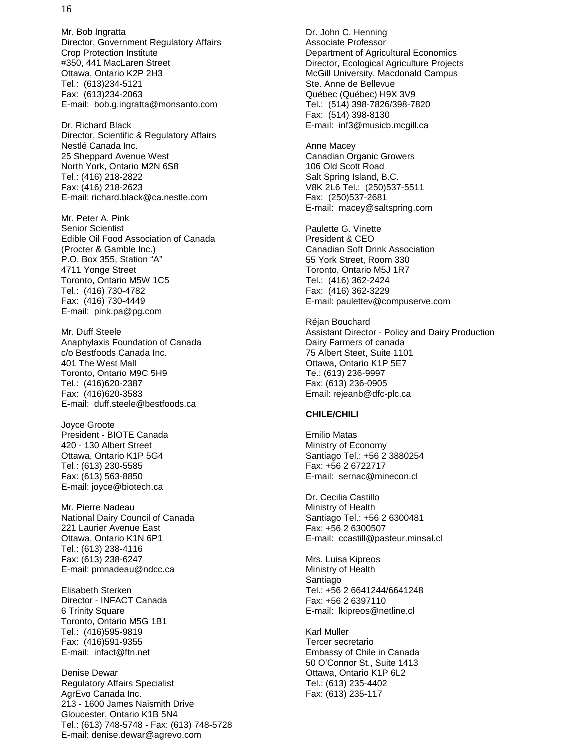Mr. Bob Ingratta
Director, Government Regulatory Affairs
Crop Protection Institute
#350, 441 MacLaren Street
Ottawa, Ontario K2P 2H3
Tel.: (613)234-5121
Fax: (613)234-2063
E-mail: bob.g.ingratta@monsanto.com

Dr. Richard Black
Director, Scientific & Regulatory Affairs
Nestlé Canada Inc.
25 Sheppard Avenue West
North York, Ontario M2N 6S8
Tel.: (416) 218-2822
Fax: (416) 218-2623
E-mail: richard.black@ca.nestle.com

Mr. Peter A. Pink
Senior Scientist
Edible Oil Food Association of Canada
(Procter & Gamble Inc.)
P.O. Box 355, Station "A"
4711 Yonge Street
Toronto, Ontario M5W 1C5
Tel.: (416) 730-4782
Fax: (416) 730-4449
E-mail: pink.pa@pg.com

Mr. Duff Steele
Anaphylaxis Foundation of Canada
c/o Bestfoods Canada Inc.
401 The West Mall
Toronto, Ontario M9C 5H9
Tel.: (416)620-2387
Fax: (416)620-3583
E-mail: duff.steele@bestfoods.ca

Joyce Groote
President - BIOTE Canada
420 - 130 Albert Street
Ottawa, Ontario K1P 5G4
Tel.: (613) 230-5585
Fax: (613) 563-8850
E-mail: joyce@biotech.ca

Mr. Pierre Nadeau
National Dairy Council of Canada
221 Laurier Avenue East
Ottawa, Ontario K1N 6P1
Tel.: (613) 238-4116
Fax: (613) 238-6247
E-mail: pmnadeau@ndcc.ca

Elisabeth Sterken
Director - INFACT Canada
6 Trinity Square
Toronto, Ontario M5G 1B1
Tel.: (416)595-9819
Fax: (416)591-9355
E-mail: infact@ftn.net

Denise Dewar
Regulatory Affairs Specialist
AgrEvo Canada Inc.
213 - 1600 James Naismith Drive
Gloucester, Ontario K1B 5N4
Tel.: (613) 748-5748 - Fax: (613) 748-5728
E-mail: denise.dewar@agrevo.com

Dr. John C. Henning
Associate Professor
Department of Agricultural Economics
Director, Ecological Agriculture Projects
McGill University, Macdonald Campus
Ste. Anne de Bellevue
Québec (Québec) H9X 3V9
Tel.: (514) 398-7826/398-7820
Fax: (514) 398-8130
E-mail: inf3@musicb.mcgill.ca

Anne Macey
Canadian Organic Growers
106 Old Scott Road
Salt Spring Island, B.C.
V8K 2L6 Tel.: (250)537-5511
Fax: (250)537-2681
E-mail: macey@saltspring.com

Paulette G. Vinette
President & CEO
Canadian Soft Drink Association
55 York Street, Room 330
Toronto, Ontario M5J 1R7
Tel.: (416) 362-2424
Fax: (416) 362-3229
E-mail: paulettev@compuserve.com

Réjan Bouchard
Assistant Director - Policy and Dairy Production
Dairy Farmers of canada
75 Albert Steet, Suite 1101
Ottawa, Ontario K1P 5E7
Te.: (613) 236-9997
Fax: (613) 236-0905
Email: rejeanb@dfc-plc.ca

**CHILE/CHILI**

Emilio Matas
Ministry of Economy
Santiago Tel.: +56 2 3880254
Fax: +56 2 6722717
E-mail: sernac@minecon.cl

Dr. Cecilia Castillo
Ministry of Health
Santiago Tel.: +56 2 6300481
Fax: +56 2 6300507
E-mail: ccastill@pasteur.minsal.cl

Mrs. Luisa Kipreos
Ministry of Health
Santiago
Tel.: +56 2 6641244/6641248
Fax: +56 2 6397110
E-mail: lkipreos@netline.cl

Karl Muller
Tercer secretario
Embassy of Chile in Canada
50 O'Connor St., Suite 1413
Ottawa, Ontario K1P 6L2
Tel.: (613) 235-4402
Fax: (613) 235-117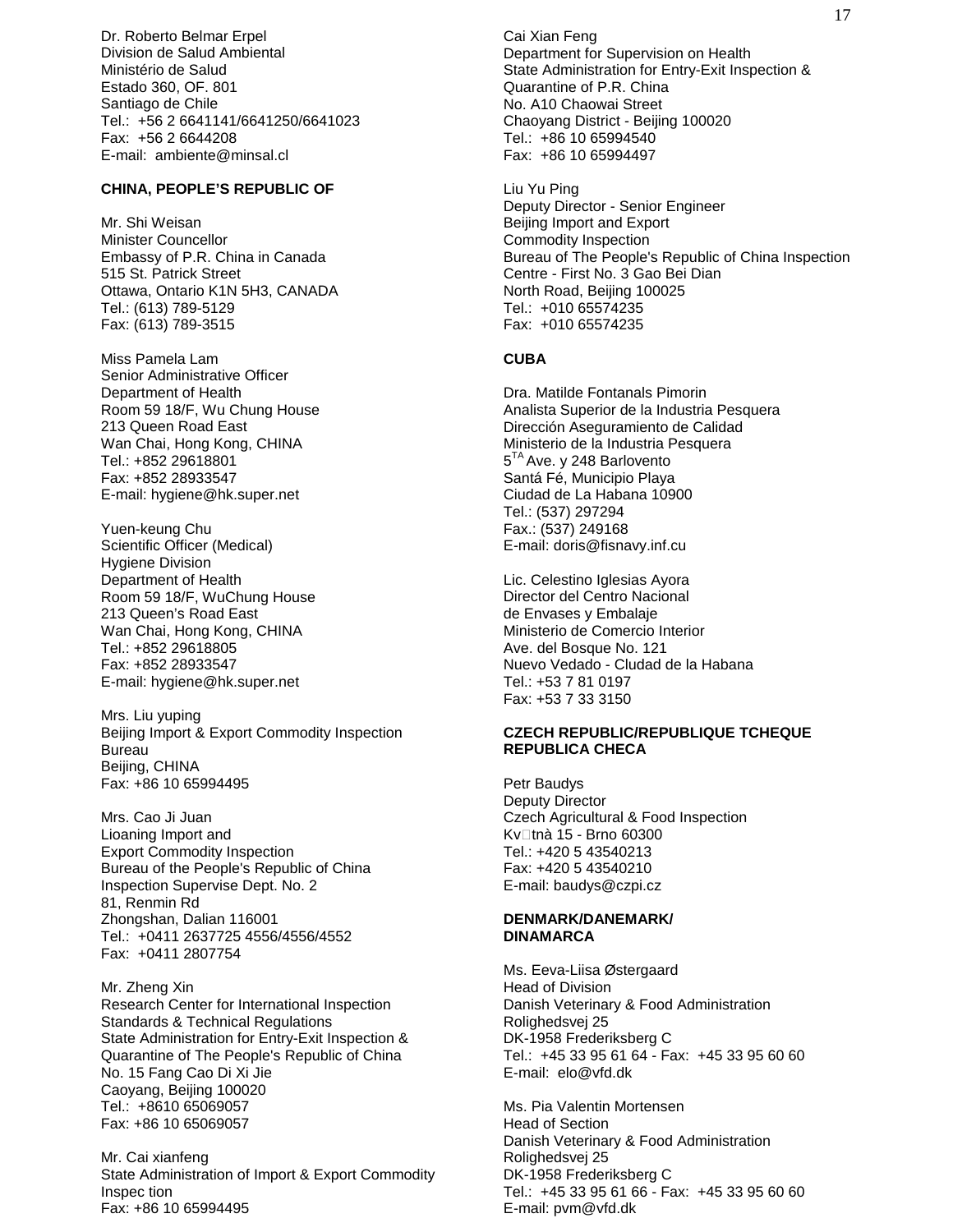Dr. Roberto Belmar Erpel
Division de Salud Ambiental
Ministério de Salud
Estado 360, OF. 801
Santiago de Chile
Tel.: +56 2 6641141/6641250/6641023
Fax: +56 2 6644208
E-mail: ambiente@minsal.cl

**CHINA, PEOPLE'S REPUBLIC OF**

Mr. Shi Weisan
Minister Councellor
Embassy of P.R. China in Canada
515 St. Patrick Street
Ottawa, Ontario K1N 5H3, CANADA
Tel.: (613) 789-5129
Fax: (613) 789-3515

Miss Pamela Lam
Senior Administrative Officer
Department of Health
Room 59 18/F, Wu Chung House
213 Queen Road East
Wan Chai, Hong Kong, CHINA
Tel.: +852 29618801
Fax: +852 28933547
E-mail: hygiene@hk.super.net

Yuen-keung Chu
Scientific Officer (Medical)
Hygiene Division
Department of Health
Room 59 18/F, WuChung House
213 Queen's Road East
Wan Chai, Hong Kong, CHINA
Tel.: +852 29618805
Fax: +852 28933547
E-mail: hygiene@hk.super.net

Mrs. Liu yuping
Beijing Import & Export Commodity Inspection Bureau
Beijing, CHINA
Fax: +86 10 65994495

Mrs. Cao Ji Juan
Lioaning Import and
Export Commodity Inspection
Bureau of the People's Republic of China
Inspection Supervise Dept. No. 2
81, Renmin Rd
Zhongshan, Dalian 116001
Tel.: +0411 2637725 4556/4556/4552
Fax: +0411 2807754

Mr. Zheng Xin
Research Center for International Inspection
Standards & Technical Regulations
State Administration for Entry-Exit Inspection &
Quarantine of The People's Republic of China
No. 15 Fang Cao Di Xi Jie
Caoyang, Beijing 100020
Tel.: +8610 65069057
Fax: +86 10 65069057

Mr. Cai xianfeng
State Administration of Import & Export Commodity
Inspec tion
Fax: +86 10 65994495

Cai Xian Feng
Department for Supervision on Health
State Administration for Entry-Exit Inspection &
Quarantine of P.R. China
No. A10 Chaowai Street
Chaoyang District - Beijing 100020
Tel.: +86 10 65994540
Fax: +86 10 65994497

Liu Yu Ping
Deputy Director - Senior Engineer
Beijing Import and Export
Commodity Inspection
Bureau of The People's Republic of China Inspection
Centre - First No. 3 Gao Bei Dian
North Road, Beijing 100025
Tel.: +010 65574235
Fax: +010 65574235

**CUBA**

Dra. Matilde Fontanals Pimorin
Analista Superior de la Industria Pesquera
Dirección Aseguramiento de Calidad
Ministerio de la Industria Pesquera
5$^{TA}$ Ave. y 248 Barlovento
Santá Fé, Municipio Playa
Ciudad de La Habana 10900
Tel.: (537) 297294
Fax.: (537) 249168
E-mail: doris@fisnavy.inf.cu

Lic. Celestino Iglesias Ayora
Director del Centro Nacional
de Envases y Embalaje
Ministerio de Comercio Interior
Ave. del Bosque No. 121
Nuevo Vedado - Cludad de la Habana
Tel.: +53 7 81 0197
Fax: +53 7 33 3150

**CZECH REPUBLIC/REPUBLIQUE TCHEQUE REPUBLICA CHECA**

Petr Baudys
Deputy Director
Czech Agricultural & Food Inspection
Kv□tnà 15 - Brno 60300
Tel.: +420 5 43540213
Fax: +420 5 43540210
E-mail: baudys@czpi.cz

**DENMARK/DANEMARK/ DINAMARCA**

Ms. Eeva-Liisa Østergaard
Head of Division
Danish Veterinary & Food Administration
Rolighedsvej 25
DK-1958 Frederiksberg C
Tel.: +45 33 95 61 64 - Fax: +45 33 95 60 60
E-mail: elo@vfd.dk

Ms. Pia Valentin Mortensen
Head of Section
Danish Veterinary & Food Administration
Rolighedsvej 25
DK-1958 Frederiksberg C
Tel.: +45 33 95 61 66 - Fax: +45 33 95 60 60
E-mail: pvm@vfd.dk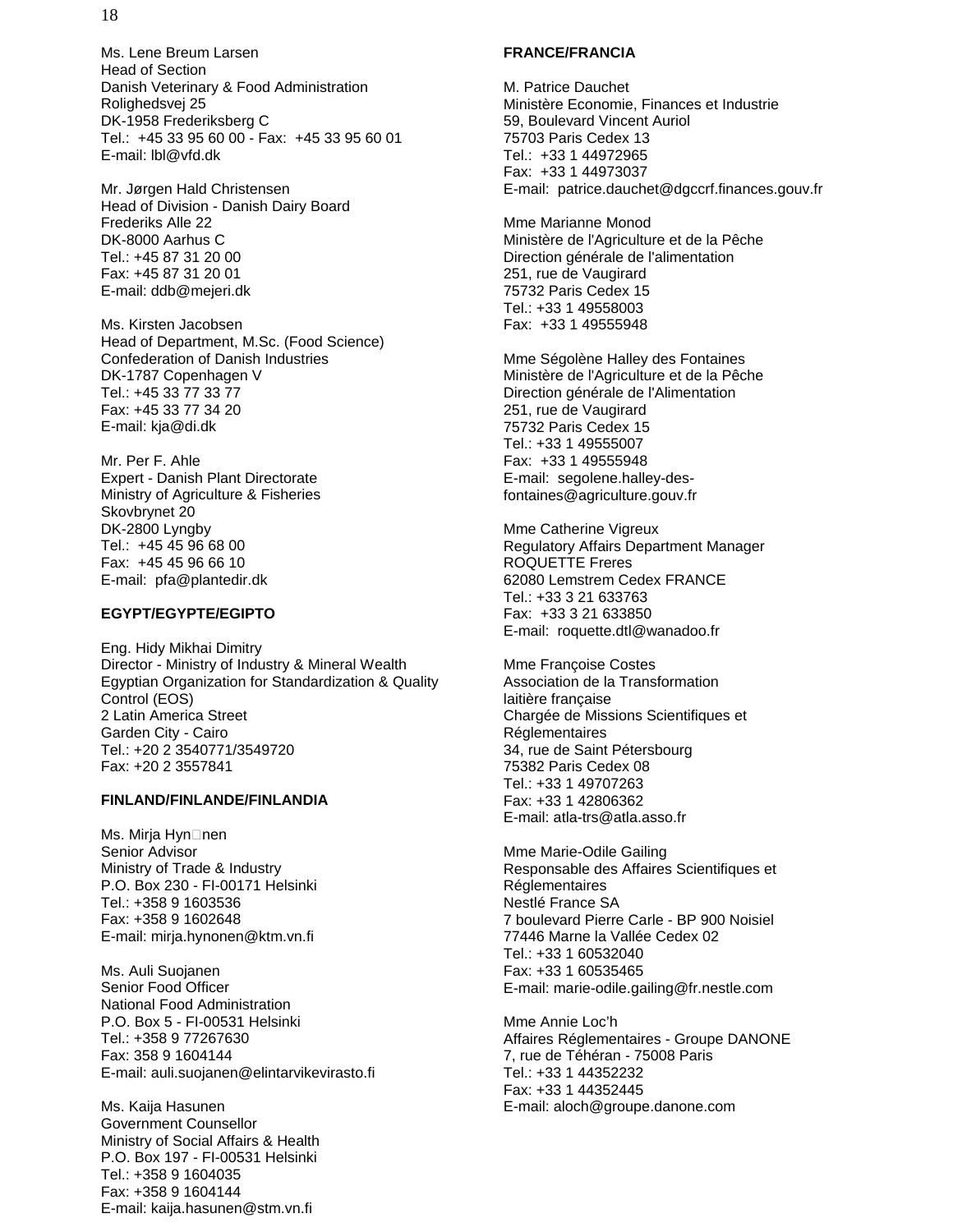Ms. Lene Breum Larsen
Head of Section
Danish Veterinary & Food Administration
Rolighedsvej 25
DK-1958 Frederiksberg C
Tel.: +45 33 95 60 00 - Fax: +45 33 95 60 01
E-mail: lbl@vfd.dk

Mr. Jørgen Hald Christensen
Head of Division - Danish Dairy Board
Frederiks Alle 22
DK-8000 Aarhus C
Tel.: +45 87 31 20 00
Fax: +45 87 31 20 01
E-mail: ddb@mejeri.dk

Ms. Kirsten Jacobsen
Head of Department, M.Sc. (Food Science)
Confederation of Danish Industries
DK-1787 Copenhagen V
Tel.: +45 33 77 33 77
Fax: +45 33 77 34 20
E-mail: kja@di.dk

Mr. Per F. Ahle
Expert - Danish Plant Directorate
Ministry of Agriculture & Fisheries
Skovbrynet 20
DK-2800 Lyngby
Tel.: +45 45 96 68 00
Fax: +45 45 96 66 10
E-mail: pfa@plantedir.dk

**EGYPT/EGYPTE/EGIPTO**

Eng. Hidy Mikhai Dimitry
Director - Ministry of Industry & Mineral Wealth
Egyptian Organization for Standardization & Quality Control (EOS)
2 Latin America Street
Garden City - Cairo
Tel.: +20 2 3540771/3549720
Fax: +20 2 3557841

**FINLAND/FINLANDE/FINLANDIA**

Ms. Mirja Hyn□nen
Senior Advisor
Ministry of Trade & Industry
P.O. Box 230 - FI-00171 Helsinki
Tel.: +358 9 1603536
Fax: +358 9 1602648
E-mail: mirja.hynonen@ktm.vn.fi

Ms. Auli Suojanen
Senior Food Officer
National Food Administration
P.O. Box 5 - FI-00531 Helsinki
Tel.: +358 9 77267630
Fax: 358 9 1604144
E-mail: auli.suojanen@elintarvikevirasto.fi

Ms. Kaija Hasunen
Government Counsellor
Ministry of Social Affairs & Health
P.O. Box 197 - FI-00531 Helsinki
Tel.: +358 9 1604035
Fax: +358 9 1604144
E-mail: kaija.hasunen@stm.vn.fi

**FRANCE/FRANCIA**

M. Patrice Dauchet
Ministère Economie, Finances et Industrie
59, Boulevard Vincent Auriol
75703 Paris Cedex 13
Tel.: +33 1 44972965
Fax: +33 1 44973037
E-mail: patrice.dauchet@dgccrf.finances.gouv.fr

Mme Marianne Monod
Ministère de l'Agriculture et de la Pêche
Direction générale de l'alimentation
251, rue de Vaugirard
75732 Paris Cedex 15
Tel.: +33 1 49558003
Fax: +33 1 49555948

Mme Ségolène Halley des Fontaines
Ministère de l'Agriculture et de la Pêche
Direction générale de l'Alimentation
251, rue de Vaugirard
75732 Paris Cedex 15
Tel.: +33 1 49555007
Fax: +33 1 49555948
E-mail: segolene.halley-des-fontaines@agriculture.gouv.fr

Mme Catherine Vigreux
Regulatory Affairs Department Manager
ROQUETTE Freres
62080 Lemstrem Cedex FRANCE
Tel.: +33 3 21 633763
Fax: +33 3 21 633850
E-mail: roquette.dtl@wanadoo.fr

Mme Françoise Costes
Association de la Transformation laitière française
Chargée de Missions Scientifiques et Réglementaires
34, rue de Saint Pétersbourg
75382 Paris Cedex 08
Tel.: +33 1 49707263
Fax: +33 1 42806362
E-mail: atla-trs@atla.asso.fr

Mme Marie-Odile Gailing
Responsable des Affaires Scientifiques et Réglementaires
Nestlé France SA
7 boulevard Pierre Carle - BP 900 Noisiel
77446 Marne la Vallée Cedex 02
Tel.: +33 1 60532040
Fax: +33 1 60535465
E-mail: marie-odile.gailing@fr.nestle.com

Mme Annie Loc'h
Affaires Réglementaires - Groupe DANONE
7, rue de Téhéran - 75008 Paris
Tel.: +33 1 44352232
Fax: +33 1 44352445
E-mail: aloch@groupe.danone.com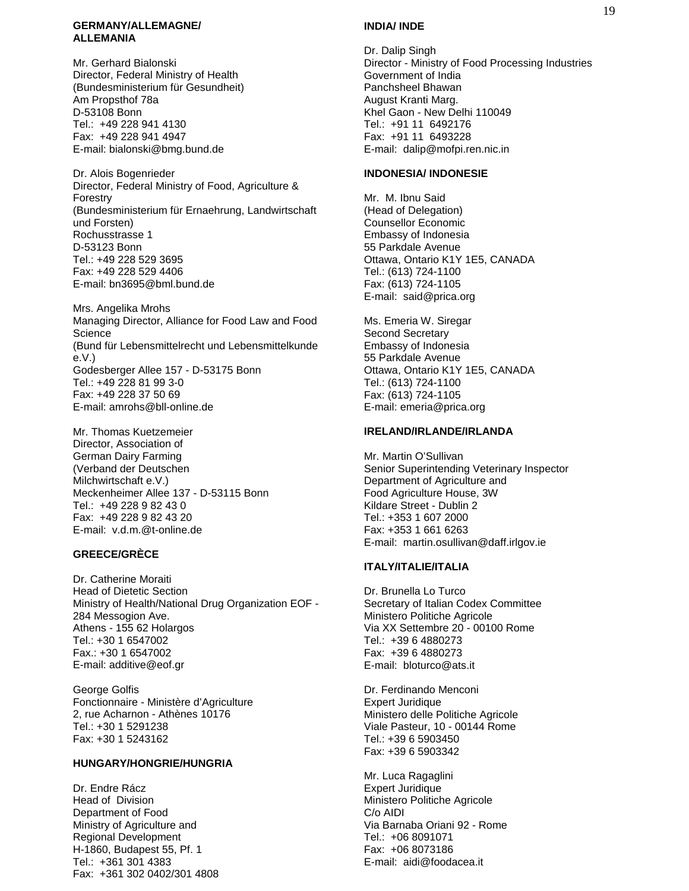**GERMANY/ALLEMAGNE/ ALLEMANIA**

Mr. Gerhard Bialonski
Director, Federal Ministry of Health
(Bundesministerium für Gesundheit)
Am Propsthof 78a
D-53108 Bonn
Tel.: +49 228 941 4130
Fax: +49 228 941 4947
E-mail: bialonski@bmg.bund.de

Dr. Alois Bogenrieder
Director, Federal Ministry of Food, Agriculture & Forestry
(Bundesministerium für Ernaehrung, Landwirtschaft und Forsten)
Rochusstrasse 1
D-53123 Bonn
Tel.: +49 228 529 3695
Fax: +49 228 529 4406
E-mail: bn3695@bml.bund.de

Mrs. Angelika Mrohs
Managing Director, Alliance for Food Law and Food Science
(Bund für Lebensmittelrecht und Lebensmittelkunde e.V.)
Godesberger Allee 157 - D-53175 Bonn
Tel.: +49 228 81 99 3-0
Fax: +49 228 37 50 69
E-mail: amrohs@bll-online.de

Mr. Thomas Kuetzemeier
Director, Association of German Dairy Farming
(Verband der Deutschen Milchwirtschaft e.V.)
Meckenheimer Allee 137 - D-53115 Bonn
Tel.: +49 228 9 82 43 0
Fax: +49 228 9 82 43 20
E-mail: v.d.m.@t-online.de

**GREECE/GRÈCE**

Dr. Catherine Moraiti
Head of Dietetic Section
Ministry of Health/National Drug Organization EOF - 284 Messogion Ave.
Athens - 155 62 Holargos
Tel.: +30 1 6547002
Fax.: +30 1 6547002
E-mail: additive@eof.gr

George Golfis
Fonctionnaire - Ministère d'Agriculture
2, rue Acharnon - Athènes 10176
Tel.: +30 1 5291238
Fax: +30 1 5243162

**HUNGARY/HONGRIE/HUNGRIA**

Dr. Endre Rácz
Head of Division
Department of Food
Ministry of Agriculture and Regional Development
H-1860, Budapest 55, Pf. 1
Tel.: +361 301 4383
Fax: +361 302 0402/301 4808

**INDIA/ INDE**

Dr. Dalip Singh
Director - Ministry of Food Processing Industries
Government of India
Panchsheel Bhawan
August Kranti Marg.
Khel Gaon - New Delhi 110049
Tel.: +91 11 6492176
Fax: +91 11 6493228
E-mail: dalip@mofpi.ren.nic.in

**INDONESIA/ INDONESIE**

Mr. M. Ibnu Said
(Head of Delegation)
Counsellor Economic
Embassy of Indonesia
55 Parkdale Avenue
Ottawa, Ontario K1Y 1E5, CANADA
Tel.: (613) 724-1100
Fax: (613) 724-1105
E-mail: said@prica.org

Ms. Emeria W. Siregar
Second Secretary
Embassy of Indonesia
55 Parkdale Avenue
Ottawa, Ontario K1Y 1E5, CANADA
Tel.: (613) 724-1100
Fax: (613) 724-1105
E-mail: emeria@prica.org

**IRELAND/IRLANDE/IRLANDA**

Mr. Martin O'Sullivan
Senior Superintending Veterinary Inspector
Department of Agriculture and Food Agriculture House, 3W
Kildare Street - Dublin 2
Tel.: +353 1 607 2000
Fax: +353 1 661 6263
E-mail: martin.osullivan@daff.irlgov.ie

**ITALY/ITALIE/ITALIA**

Dr. Brunella Lo Turco
Secretary of Italian Codex Committee
Ministero Politiche Agricole
Via XX Settembre 20 - 00100 Rome
Tel.: +39 6 4880273
Fax: +39 6 4880273
E-mail: bloturco@ats.it

Dr. Ferdinando Menconi
Expert Juridique
Ministero delle Politiche Agricole
Viale Pasteur, 10 - 00144 Rome
Tel.: +39 6 5903450
Fax: +39 6 5903342

Mr. Luca Ragaglini
Expert Juridique
Ministero Politiche Agricole
C/o AIDI
Via Barnaba Oriani 92 - Rome
Tel.: +06 8091071
Fax: +06 8073186
E-mail: aidi@foodacea.it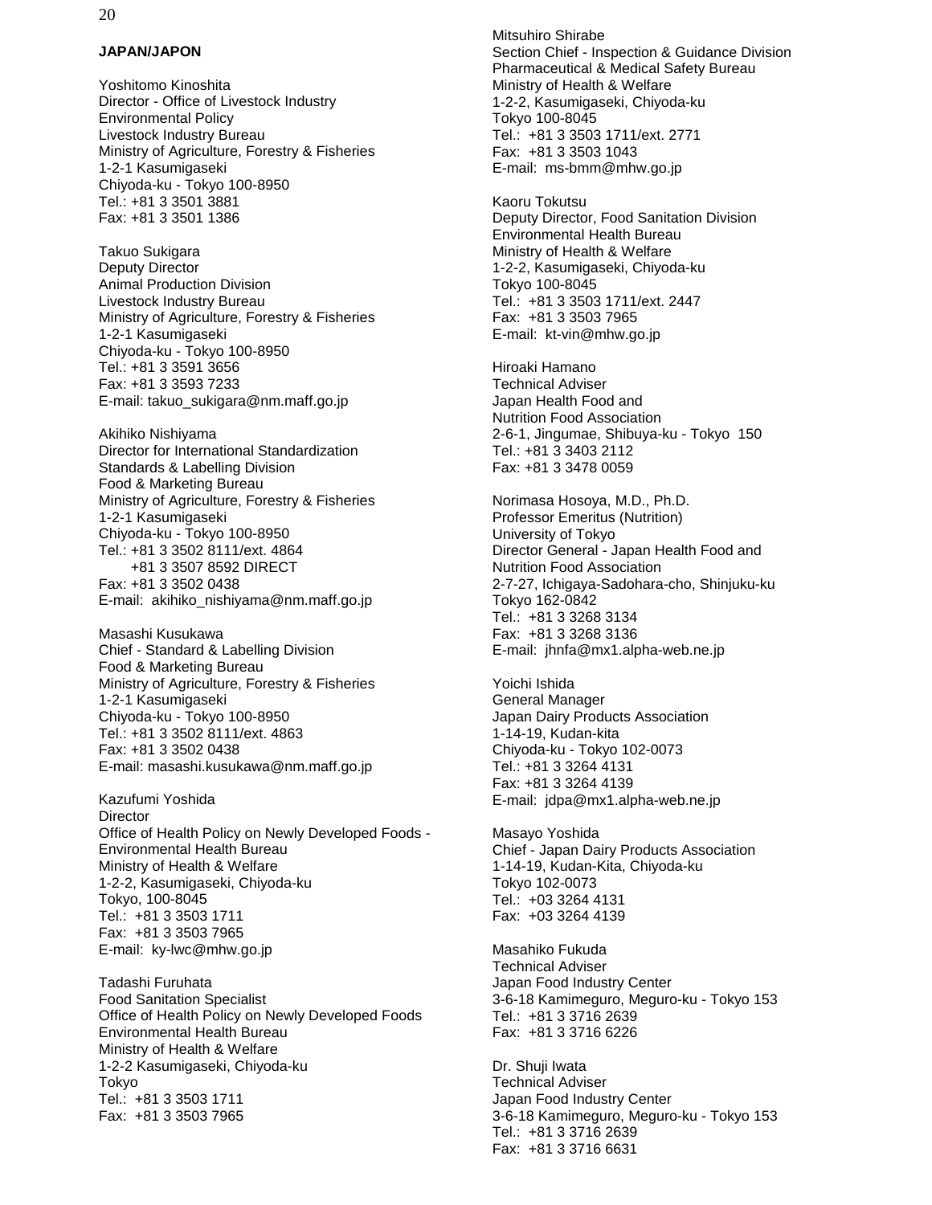**JAPAN/JAPON**

Yoshitomo Kinoshita
Director - Office of Livestock Industry
Environmental Policy
Livestock Industry Bureau
Ministry of Agriculture, Forestry & Fisheries
1-2-1 Kasumigaseki
Chiyoda-ku - Tokyo 100-8950
Tel.: +81 3 3501 3881
Fax: +81 3 3501 1386

Takuo Sukigara
Deputy Director
Animal Production Division
Livestock Industry Bureau
Ministry of Agriculture, Forestry & Fisheries
1-2-1 Kasumigaseki
Chiyoda-ku - Tokyo 100-8950
Tel.: +81 3 3591 3656
Fax: +81 3 3593 7233
E-mail: takuo_sukigara@nm.maff.go.jp

Akihiko Nishiyama
Director for International Standardization
Standards & Labelling Division
Food & Marketing Bureau
Ministry of Agriculture, Forestry & Fisheries
1-2-1 Kasumigaseki
Chiyoda-ku - Tokyo 100-8950
Tel.: +81 3 3502 8111/ext. 4864
+81 3 3507 8592 DIRECT
Fax: +81 3 3502 0438
E-mail: akihiko_nishiyama@nm.maff.go.jp

Masashi Kusukawa
Chief - Standard & Labelling Division
Food & Marketing Bureau
Ministry of Agriculture, Forestry & Fisheries
1-2-1 Kasumigaseki
Chiyoda-ku - Tokyo 100-8950
Tel.: +81 3 3502 8111/ext. 4863
Fax: +81 3 3502 0438
E-mail: masashi.kusukawa@nm.maff.go.jp

Kazufumi Yoshida
Director
Office of Health Policy on Newly Developed Foods -
Environmental Health Bureau
Ministry of Health & Welfare
1-2-2, Kasumigaseki, Chiyoda-ku
Tokyo, 100-8045
Tel.: +81 3 3503 1711
Fax: +81 3 3503 7965
E-mail: ky-lwc@mhw.go.jp

Tadashi Furuhata
Food Sanitation Specialist
Office of Health Policy on Newly Developed Foods
Environmental Health Bureau
Ministry of Health & Welfare
1-2-2 Kasumigaseki, Chiyoda-ku
Tokyo
Tel.: +81 3 3503 1711
Fax: +81 3 3503 7965

Mitsuhiro Shirabe
Section Chief - Inspection & Guidance Division
Pharmaceutical & Medical Safety Bureau
Ministry of Health & Welfare
1-2-2, Kasumigaseki, Chiyoda-ku
Tokyo 100-8045
Tel.: +81 3 3503 1711/ext. 2771
Fax: +81 3 3503 1043
E-mail: ms-bmm@mhw.go.jp

Kaoru Tokutsu
Deputy Director, Food Sanitation Division
Environmental Health Bureau
Ministry of Health & Welfare
1-2-2, Kasumigaseki, Chiyoda-ku
Tokyo 100-8045
Tel.: +81 3 3503 1711/ext. 2447
Fax: +81 3 3503 7965
E-mail: kt-vin@mhw.go.jp

Hiroaki Hamano
Technical Adviser
Japan Health Food and
Nutrition Food Association
2-6-1, Jingumae, Shibuya-ku - Tokyo 150
Tel.: +81 3 3403 2112
Fax: +81 3 3478 0059

Norimasa Hosoya, M.D., Ph.D.
Professor Emeritus (Nutrition)
University of Tokyo
Director General - Japan Health Food and
Nutrition Food Association
2-7-27, Ichigaya-Sadohara-cho, Shinjuku-ku
Tokyo 162-0842
Tel.: +81 3 3268 3134
Fax: +81 3 3268 3136
E-mail: jhnfa@mx1.alpha-web.ne.jp

Yoichi Ishida
General Manager
Japan Dairy Products Association
1-14-19, Kudan-kita
Chiyoda-ku - Tokyo 102-0073
Tel.: +81 3 3264 4131
Fax: +81 3 3264 4139
E-mail: jdpa@mx1.alpha-web.ne.jp

Masayo Yoshida
Chief - Japan Dairy Products Association
1-14-19, Kudan-Kita, Chiyoda-ku
Tokyo 102-0073
Tel.: +03 3264 4131
Fax: +03 3264 4139

Masahiko Fukuda
Technical Adviser
Japan Food Industry Center
3-6-18 Kamimeguro, Meguro-ku - Tokyo 153
Tel.: +81 3 3716 2639
Fax: +81 3 3716 6226

Dr. Shuji Iwata
Technical Adviser
Japan Food Industry Center
3-6-18 Kamimeguro, Meguro-ku - Tokyo 153
Tel.: +81 3 3716 2639
Fax: +81 3 3716 6631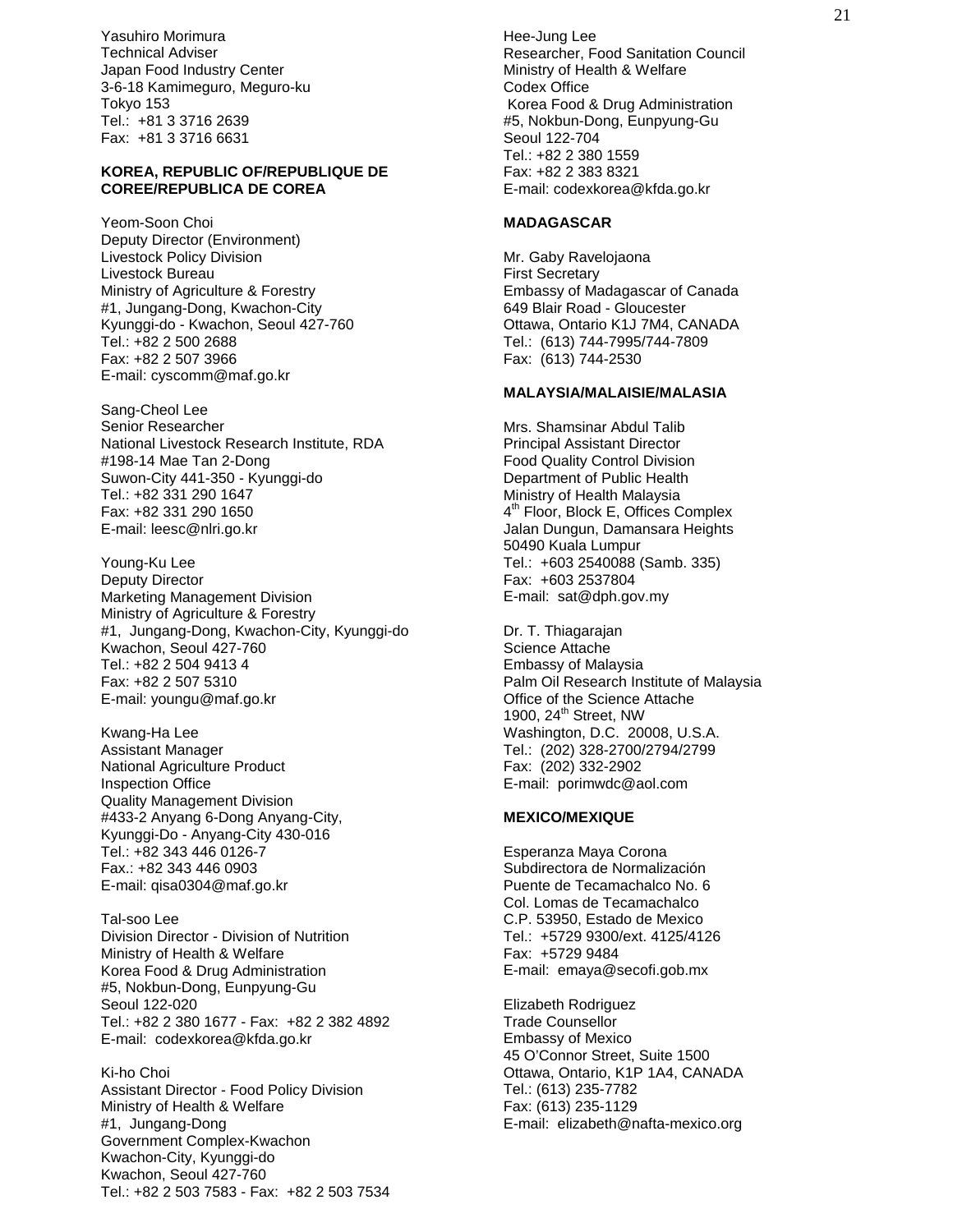Yasuhiro Morimura
Technical Adviser
Japan Food Industry Center
3-6-18 Kamimeguro, Meguro-ku
Tokyo 153
Tel.: +81 3 3716 2639
Fax: +81 3 3716 6631

**KOREA, REPUBLIC OF/REPUBLIQUE DE COREE/REPUBLICA DE COREA**

Yeom-Soon Choi
Deputy Director (Environment)
Livestock Policy Division
Livestock Bureau
Ministry of Agriculture & Forestry
#1, Jungang-Dong, Kwachon-City
Kyunggi-do - Kwachon, Seoul 427-760
Tel.: +82 2 500 2688
Fax: +82 2 507 3966
E-mail: cyscomm@maf.go.kr

Sang-Cheol Lee
Senior Researcher
National Livestock Research Institute, RDA
#198-14 Mae Tan 2-Dong
Suwon-City 441-350 - Kyunggi-do
Tel.: +82 331 290 1647
Fax: +82 331 290 1650
E-mail: leesc@nlri.go.kr

Young-Ku Lee
Deputy Director
Marketing Management Division
Ministry of Agriculture & Forestry
#1, Jungang-Dong, Kwachon-City, Kyunggi-do
Kwachon, Seoul 427-760
Tel.: +82 2 504 9413 4
Fax: +82 2 507 5310
E-mail: youngu@maf.go.kr

Kwang-Ha Lee
Assistant Manager
National Agriculture Product
Inspection Office
Quality Management Division
#433-2 Anyang 6-Dong Anyang-City,
Kyunggi-Do - Anyang-City 430-016
Tel.: +82 343 446 0126-7
Fax.: +82 343 446 0903
E-mail: qisa0304@maf.go.kr

Tal-soo Lee
Division Director - Division of Nutrition
Ministry of Health & Welfare
Korea Food & Drug Administration
#5, Nokbun-Dong, Eunpyung-Gu
Seoul 122-020
Tel.: +82 2 380 1677 - Fax: +82 2 382 4892
E-mail: codexkorea@kfda.go.kr

Ki-ho Choi
Assistant Director - Food Policy Division
Ministry of Health & Welfare
#1, Jungang-Dong
Government Complex-Kwachon
Kwachon-City, Kyunggi-do
Kwachon, Seoul 427-760
Tel.: +82 2 503 7583 - Fax: +82 2 503 7534

Hee-Jung Lee
Researcher, Food Sanitation Council
Ministry of Health & Welfare
Codex Office
Korea Food & Drug Administration
#5, Nokbun-Dong, Eunpyung-Gu
Seoul 122-704
Tel.: +82 2 380 1559
Fax: +82 2 383 8321
E-mail: codexkorea@kfda.go.kr

**MADAGASCAR**

Mr. Gaby Ravelojaona
First Secretary
Embassy of Madagascar of Canada
649 Blair Road - Gloucester
Ottawa, Ontario K1J 7M4, CANADA
Tel.: (613) 744-7995/744-7809
Fax: (613) 744-2530

**MALAYSIA/MALAISIE/MALASIA**

Mrs. Shamsinar Abdul Talib
Principal Assistant Director
Food Quality Control Division
Department of Public Health
Ministry of Health Malaysia
4th Floor, Block E, Offices Complex
Jalan Dungun, Damansara Heights
50490 Kuala Lumpur
Tel.: +603 2540088 (Samb. 335)
Fax: +603 2537804
E-mail: sat@dph.gov.my

Dr. T. Thiagarajan
Science Attache
Embassy of Malaysia
Palm Oil Research Institute of Malaysia
Office of the Science Attache
1900, 24th Street, NW
Washington, D.C. 20008, U.S.A.
Tel.: (202) 328-2700/2794/2799
Fax: (202) 332-2902
E-mail: porimwdc@aol.com

**MEXICO/MEXIQUE**

Esperanza Maya Corona
Subdirectora de Normalización
Puente de Tecamachalco No. 6
Col. Lomas de Tecamachalco
C.P. 53950, Estado de Mexico
Tel.: +5729 9300/ext. 4125/4126
Fax: +5729 9484
E-mail: emaya@secofi.gob.mx

Elizabeth Rodriguez
Trade Counsellor
Embassy of Mexico
45 O'Connor Street, Suite 1500
Ottawa, Ontario, K1P 1A4, CANADA
Tel.: (613) 235-7782
Fax: (613) 235-1129
E-mail: elizabeth@nafta-mexico.org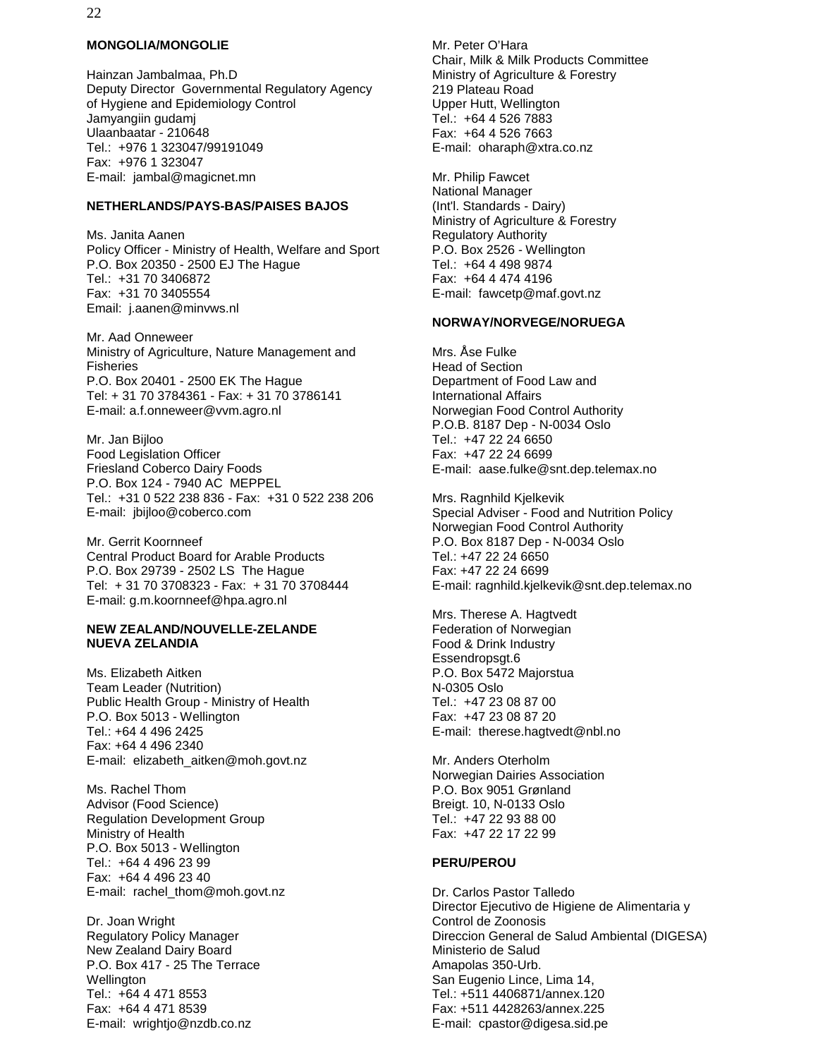**MONGOLIA/MONGOLIE**

Hainzan Jambalmaa, Ph.D
Deputy Director Governmental Regulatory Agency of Hygiene and Epidemiology Control
Jamyangiin gudamj
Ulaanbaatar - 210648
Tel.: +976 1 323047/99191049
Fax: +976 1 323047
E-mail: jambal@magicnet.mn

**NETHERLANDS/PAYS-BAS/PAISES BAJOS**

Ms. Janita Aanen
Policy Officer - Ministry of Health, Welfare and Sport
P.O. Box 20350 - 2500 EJ The Hague
Tel.: +31 70 3406872
Fax: +31 70 3405554
Email: j.aanen@minvws.nl

Mr. Aad Onneweer
Ministry of Agriculture, Nature Management and Fisheries
P.O. Box 20401 - 2500 EK The Hague
Tel: + 31 70 3784361 - Fax: + 31 70 3786141
E-mail: a.f.onneweer@vvm.agro.nl

Mr. Jan Bijloo
Food Legislation Officer
Friesland Coberco Dairy Foods
P.O. Box 124 - 7940 AC MEPPEL
Tel.: +31 0 522 238 836 - Fax: +31 0 522 238 206
E-mail: jbijloo@coberco.com

Mr. Gerrit Koornneef
Central Product Board for Arable Products
P.O. Box 29739 - 2502 LS The Hague
Tel: + 31 70 3708323 - Fax: + 31 70 3708444
E-mail: g.m.koornneef@hpa.agro.nl

**NEW ZEALAND/NOUVELLE-ZELANDE NUEVA ZELANDIA**

Ms. Elizabeth Aitken
Team Leader (Nutrition)
Public Health Group - Ministry of Health
P.O. Box 5013 - Wellington
Tel.: +64 4 496 2425
Fax: +64 4 496 2340
E-mail: elizabeth_aitken@moh.govt.nz

Ms. Rachel Thom
Advisor (Food Science)
Regulation Development Group
Ministry of Health
P.O. Box 5013 - Wellington
Tel.: +64 4 496 23 99
Fax: +64 4 496 23 40
E-mail: rachel_thom@moh.govt.nz

Dr. Joan Wright
Regulatory Policy Manager
New Zealand Dairy Board
P.O. Box 417 - 25 The Terrace
Wellington
Tel.: +64 4 471 8553
Fax: +64 4 471 8539
E-mail: wrightjo@nzdb.co.nz

Mr. Peter O'Hara
Chair, Milk & Milk Products Committee
Ministry of Agriculture & Forestry
219 Plateau Road
Upper Hutt, Wellington
Tel.: +64 4 526 7883
Fax: +64 4 526 7663
E-mail: oharaph@xtra.co.nz

Mr. Philip Fawcet
National Manager
(Int'l. Standards - Dairy)
Ministry of Agriculture & Forestry
Regulatory Authority
P.O. Box 2526 - Wellington
Tel.: +64 4 498 9874
Fax: +64 4 474 4196
E-mail: fawcetp@maf.govt.nz

**NORWAY/NORVEGE/NORUEGA**

Mrs. Åse Fulke
Head of Section
Department of Food Law and International Affairs
Norwegian Food Control Authority
P.O.B. 8187 Dep - N-0034 Oslo
Tel.: +47 22 24 6650
Fax: +47 22 24 6699
E-mail: aase.fulke@snt.dep.telemax.no

Mrs. Ragnhild Kjelkevik
Special Adviser - Food and Nutrition Policy
Norwegian Food Control Authority
P.O. Box 8187 Dep - N-0034 Oslo
Tel.: +47 22 24 6650
Fax: +47 22 24 6699
E-mail: ragnhild.kjelkevik@snt.dep.telemax.no

Mrs. Therese A. Hagtvedt
Federation of Norwegian Food & Drink Industry
Essendropsgt.6
P.O. Box 5472 Majorstua
N-0305 Oslo
Tel.: +47 23 08 87 00
Fax: +47 23 08 87 20
E-mail: therese.hagtvedt@nbl.no

Mr. Anders Oterholm
Norwegian Dairies Association
P.O. Box 9051 Grønland
Breigt. 10, N-0133 Oslo
Tel.: +47 22 93 88 00
Fax: +47 22 17 22 99

**PERU/PEROU**

Dr. Carlos Pastor Talledo
Director Ejecutivo de Higiene de Alimentaria y Control de Zoonosis
Direccion General de Salud Ambiental (DIGESA)
Ministerio de Salud
Amapolas 350-Urb.
San Eugenio Lince, Lima 14,
Tel.: +511 4406871/annex.120
Fax: +511 4428263/annex.225
E-mail: cpastor@digesa.sid.pe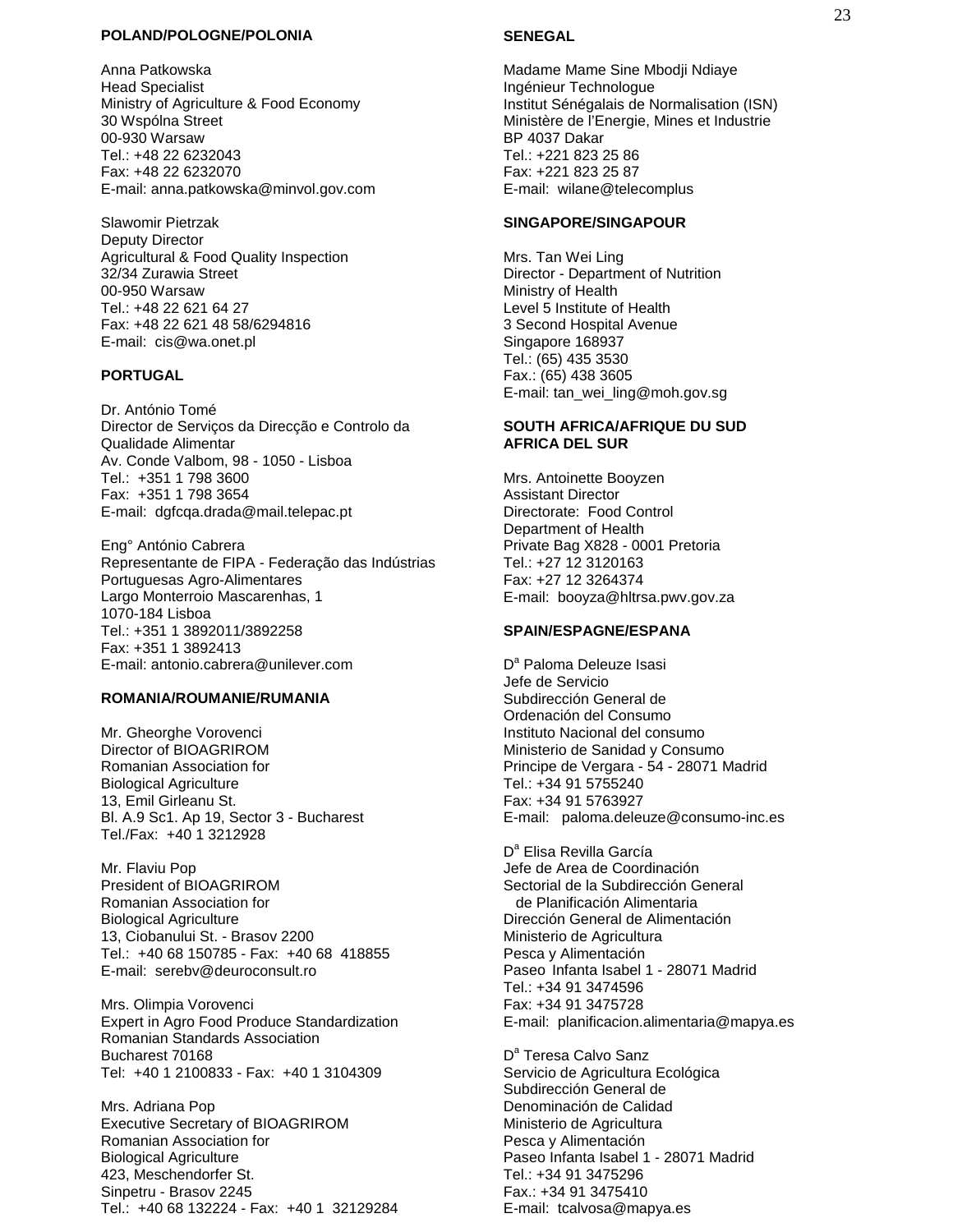**POLAND/POLOGNE/POLONIA**

Anna Patkowska
Head Specialist
Ministry of Agriculture & Food Economy
30 Wspólna Street
00-930 Warsaw
Tel.: +48 22 6232043
Fax: +48 22 6232070
E-mail: anna.patkowska@minvol.gov.com

Slawomir Pietrzak
Deputy Director
Agricultural & Food Quality Inspection
32/34 Zurawia Street
00-950 Warsaw
Tel.: +48 22 621 64 27
Fax: +48 22 621 48 58/6294816
E-mail: cis@wa.onet.pl

**PORTUGAL**

Dr. António Tomé
Director de Serviços da Direcção e Controlo da Qualidade Alimentar
Av. Conde Valbom, 98 - 1050 - Lisboa
Tel.: +351 1 798 3600
Fax: +351 1 798 3654
E-mail: dgfcqa.drada@mail.telepac.pt

Eng° António Cabrera
Representante de FIPA - Federação das Indústrias Portuguesas Agro-Alimentares
Largo Monterroio Mascarenhas, 1
1070-184 Lisboa
Tel.: +351 1 3892011/3892258
Fax: +351 1 3892413
E-mail: antonio.cabrera@unilever.com

**ROMANIA/ROUMANIE/RUMANIA**

Mr. Gheorghe Vorovenci
Director of BIOAGRIROM
Romanian Association for Biological Agriculture
13, Emil Girleanu St.
Bl. A.9 Sc1. Ap 19, Sector 3 - Bucharest
Tel./Fax: +40 1 3212928

Mr. Flaviu Pop
President of BIOAGRIROM
Romanian Association for Biological Agriculture
13, Ciobanului St. - Brasov 2200
Tel.: +40 68 150785 - Fax: +40 68 418855
E-mail: serebv@deuroconsult.ro

Mrs. Olimpia Vorovenci
Expert in Agro Food Produce Standardization
Romanian Standards Association
Bucharest 70168
Tel: +40 1 2100833 - Fax: +40 1 3104309

Mrs. Adriana Pop
Executive Secretary of BIOAGRIROM
Romanian Association for Biological Agriculture
423, Meschendorfer St.
Sinpetru - Brasov 2245
Tel.: +40 68 132224 - Fax: +40 1 32129284

**SENEGAL**

Madame Mame Sine Mbodji Ndiaye
Ingénieur Technologue
Institut Sénégalais de Normalisation (ISN)
Ministère de l'Energie, Mines et Industrie
BP 4037 Dakar
Tel.: +221 823 25 86
Fax: +221 823 25 87
E-mail: wilane@telecomplus

**SINGAPORE/SINGAPOUR**

Mrs. Tan Wei Ling
Director - Department of Nutrition
Ministry of Health
Level 5 Institute of Health
3 Second Hospital Avenue
Singapore 168937
Tel.: (65) 435 3530
Fax.: (65) 438 3605
E-mail: tan_wei_ling@moh.gov.sg

**SOUTH AFRICA/AFRIQUE DU SUD AFRICA DEL SUR**

Mrs. Antoinette Booyzen
Assistant Director
Directorate: Food Control
Department of Health
Private Bag X828 - 0001 Pretoria
Tel.: +27 12 3120163
Fax: +27 12 3264374
E-mail: booyza@hltrsa.pwv.gov.za

**SPAIN/ESPAGNE/ESPANA**

Dª Paloma Deleuze Isasi
Jefe de Servicio
Subdirección General de Ordenación del Consumo
Instituto Nacional del consumo
Ministerio de Sanidad y Consumo
Principe de Vergara - 54 - 28071 Madrid
Tel.: +34 91 5755240
Fax: +34 91 5763927
E-mail: paloma.deleuze@consumo-inc.es

Dª Elisa Revilla García
Jefe de Area de Coordinación Sectorial de la Subdirección General de Planificación Alimentaria
Dirección General de Alimentación
Ministerio de Agricultura Pesca y Alimentación
Paseo Infanta Isabel 1 - 28071 Madrid
Tel.: +34 91 3474596
Fax: +34 91 3475728
E-mail: planificacion.alimentaria@mapya.es

Dª Teresa Calvo Sanz
Servicio de Agricultura Ecológica
Subdirección General de Denominación de Calidad
Ministerio de Agricultura Pesca y Alimentación
Paseo Infanta Isabel 1 - 28071 Madrid
Tel.: +34 91 3475296
Fax.: +34 91 3475410
E-mail: tcalvosa@mapya.es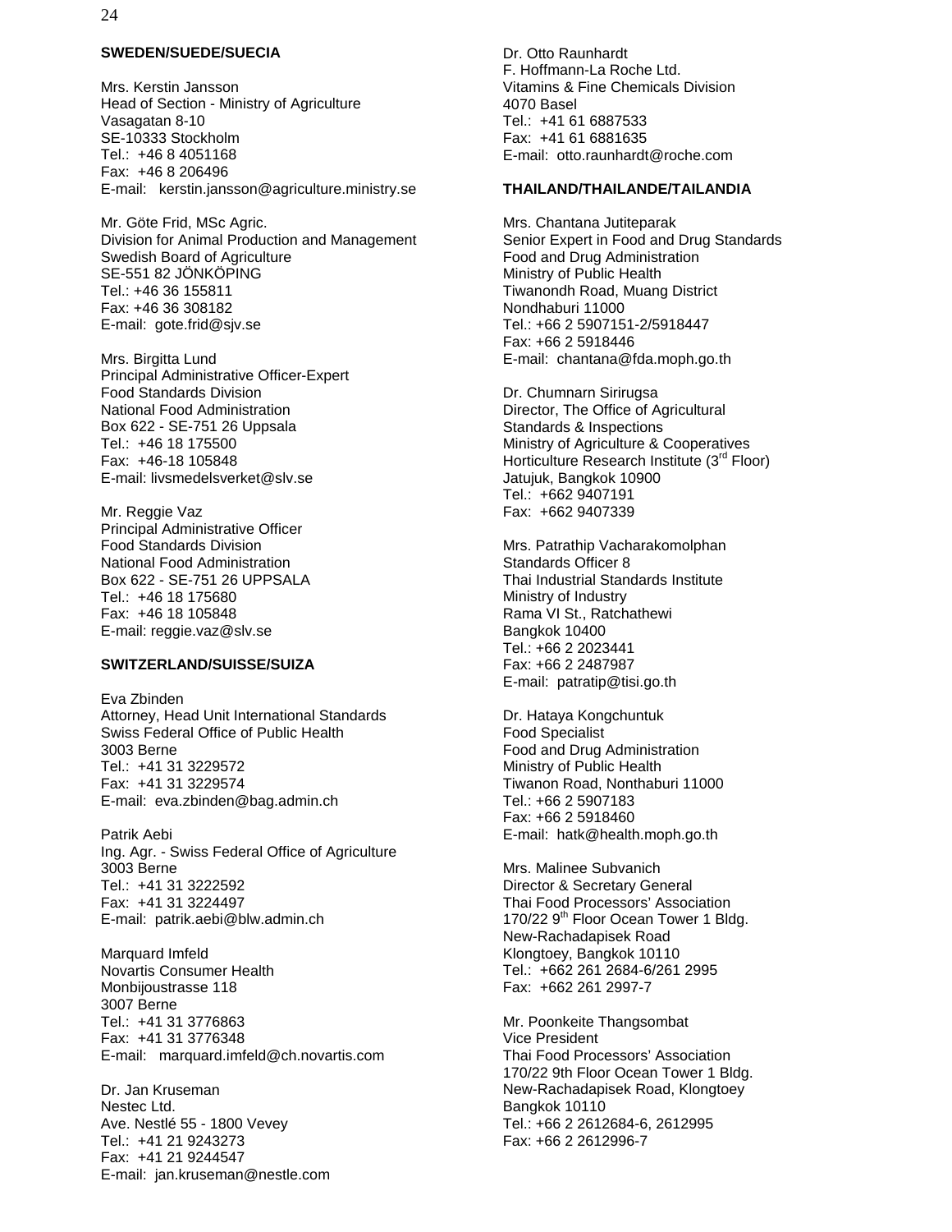**SWEDEN/SUEDE/SUECIA**

Mrs. Kerstin Jansson
Head of Section - Ministry of Agriculture
Vasagatan 8-10
SE-10333 Stockholm
Tel.: +46 8 4051168
Fax: +46 8 206496
E-mail: kerstin.jansson@agriculture.ministry.se

Mr. Göte Frid, MSc Agric.
Division for Animal Production and Management
Swedish Board of Agriculture
SE-551 82 JÖNKÖPING
Tel.: +46 36 155811
Fax: +46 36 308182
E-mail: gote.frid@sjv.se

Mrs. Birgitta Lund
Principal Administrative Officer-Expert
Food Standards Division
National Food Administration
Box 622 - SE-751 26 Uppsala
Tel.: +46 18 175500
Fax: +46-18 105848
E-mail: livsmedelsverket@slv.se

Mr. Reggie Vaz
Principal Administrative Officer
Food Standards Division
National Food Administration
Box 622 - SE-751 26 UPPSALA
Tel.: +46 18 175680
Fax: +46 18 105848
E-mail: reggie.vaz@slv.se

**SWITZERLAND/SUISSE/SUIZA**

Eva Zbinden
Attorney, Head Unit International Standards
Swiss Federal Office of Public Health
3003 Berne
Tel.: +41 31 3229572
Fax: +41 31 3229574
E-mail: eva.zbinden@bag.admin.ch

Patrik Aebi
Ing. Agr. - Swiss Federal Office of Agriculture
3003 Berne
Tel.: +41 31 3222592
Fax: +41 31 3224497
E-mail: patrik.aebi@blw.admin.ch

Marquard Imfeld
Novartis Consumer Health
Monbijoustrasse 118
3007 Berne
Tel.: +41 31 3776863
Fax: +41 31 3776348
E-mail: marquard.imfeld@ch.novartis.com

Dr. Jan Kruseman
Nestec Ltd.
Ave. Nestlé 55 - 1800 Vevey
Tel.: +41 21 9243273
Fax: +41 21 9244547
E-mail: jan.kruseman@nestle.com

Dr. Otto Raunhardt
F. Hoffmann-La Roche Ltd.
Vitamins & Fine Chemicals Division
4070 Basel
Tel.: +41 61 6887533
Fax: +41 61 6881635
E-mail: otto.raunhardt@roche.com

**THAILAND/THAILANDE/TAILANDIA**

Mrs. Chantana Jutiteparak
Senior Expert in Food and Drug Standards
Food and Drug Administration
Ministry of Public Health
Tiwanondh Road, Muang District
Nondhaburi 11000
Tel.: +66 2 5907151-2/5918447
Fax: +66 2 5918446
E-mail: chantana@fda.moph.go.th

Dr. Chumnarn Sirirugsa
Director, The Office of Agricultural
Standards & Inspections
Ministry of Agriculture & Cooperatives
Horticulture Research Institute (3rd Floor)
Jatujuk, Bangkok 10900
Tel.: +662 9407191
Fax: +662 9407339

Mrs. Patrathip Vacharakomolphan
Standards Officer 8
Thai Industrial Standards Institute
Ministry of Industry
Rama VI St., Ratchathewi
Bangkok 10400
Tel.: +66 2 2023441
Fax: +66 2 2487987
E-mail: patratip@tisi.go.th

Dr. Hataya Kongchuntuk
Food Specialist
Food and Drug Administration
Ministry of Public Health
Tiwanon Road, Nonthaburi 11000
Tel.: +66 2 5907183
Fax: +66 2 5918460
E-mail: hatk@health.moph.go.th

Mrs. Malinee Subvanich
Director & Secretary General
Thai Food Processors' Association
170/22 9th Floor Ocean Tower 1 Bldg.
New-Rachadapisek Road
Klongtoey, Bangkok 10110
Tel.: +662 261 2684-6/261 2995
Fax: +662 261 2997-7

Mr. Poonkeite Thangsombat
Vice President
Thai Food Processors' Association
170/22 9th Floor Ocean Tower 1 Bldg.
New-Rachadapisek Road, Klongtoey
Bangkok 10110
Tel.: +66 2 2612684-6, 2612995
Fax: +66 2 2612996-7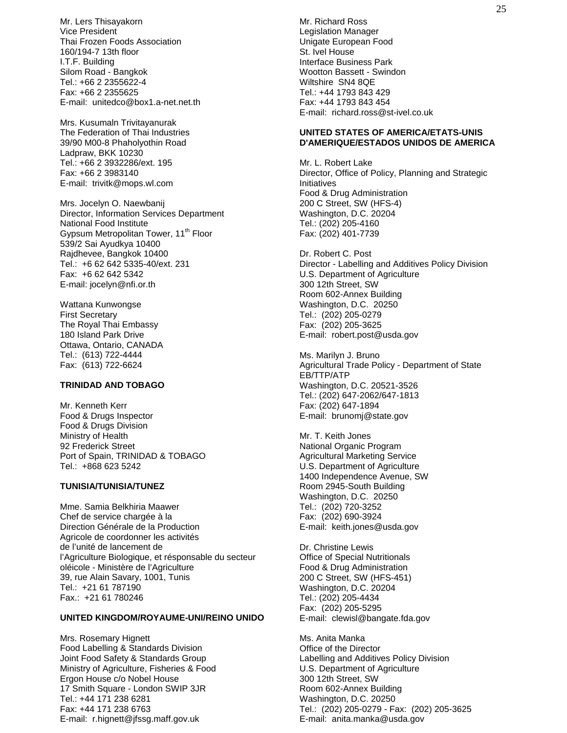Mr. Lers Thisayakorn
Vice President
Thai Frozen Foods Association
160/194-7 13th floor
I.T.F. Building
Silom Road - Bangkok
Tel.: +66 2 2355622-4
Fax: +66 2 2355625
E-mail: unitedco@box1.a-net.net.th

Mrs. Kusumaln Trivitayanurak
The Federation of Thai Industries
39/90 M00-8 Phaholyothin Road
Ladpraw, BKK 10230
Tel.: +66 2 3932286/ext. 195
Fax: +66 2 3983140
E-mail: trivitk@mops.wl.com

Mrs. Jocelyn O. Naewbanij
Director, Information Services Department
National Food Institute
Gypsum Metropolitan Tower, 11th Floor
539/2 Sai Ayudkya 10400
Rajdhevee, Bangkok 10400
Tel.: +6 62 642 5335-40/ext. 231
Fax: +6 62 642 5342
E-mail: jocelyn@nfi.or.th

Wattana Kunwongse
First Secretary
The Royal Thai Embassy
180 Island Park Drive
Ottawa, Ontario, CANADA
Tel.: (613) 722-4444
Fax: (613) 722-6624

**TRINIDAD AND TOBAGO**

Mr. Kenneth Kerr
Food & Drugs Inspector
Food & Drugs Division
Ministry of Health
92 Frederick Street
Port of Spain, TRINIDAD & TOBAGO
Tel.: +868 623 5242

**TUNISIA/TUNISIA/TUNEZ**

Mme. Samia Belkhiria Maawer
Chef de service chargée à la
Direction Générale de la Production
Agricole de coordonner les activités
de l'unité de lancement de
l'Agriculture Biologique, et résponsable du secteur
oléicole - Ministère de l'Agriculture
39, rue Alain Savary, 1001, Tunis
Tel.: +21 61 787190
Fax.: +21 61 780246

**UNITED KINGDOM/ROYAUME-UNI/REINO UNIDO**

Mrs. Rosemary Hignett
Food Labelling & Standards Division
Joint Food Safety & Standards Group
Ministry of Agriculture, Fisheries & Food
Ergon House c/o Nobel House
17 Smith Square - London SWIP 3JR
Tel.: +44 171 238 6281
Fax: +44 171 238 6763
E-mail: r.hignett@jfssg.maff.gov.uk

Mr. Richard Ross
Legislation Manager
Unigate European Food
St. Ivel House
Interface Business Park
Wootton Bassett - Swindon
Wiltshire SN4 8QE
Tel.: +44 1793 843 429
Fax: +44 1793 843 454
E-mail: richard.ross@st-ivel.co.uk

**UNITED STATES OF AMERICA/ETATS-UNIS D'AMERIQUE/ESTADOS UNIDOS DE AMERICA**

Mr. L. Robert Lake
Director, Office of Policy, Planning and Strategic Initiatives
Food & Drug Administration
200 C Street, SW (HFS-4)
Washington, D.C. 20204
Tel.: (202) 205-4160
Fax: (202) 401-7739

Dr. Robert C. Post
Director - Labelling and Additives Policy Division
U.S. Department of Agriculture
300 12th Street, SW
Room 602-Annex Building
Washington, D.C. 20250
Tel.: (202) 205-0279
Fax: (202) 205-3625
E-mail: robert.post@usda.gov

Ms. Marilyn J. Bruno
Agricultural Trade Policy - Department of State
EB/TTP/ATP
Washington, D.C. 20521-3526
Tel.: (202) 647-2062/647-1813
Fax: (202) 647-1894
E-mail: brunomj@state.gov

Mr. T. Keith Jones
National Organic Program
Agricultural Marketing Service
U.S. Department of Agriculture
1400 Independence Avenue, SW
Room 2945-South Building
Washington, D.C. 20250
Tel.: (202) 720-3252
Fax: (202) 690-3924
E-mail: keith.jones@usda.gov

Dr. Christine Lewis
Office of Special Nutritionals
Food & Drug Administration
200 C Street, SW (HFS-451)
Washington, D.C. 20204
Tel.: (202) 205-4434
Fax: (202) 205-5295
E-mail: clewisl@bangate.fda.gov

Ms. Anita Manka
Office of the Director
Labelling and Additives Policy Division
U.S. Department of Agriculture
300 12th Street, SW
Room 602-Annex Building
Washington, D.C. 20250
Tel.: (202) 205-0279 - Fax: (202) 205-3625
E-mail: anita.manka@usda.gov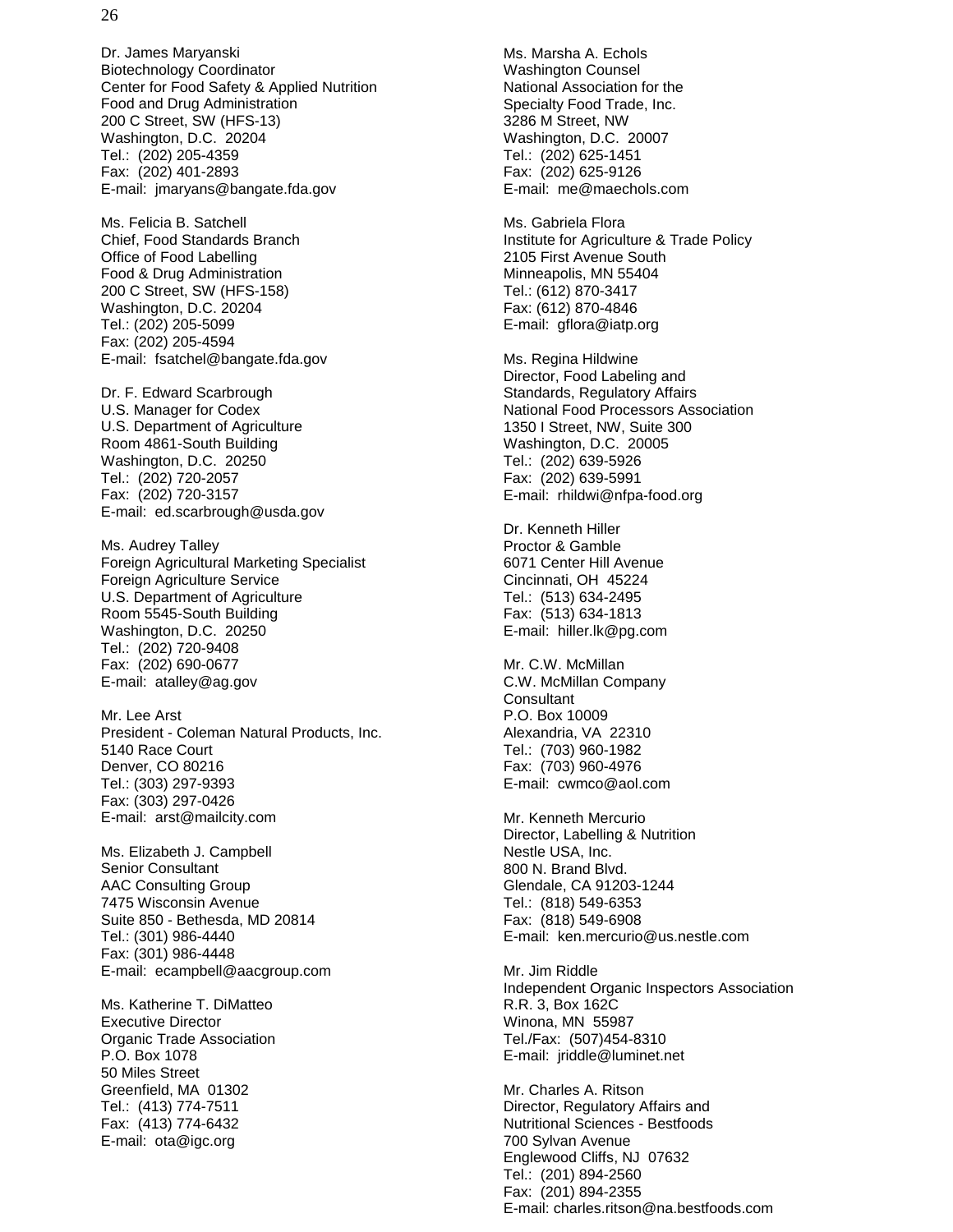Dr. James Maryanski
Biotechnology Coordinator
Center for Food Safety & Applied Nutrition
Food and Drug Administration
200 C Street, SW (HFS-13)
Washington, D.C. 20204
Tel.: (202) 205-4359
Fax: (202) 401-2893
E-mail: jmaryans@bangate.fda.gov

Ms. Felicia B. Satchell
Chief, Food Standards Branch
Office of Food Labelling
Food & Drug Administration
200 C Street, SW (HFS-158)
Washington, D.C. 20204
Tel.: (202) 205-5099
Fax: (202) 205-4594
E-mail: fsatchel@bangate.fda.gov

Dr. F. Edward Scarbrough
U.S. Manager for Codex
U.S. Department of Agriculture
Room 4861-South Building
Washington, D.C. 20250
Tel.: (202) 720-2057
Fax: (202) 720-3157
E-mail: ed.scarbrough@usda.gov

Ms. Audrey Talley
Foreign Agricultural Marketing Specialist
Foreign Agriculture Service
U.S. Department of Agriculture
Room 5545-South Building
Washington, D.C. 20250
Tel.: (202) 720-9408
Fax: (202) 690-0677
E-mail: atalley@ag.gov

Mr. Lee Arst
President - Coleman Natural Products, Inc.
5140 Race Court
Denver, CO 80216
Tel.: (303) 297-9393
Fax: (303) 297-0426
E-mail: arst@mailcity.com

Ms. Elizabeth J. Campbell
Senior Consultant
AAC Consulting Group
7475 Wisconsin Avenue
Suite 850 - Bethesda, MD 20814
Tel.: (301) 986-4440
Fax: (301) 986-4448
E-mail: ecampbell@aacgroup.com

Ms. Katherine T. DiMatteo
Executive Director
Organic Trade Association
P.O. Box 1078
50 Miles Street
Greenfield, MA 01302
Tel.: (413) 774-7511
Fax: (413) 774-6432
E-mail: ota@igc.org

Ms. Marsha A. Echols
Washington Counsel
National Association for the
Specialty Food Trade, Inc.
3286 M Street, NW
Washington, D.C. 20007
Tel.: (202) 625-1451
Fax: (202) 625-9126
E-mail: me@maechols.com

Ms. Gabriela Flora
Institute for Agriculture & Trade Policy
2105 First Avenue South
Minneapolis, MN 55404
Tel.: (612) 870-3417
Fax: (612) 870-4846
E-mail: gflora@iatp.org

Ms. Regina Hildwine
Director, Food Labeling and
Standards, Regulatory Affairs
National Food Processors Association
1350 I Street, NW, Suite 300
Washington, D.C. 20005
Tel.: (202) 639-5926
Fax: (202) 639-5991
E-mail: rhildwi@nfpa-food.org

Dr. Kenneth Hiller
Proctor & Gamble
6071 Center Hill Avenue
Cincinnati, OH 45224
Tel.: (513) 634-2495
Fax: (513) 634-1813
E-mail: hiller.lk@pg.com

Mr. C.W. McMillan
C.W. McMillan Company
Consultant
P.O. Box 10009
Alexandria, VA 22310
Tel.: (703) 960-1982
Fax: (703) 960-4976
E-mail: cwmco@aol.com

Mr. Kenneth Mercurio
Director, Labelling & Nutrition
Nestle USA, Inc.
800 N. Brand Blvd.
Glendale, CA 91203-1244
Tel.: (818) 549-6353
Fax: (818) 549-6908
E-mail: ken.mercurio@us.nestle.com

Mr. Jim Riddle
Independent Organic Inspectors Association
R.R. 3, Box 162C
Winona, MN 55987
Tel./Fax: (507)454-8310
E-mail: jriddle@luminet.net

Mr. Charles A. Ritson
Director, Regulatory Affairs and
Nutritional Sciences - Bestfoods
700 Sylvan Avenue
Englewood Cliffs, NJ 07632
Tel.: (201) 894-2560
Fax: (201) 894-2355
E-mail: charles.ritson@na.bestfoods.com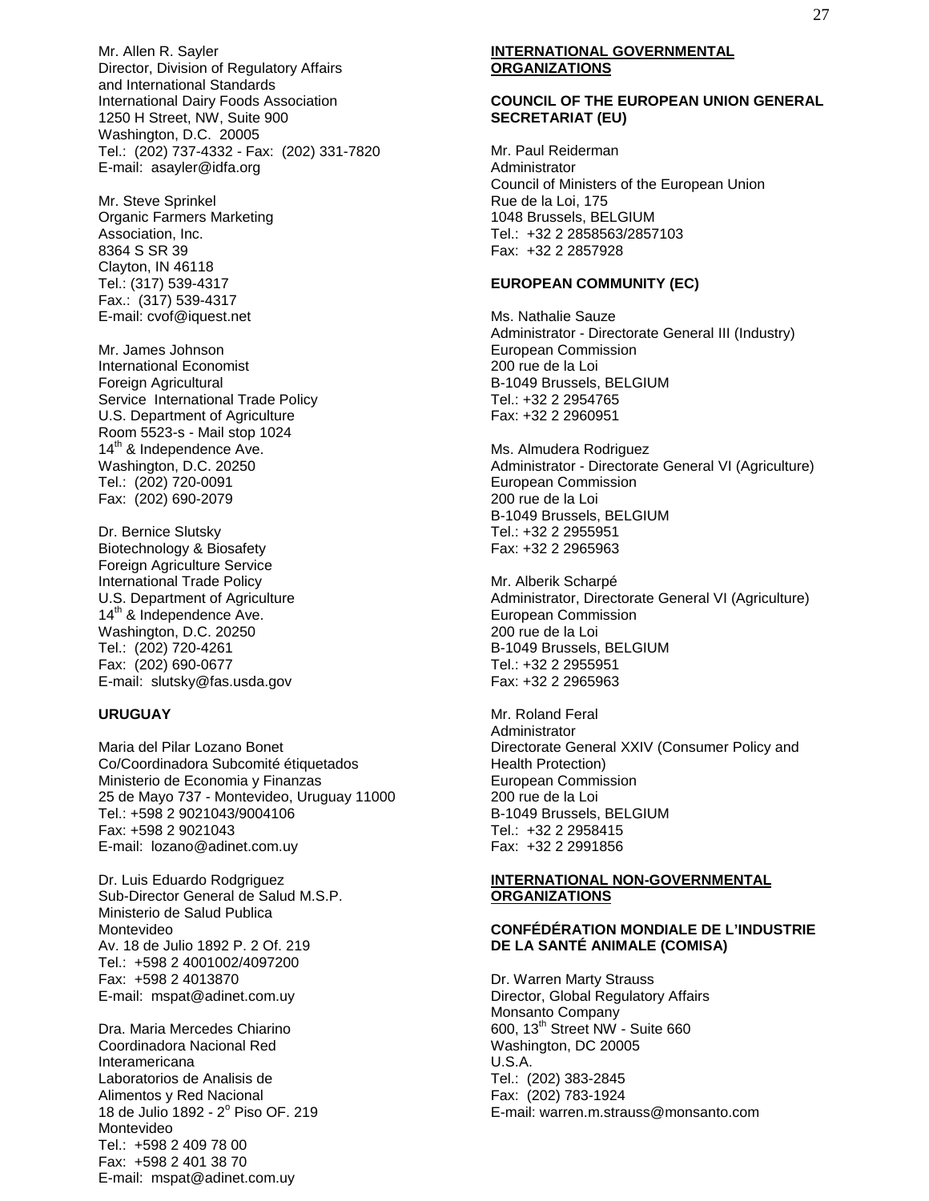Mr. Allen R. Sayler
Director, Division of Regulatory Affairs
and International Standards
International Dairy Foods Association
1250 H Street, NW, Suite 900
Washington, D.C. 20005
Tel.: (202) 737-4332 - Fax: (202) 331-7820
E-mail: asayler@idfa.org

Mr. Steve Sprinkel
Organic Farmers Marketing
Association, Inc.
8364 S SR 39
Clayton, IN 46118
Tel.: (317) 539-4317
Fax.: (317) 539-4317
E-mail: cvof@iquest.net

Mr. James Johnson
International Economist
Foreign Agricultural
Service International Trade Policy
U.S. Department of Agriculture
Room 5523-s - Mail stop 1024
14th & Independence Ave.
Washington, D.C. 20250
Tel.: (202) 720-0091
Fax: (202) 690-2079

Dr. Bernice Slutsky
Biotechnology & Biosafety
Foreign Agriculture Service
International Trade Policy
U.S. Department of Agriculture
14th & Independence Ave.
Washington, D.C. 20250
Tel.: (202) 720-4261
Fax: (202) 690-0677
E-mail: slutsky@fas.usda.gov

**URUGUAY**

Maria del Pilar Lozano Bonet
Co/Coordinadora Subcomité étiquetados
Ministerio de Economia y Finanzas
25 de Mayo 737 - Montevideo, Uruguay 11000
Tel.: +598 2 9021043/9004106
Fax: +598 2 9021043
E-mail: lozano@adinet.com.uy

Dr. Luis Eduardo Rodgriguez
Sub-Director General de Salud M.S.P.
Ministerio de Salud Publica
Montevideo
Av. 18 de Julio 1892 P. 2 Of. 219
Tel.: +598 2 4001002/4097200
Fax: +598 2 4013870
E-mail: mspat@adinet.com.uy

Dra. Maria Mercedes Chiarino
Coordinadora Nacional Red
Interamericana
Laboratorios de Analisis de
Alimentos y Red Nacional
18 de Julio 1892 - 2° Piso OF. 219
Montevideo
Tel.: +598 2 409 78 00
Fax: +598 2 401 38 70
E-mail: mspat@adinet.com.uy

**INTERNATIONAL GOVERNMENTAL ORGANIZATIONS**

**COUNCIL OF THE EUROPEAN UNION GENERAL SECRETARIAT (EU)**

Mr. Paul Reiderman
Administrator
Council of Ministers of the European Union
Rue de la Loi, 175
1048 Brussels, BELGIUM
Tel.: +32 2 2858563/2857103
Fax: +32 2 2857928

**EUROPEAN COMMUNITY (EC)**

Ms. Nathalie Sauze
Administrator - Directorate General III (Industry)
European Commission
200 rue de la Loi
B-1049 Brussels, BELGIUM
Tel.: +32 2 2954765
Fax: +32 2 2960951

Ms. Almudera Rodriguez
Administrator - Directorate General VI (Agriculture)
European Commission
200 rue de la Loi
B-1049 Brussels, BELGIUM
Tel.: +32 2 2955951
Fax: +32 2 2965963

Mr. Alberik Scharpé
Administrator, Directorate General VI (Agriculture)
European Commission
200 rue de la Loi
B-1049 Brussels, BELGIUM
Tel.: +32 2 2955951
Fax: +32 2 2965963

Mr. Roland Feral
Administrator
Directorate General XXIV (Consumer Policy and Health Protection)
European Commission
200 rue de la Loi
B-1049 Brussels, BELGIUM
Tel.: +32 2 2958415
Fax: +32 2 2991856

**INTERNATIONAL NON-GOVERNMENTAL ORGANIZATIONS**

**CONFÉDÉRATION MONDIALE DE L'INDUSTRIE DE LA SANTÉ ANIMALE (COMISA)**

Dr. Warren Marty Strauss
Director, Global Regulatory Affairs
Monsanto Company
600, 13th Street NW - Suite 660
Washington, DC 20005
U.S.A.
Tel.: (202) 383-2845
Fax: (202) 783-1924
E-mail: warren.m.strauss@monsanto.com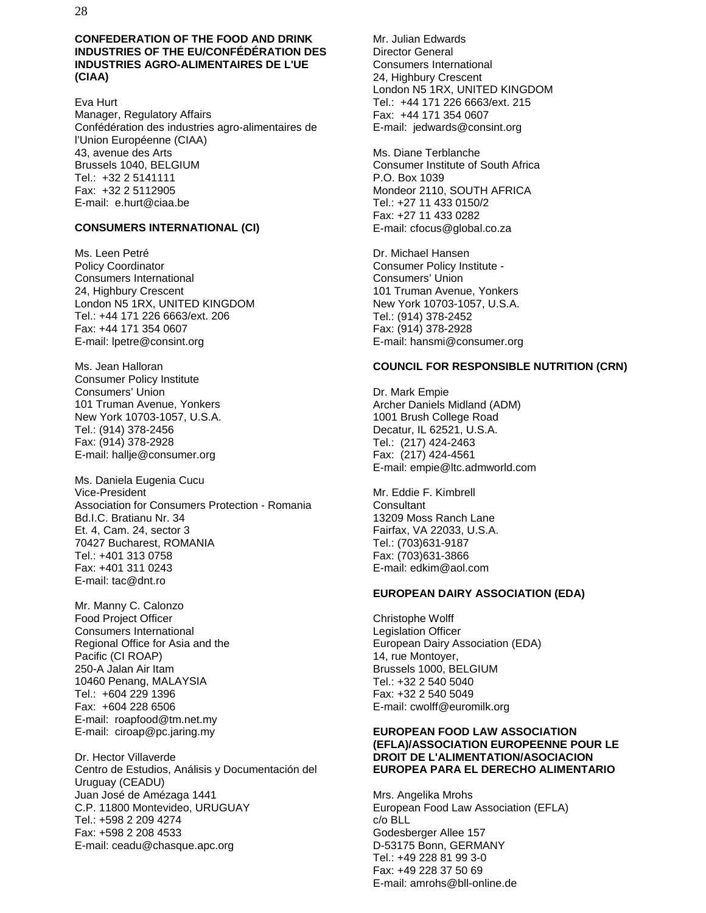**CONFEDERATION OF THE FOOD AND DRINK INDUSTRIES OF THE EU/CONFÉDÉRATION DES INDUSTRIES AGRO-ALIMENTAIRES DE L'UE (CIAA)**

Eva Hurt
Manager, Regulatory Affairs
Confédération des industries agro-alimentaires de l'Union Européenne (CIAA)
43, avenue des Arts
Brussels 1040, BELGIUM
Tel.: +32 2 5141111
Fax: +32 2 5112905
E-mail: e.hurt@ciaa.be

**CONSUMERS INTERNATIONAL (CI)**

Ms. Leen Petré
Policy Coordinator
Consumers International
24, Highbury Crescent
London N5 1RX, UNITED KINGDOM
Tel.: +44 171 226 6663/ext. 206
Fax: +44 171 354 0607
E-mail: lpetre@consint.org

Ms. Jean Halloran
Consumer Policy Institute
Consumers' Union
101 Truman Avenue, Yonkers
New York 10703-1057, U.S.A.
Tel.: (914) 378-2456
Fax: (914) 378-2928
E-mail: hallje@consumer.org

Ms. Daniela Eugenia Cucu
Vice-President
Association for Consumers Protection - Romania
Bd.I.C. Bratianu Nr. 34
Et. 4, Cam. 24, sector 3
70427 Bucharest, ROMANIA
Tel.: +401 313 0758
Fax: +401 311 0243
E-mail: tac@dnt.ro

Mr. Manny C. Calonzo
Food Project Officer
Consumers International
Regional Office for Asia and the Pacific (CI ROAP)
250-A Jalan Air Itam
10460 Penang, MALAYSIA
Tel.: +604 229 1396
Fax: +604 228 6506
E-mail: roapfood@tm.net.my
E-mail: ciroap@pc.jaring.my

Dr. Hector Villaverde
Centro de Estudios, Análisis y Documentación del Uruguay (CEADU)
Juan José de Amézaga 1441
C.P. 11800 Montevideo, URUGUAY
Tel.: +598 2 209 4274
Fax: +598 2 208 4533
E-mail: ceadu@chasque.apc.org

Mr. Julian Edwards
Director General
Consumers International
24, Highbury Crescent
London N5 1RX, UNITED KINGDOM
Tel.: +44 171 226 6663/ext. 215
Fax: +44 171 354 0607
E-mail: jedwards@consint.org

Ms. Diane Terblanche
Consumer Institute of South Africa
P.O. Box 1039
Mondeor 2110, SOUTH AFRICA
Tel.: +27 11 433 0150/2
Fax: +27 11 433 0282
E-mail: cfocus@global.co.za

Dr. Michael Hansen
Consumer Policy Institute -
Consumers' Union
101 Truman Avenue, Yonkers
New York 10703-1057, U.S.A.
Tel.: (914) 378-2452
Fax: (914) 378-2928
E-mail: hansmi@consumer.org

**COUNCIL FOR RESPONSIBLE NUTRITION (CRN)**

Dr. Mark Empie
Archer Daniels Midland (ADM)
1001 Brush College Road
Decatur, IL 62521, U.S.A.
Tel.: (217) 424-2463
Fax: (217) 424-4561
E-mail: empie@ltc.admworld.com

Mr. Eddie F. Kimbrell
Consultant
13209 Moss Ranch Lane
Fairfax, VA 22033, U.S.A.
Tel.: (703)631-9187
Fax: (703)631-3866
E-mail: edkim@aol.com

**EUROPEAN DAIRY ASSOCIATION (EDA)**

Christophe Wolff
Legislation Officer
European Dairy Association (EDA)
14, rue Montoyer,
Brussels 1000, BELGIUM
Tel.: +32 2 540 5040
Fax: +32 2 540 5049
E-mail: cwolff@euromilk.org

**EUROPEAN FOOD LAW ASSOCIATION (EFLA)/ASSOCIATION EUROPEENNE POUR LE DROIT DE L'ALIMENTATION/ASOCIACION EUROPEA PARA EL DERECHO ALIMENTARIO**

Mrs. Angelika Mrohs
European Food Law Association (EFLA)
c/o BLL
Godesberger Allee 157
D-53175 Bonn, GERMANY
Tel.: +49 228 81 99 3-0
Fax: +49 228 37 50 69
E-mail: amrohs@bll-online.de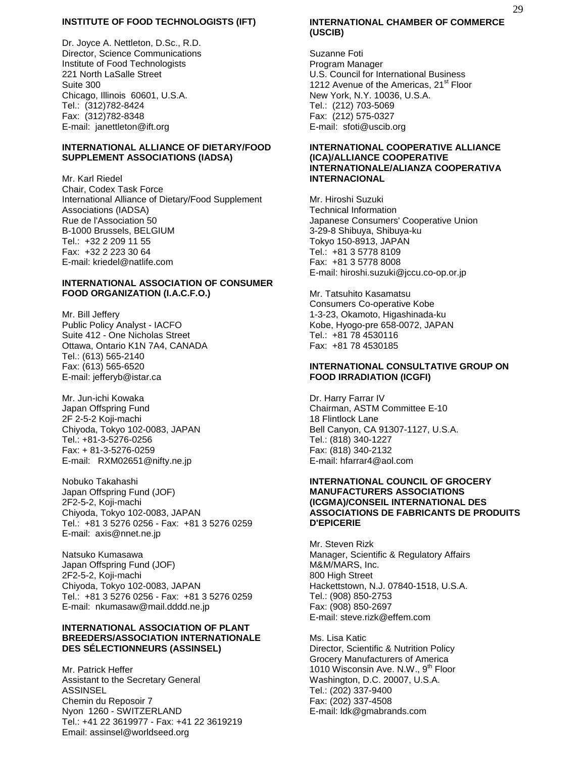**INSTITUTE OF FOOD TECHNOLOGISTS (IFT)**

Dr. Joyce A. Nettleton, D.Sc., R.D.
Director, Science Communications
Institute of Food Technologists
221 North LaSalle Street
Suite 300
Chicago, Illinois 60601, U.S.A.
Tel.: (312)782-8424
Fax: (312)782-8348
E-mail: janettleton@ift.org

**INTERNATIONAL ALLIANCE OF DIETARY/FOOD SUPPLEMENT ASSOCIATIONS (IADSA)**

Mr. Karl Riedel
Chair, Codex Task Force
International Alliance of Dietary/Food Supplement Associations (IADSA)
Rue de l'Association 50
B-1000 Brussels, BELGIUM
Tel.: +32 2 209 11 55
Fax: +32 2 223 30 64
E-mail: kriedel@natlife.com

**INTERNATIONAL ASSOCIATION OF CONSUMER FOOD ORGANIZATION (I.A.C.F.O.)**

Mr. Bill Jeffery
Public Policy Analyst - IACFO
Suite 412 - One Nicholas Street
Ottawa, Ontario K1N 7A4, CANADA
Tel.: (613) 565-2140
Fax: (613) 565-6520
E-mail: jefferyb@istar.ca

Mr. Jun-ichi Kowaka
Japan Offspring Fund
2F 2-5-2 Koji-machi
Chiyoda, Tokyo 102-0083, JAPAN
Tel.: +81-3-5276-0256
Fax: + 81-3-5276-0259
E-mail: RXM02651@nifty.ne.jp

Nobuko Takahashi
Japan Offspring Fund (JOF)
2F2-5-2, Koji-machi
Chiyoda, Tokyo 102-0083, JAPAN
Tel.: +81 3 5276 0256 - Fax: +81 3 5276 0259
E-mail: axis@nnet.ne.jp

Natsuko Kumasawa
Japan Offspring Fund (JOF)
2F2-5-2, Koji-machi
Chiyoda, Tokyo 102-0083, JAPAN
Tel.: +81 3 5276 0256 - Fax: +81 3 5276 0259
E-mail: nkumasaw@mail.dddd.ne.jp

**INTERNATIONAL ASSOCIATION OF PLANT BREEDERS/ASSOCIATION INTERNATIONALE DES SÉLECTIONNEURS (ASSINSEL)**

Mr. Patrick Heffer
Assistant to the Secretary General
ASSINSEL
Chemin du Reposoir 7
Nyon 1260 - SWITZERLAND
Tel.: +41 22 3619977 - Fax: +41 22 3619219
Email: assinsel@worldseed.org

**INTERNATIONAL CHAMBER OF COMMERCE (USCIB)**

Suzanne Foti
Program Manager
U.S. Council for International Business
1212 Avenue of the Americas, 21st Floor
New York, N.Y. 10036, U.S.A.
Tel.: (212) 703-5069
Fax: (212) 575-0327
E-mail: sfoti@uscib.org

**INTERNATIONAL COOPERATIVE ALLIANCE (ICA)/ALLIANCE COOPERATIVE INTERNATIONALE/ALIANZA COOPERATIVA INTERNACIONAL**

Mr. Hiroshi Suzuki
Technical Information
Japanese Consumers' Cooperative Union
3-29-8 Shibuya, Shibuya-ku
Tokyo 150-8913, JAPAN
Tel.: +81 3 5778 8109
Fax: +81 3 5778 8008
E-mail: hiroshi.suzuki@jccu.co-op.or.jp

Mr. Tatsuhito Kasamatsu
Consumers Co-operative Kobe
1-3-23, Okamoto, Higashinada-ku
Kobe, Hyogo-pre 658-0072, JAPAN
Tel.: +81 78 4530116
Fax: +81 78 4530185

**INTERNATIONAL CONSULTATIVE GROUP ON FOOD IRRADIATION (ICGFI)**

Dr. Harry Farrar IV
Chairman, ASTM Committee E-10
18 Flintlock Lane
Bell Canyon, CA 91307-1127, U.S.A.
Tel.: (818) 340-1227
Fax: (818) 340-2132
E-mail: hfarrar4@aol.com

**INTERNATIONAL COUNCIL OF GROCERY MANUFACTURERS ASSOCIATIONS (ICGMA)/CONSEIL INTERNATIONAL DES ASSOCIATIONS DE FABRICANTS DE PRODUITS D'EPICERIE**

Mr. Steven Rizk
Manager, Scientific & Regulatory Affairs
M&M/MARS, Inc.
800 High Street
Hackettstown, N.J. 07840-1518, U.S.A.
Tel.: (908) 850-2753
Fax: (908) 850-2697
E-mail: steve.rizk@effem.com

Ms. Lisa Katic
Director, Scientific & Nutrition Policy
Grocery Manufacturers of America
1010 Wisconsin Ave. N.W., 9th Floor
Washington, D.C. 20007, U.S.A.
Tel.: (202) 337-9400
Fax: (202) 337-4508
E-mail: ldk@gmabrands.com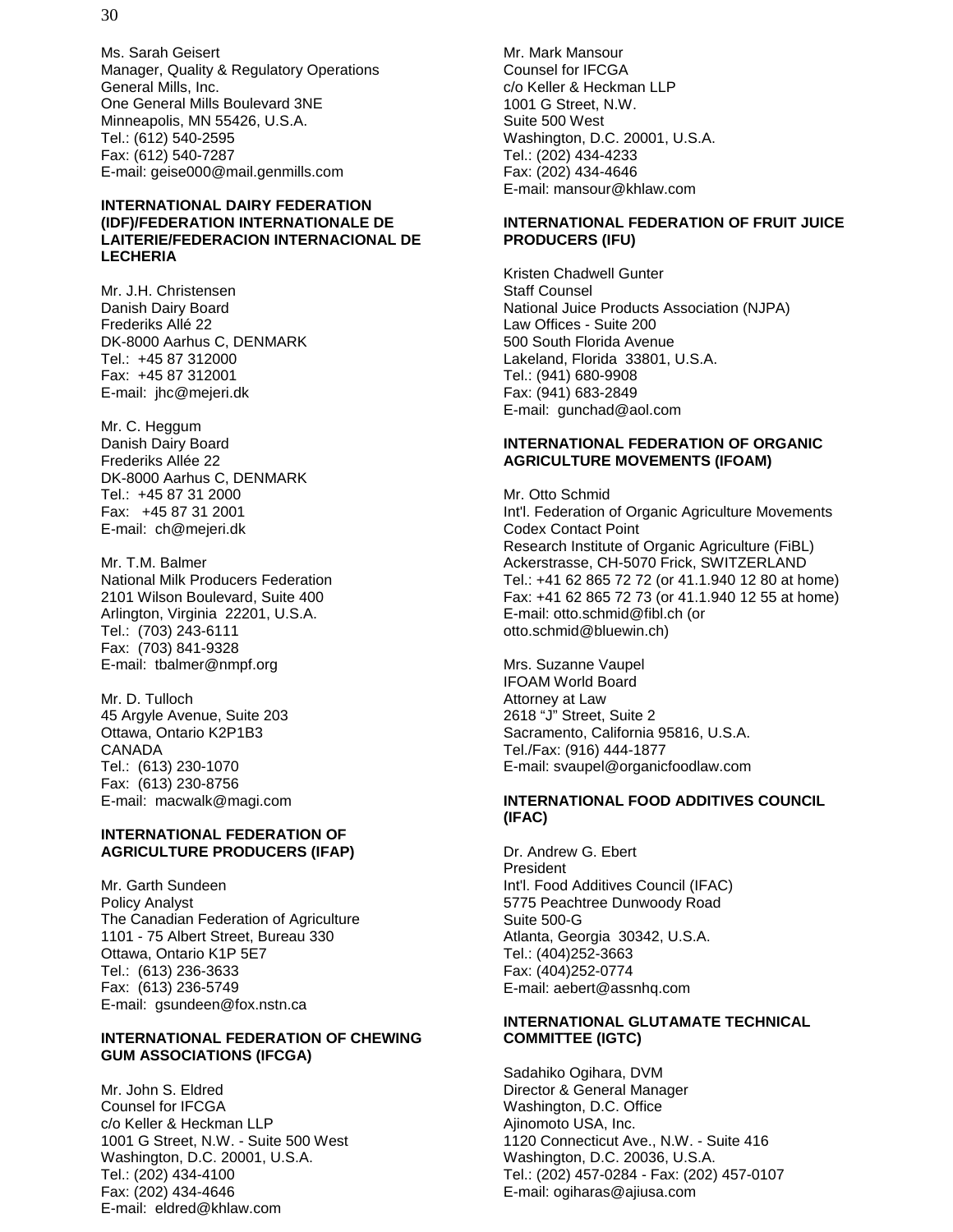Ms. Sarah Geisert
Manager, Quality & Regulatory Operations
General Mills, Inc.
One General Mills Boulevard 3NE
Minneapolis, MN 55426, U.S.A.
Tel.: (612) 540-2595
Fax: (612) 540-7287
E-mail: geise000@mail.genmills.com

**INTERNATIONAL DAIRY FEDERATION (IDF)/FEDERATION INTERNATIONALE DE LAITERIE/FEDERACION INTERNACIONAL DE LECHERIA**

Mr. J.H. Christensen
Danish Dairy Board
Frederiks Allé 22
DK-8000 Aarhus C, DENMARK
Tel.: +45 87 312000
Fax: +45 87 312001
E-mail: jhc@mejeri.dk

Mr. C. Heggum
Danish Dairy Board
Frederiks Allée 22
DK-8000 Aarhus C, DENMARK
Tel.: +45 87 31 2000
Fax: +45 87 31 2001
E-mail: ch@mejeri.dk

Mr. T.M. Balmer
National Milk Producers Federation
2101 Wilson Boulevard, Suite 400
Arlington, Virginia 22201, U.S.A.
Tel.: (703) 243-6111
Fax: (703) 841-9328
E-mail: tbalmer@nmpf.org

Mr. D. Tulloch
45 Argyle Avenue, Suite 203
Ottawa, Ontario K2P1B3
CANADA
Tel.: (613) 230-1070
Fax: (613) 230-8756
E-mail: macwalk@magi.com

**INTERNATIONAL FEDERATION OF AGRICULTURE PRODUCERS (IFAP)**

Mr. Garth Sundeen
Policy Analyst
The Canadian Federation of Agriculture
1101 - 75 Albert Street, Bureau 330
Ottawa, Ontario K1P 5E7
Tel.: (613) 236-3633
Fax: (613) 236-5749
E-mail: gsundeen@fox.nstn.ca

**INTERNATIONAL FEDERATION OF CHEWING GUM ASSOCIATIONS (IFCGA)**

Mr. John S. Eldred
Counsel for IFCGA
c/o Keller & Heckman LLP
1001 G Street, N.W. - Suite 500 West
Washington, D.C. 20001, U.S.A.
Tel.: (202) 434-4100
Fax: (202) 434-4646
E-mail: eldred@khlaw.com

Mr. Mark Mansour
Counsel for IFCGA
c/o Keller & Heckman LLP
1001 G Street, N.W.
Suite 500 West
Washington, D.C. 20001, U.S.A.
Tel.: (202) 434-4233
Fax: (202) 434-4646
E-mail: mansour@khlaw.com

**INTERNATIONAL FEDERATION OF FRUIT JUICE PRODUCERS (IFU)**

Kristen Chadwell Gunter
Staff Counsel
National Juice Products Association (NJPA)
Law Offices - Suite 200
500 South Florida Avenue
Lakeland, Florida 33801, U.S.A.
Tel.: (941) 680-9908
Fax: (941) 683-2849
E-mail: gunchad@aol.com

**INTERNATIONAL FEDERATION OF ORGANIC AGRICULTURE MOVEMENTS (IFOAM)**

Mr. Otto Schmid
Int'l. Federation of Organic Agriculture Movements
Codex Contact Point
Research Institute of Organic Agriculture (FiBL)
Ackerstrasse, CH-5070 Frick, SWITZERLAND
Tel.: +41 62 865 72 72 (or 41.1.940 12 80 at home)
Fax: +41 62 865 72 73 (or 41.1.940 12 55 at home)
E-mail: otto.schmid@fibl.ch (or otto.schmid@bluewin.ch)

Mrs. Suzanne Vaupel
IFOAM World Board
Attorney at Law
2618 "J" Street, Suite 2
Sacramento, California 95816, U.S.A.
Tel./Fax: (916) 444-1877
E-mail: svaupel@organicfoodlaw.com

**INTERNATIONAL FOOD ADDITIVES COUNCIL (IFAC)**

Dr. Andrew G. Ebert
President
Int'l. Food Additives Council (IFAC)
5775 Peachtree Dunwoody Road
Suite 500-G
Atlanta, Georgia 30342, U.S.A.
Tel.: (404)252-3663
Fax: (404)252-0774
E-mail: aebert@assnhq.com

**INTERNATIONAL GLUTAMATE TECHNICAL COMMITTEE (IGTC)**

Sadahiko Ogihara, DVM
Director & General Manager
Washington, D.C. Office
Ajinomoto USA, Inc.
1120 Connecticut Ave., N.W. - Suite 416
Washington, D.C. 20036, U.S.A.
Tel.: (202) 457-0284 - Fax: (202) 457-0107
E-mail: ogiharas@ajiusa.com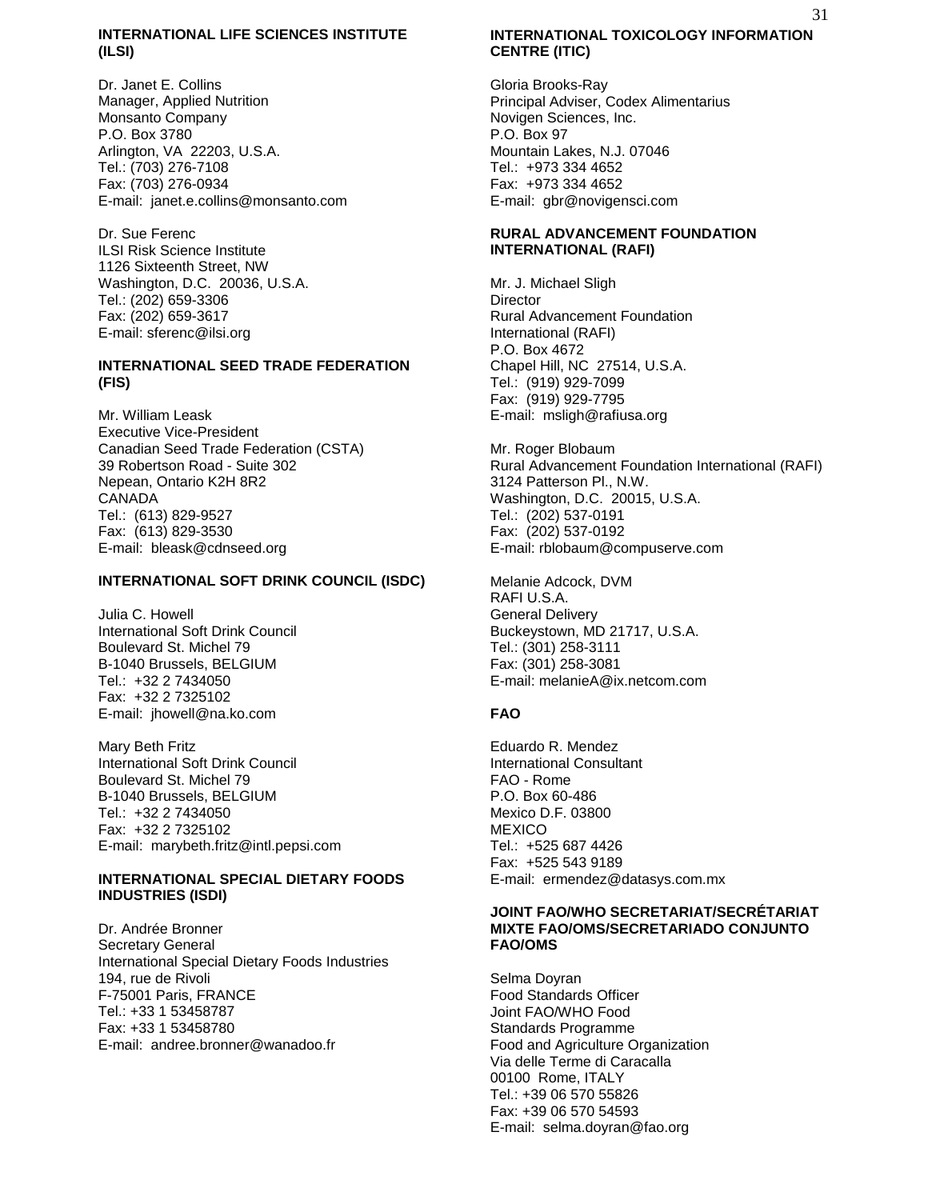**INTERNATIONAL LIFE SCIENCES INSTITUTE (ILSI)**

Dr. Janet E. Collins
Manager, Applied Nutrition
Monsanto Company
P.O. Box 3780
Arlington, VA 22203, U.S.A.
Tel.: (703) 276-7108
Fax: (703) 276-0934
E-mail: janet.e.collins@monsanto.com

Dr. Sue Ferenc
ILSI Risk Science Institute
1126 Sixteenth Street, NW
Washington, D.C. 20036, U.S.A.
Tel.: (202) 659-3306
Fax: (202) 659-3617
E-mail: sferenc@ilsi.org

**INTERNATIONAL SEED TRADE FEDERATION (FIS)**

Mr. William Leask
Executive Vice-President
Canadian Seed Trade Federation (CSTA)
39 Robertson Road - Suite 302
Nepean, Ontario K2H 8R2
CANADA
Tel.: (613) 829-9527
Fax: (613) 829-3530
E-mail: bleask@cdnseed.org

**INTERNATIONAL SOFT DRINK COUNCIL (ISDC)**

Julia C. Howell
International Soft Drink Council
Boulevard St. Michel 79
B-1040 Brussels, BELGIUM
Tel.: +32 2 7434050
Fax: +32 2 7325102
E-mail: jhowell@na.ko.com

Mary Beth Fritz
International Soft Drink Council
Boulevard St. Michel 79
B-1040 Brussels, BELGIUM
Tel.: +32 2 7434050
Fax: +32 2 7325102
E-mail: marybeth.fritz@intl.pepsi.com

**INTERNATIONAL SPECIAL DIETARY FOODS INDUSTRIES (ISDI)**

Dr. Andrée Bronner
Secretary General
International Special Dietary Foods Industries
194, rue de Rivoli
F-75001 Paris, FRANCE
Tel.: +33 1 53458787
Fax: +33 1 53458780
E-mail: andree.bronner@wanadoo.fr

**INTERNATIONAL TOXICOLOGY INFORMATION CENTRE (ITIC)**

Gloria Brooks-Ray
Principal Adviser, Codex Alimentarius
Novigen Sciences, Inc.
P.O. Box 97
Mountain Lakes, N.J. 07046
Tel.: +973 334 4652
Fax: +973 334 4652
E-mail: gbr@novigensci.com

**RURAL ADVANCEMENT FOUNDATION INTERNATIONAL (RAFI)**

Mr. J. Michael Sligh
Director
Rural Advancement Foundation
International (RAFI)
P.O. Box 4672
Chapel Hill, NC 27514, U.S.A.
Tel.: (919) 929-7099
Fax: (919) 929-7795
E-mail: msligh@rafiusa.org

Mr. Roger Blobaum
Rural Advancement Foundation International (RAFI)
3124 Patterson Pl., N.W.
Washington, D.C. 20015, U.S.A.
Tel.: (202) 537-0191
Fax: (202) 537-0192
E-mail: rblobaum@compuserve.com

Melanie Adcock, DVM
RAFI U.S.A.
General Delivery
Buckeystown, MD 21717, U.S.A.
Tel.: (301) 258-3111
Fax: (301) 258-3081
E-mail: melanieA@ix.netcom.com

**FAO**

Eduardo R. Mendez
International Consultant
FAO - Rome
P.O. Box 60-486
Mexico D.F. 03800
MEXICO
Tel.: +525 687 4426
Fax: +525 543 9189
E-mail: ermendez@datasys.com.mx

**JOINT FAO/WHO SECRETARIAT/SECRÉTARIAT MIXTE FAO/OMS/SECRETARIADO CONJUNTO FAO/OMS**

Selma Doyran
Food Standards Officer
Joint FAO/WHO Food
Standards Programme
Food and Agriculture Organization
Via delle Terme di Caracalla
00100 Rome, ITALY
Tel.: +39 06 570 55826
Fax: +39 06 570 54593
E-mail: selma.doyran@fao.org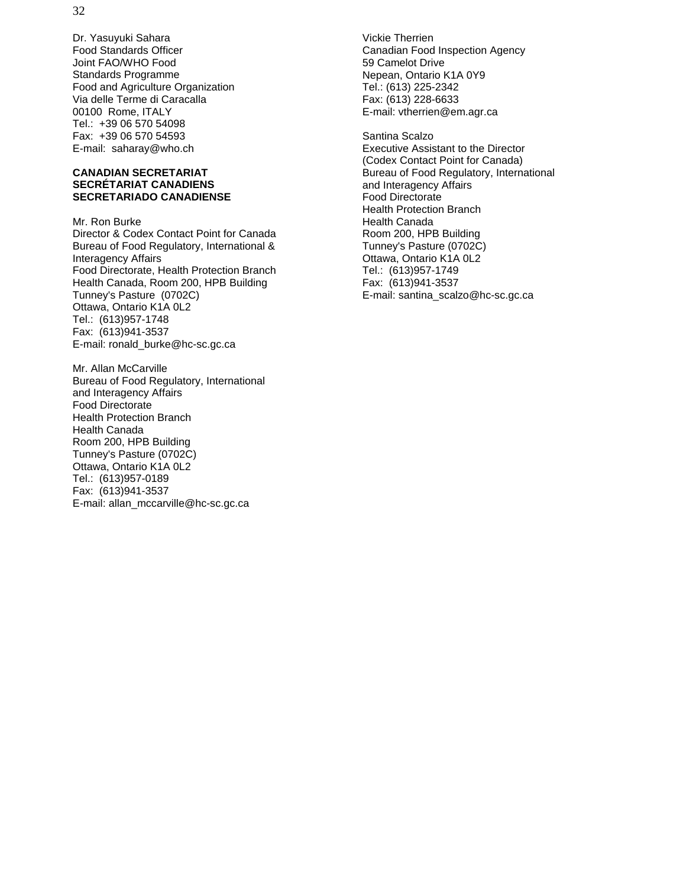Dr. Yasuyuki Sahara
Food Standards Officer
Joint FAO/WHO Food
Standards Programme
Food and Agriculture Organization
Via delle Terme di Caracalla
00100 Rome, ITALY
Tel.: +39 06 570 54098
Fax: +39 06 570 54593
E-mail: saharay@who.ch

**CANADIAN SECRETARIAT**
**SECRÉTARIAT CANADIENS**
**SECRETARIADO CANADIENSE**

Mr. Ron Burke
Director & Codex Contact Point for Canada
Bureau of Food Regulatory, International &
Interagency Affairs
Food Directorate, Health Protection Branch
Health Canada, Room 200, HPB Building
Tunney's Pasture (0702C)
Ottawa, Ontario K1A 0L2
Tel.: (613)957-1748
Fax: (613)941-3537
E-mail: ronald_burke@hc-sc.gc.ca

Mr. Allan McCarville
Bureau of Food Regulatory, International
and Interagency Affairs
Food Directorate
Health Protection Branch
Health Canada
Room 200, HPB Building
Tunney's Pasture (0702C)
Ottawa, Ontario K1A 0L2
Tel.: (613)957-0189
Fax: (613)941-3537
E-mail: allan_mccarville@hc-sc.gc.ca

Vickie Therrien
Canadian Food Inspection Agency
59 Camelot Drive
Nepean, Ontario K1A 0Y9
Tel.: (613) 225-2342
Fax: (613) 228-6633
E-mail: vtherrien@em.agr.ca

Santina Scalzo
Executive Assistant to the Director
(Codex Contact Point for Canada)
Bureau of Food Regulatory, International
and Interagency Affairs
Food Directorate
Health Protection Branch
Health Canada
Room 200, HPB Building
Tunney's Pasture (0702C)
Ottawa, Ontario K1A 0L2
Tel.: (613)957-1749
Fax: (613)941-3537
E-mail: santina_scalzo@hc-sc.gc.ca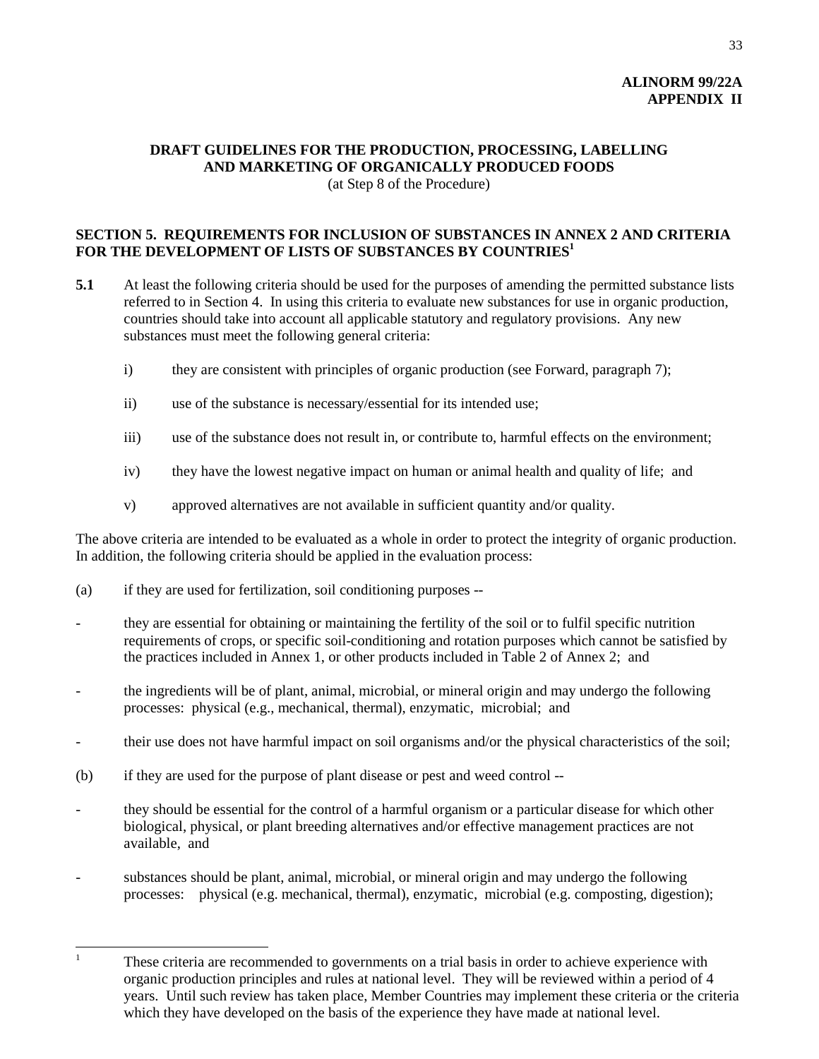**ALINORM 99/22A**
**APPENDIX II**

## DRAFT GUIDELINES FOR THE PRODUCTION, PROCESSING, LABELLING AND MARKETING OF ORGANICALLY PRODUCED FOODS

(at Step 8 of the Procedure)

### SECTION 5. REQUIREMENTS FOR INCLUSION OF SUBSTANCES IN ANNEX 2 AND CRITERIA FOR THE DEVELOPMENT OF LISTS OF SUBSTANCES BY COUNTRIES[1]

**5.1** At least the following criteria should be used for the purposes of amending the permitted substance lists referred to in Section 4. In using this criteria to evaluate new substances for use in organic production, countries should take into account all applicable statutory and regulatory provisions. Any new substances must meet the following general criteria:

- i) they are consistent with principles of organic production (see Forward, paragraph 7);
- ii) use of the substance is necessary/essential for its intended use;
- iii) use of the substance does not result in, or contribute to, harmful effects on the environment;
- iv) they have the lowest negative impact on human or animal health and quality of life; and
- v) approved alternatives are not available in sufficient quantity and/or quality.

The above criteria are intended to be evaluated as a whole in order to protect the integrity of organic production. In addition, the following criteria should be applied in the evaluation process:

(a) if they are used for fertilization, soil conditioning purposes --

- they are essential for obtaining or maintaining the fertility of the soil or to fulfil specific nutrition requirements of crops, or specific soil-conditioning and rotation purposes which cannot be satisfied by the practices included in Annex 1, or other products included in Table 2 of Annex 2; and
- the ingredients will be of plant, animal, microbial, or mineral origin and may undergo the following processes: physical (e.g., mechanical, thermal), enzymatic, microbial; and
- their use does not have harmful impact on soil organisms and/or the physical characteristics of the soil;

(b) if they are used for the purpose of plant disease or pest and weed control --

- they should be essential for the control of a harmful organism or a particular disease for which other biological, physical, or plant breeding alternatives and/or effective management practices are not available, and
- substances should be plant, animal, microbial, or mineral origin and may undergo the following processes: physical (e.g. mechanical, thermal), enzymatic, microbial (e.g. composting, digestion);

---

[1] These criteria are recommended to governments on a trial basis in order to achieve experience with organic production principles and rules at national level. They will be reviewed within a period of 4 years. Until such review has taken place, Member Countries may implement these criteria or the criteria which they have developed on the basis of the experience they have made at national level.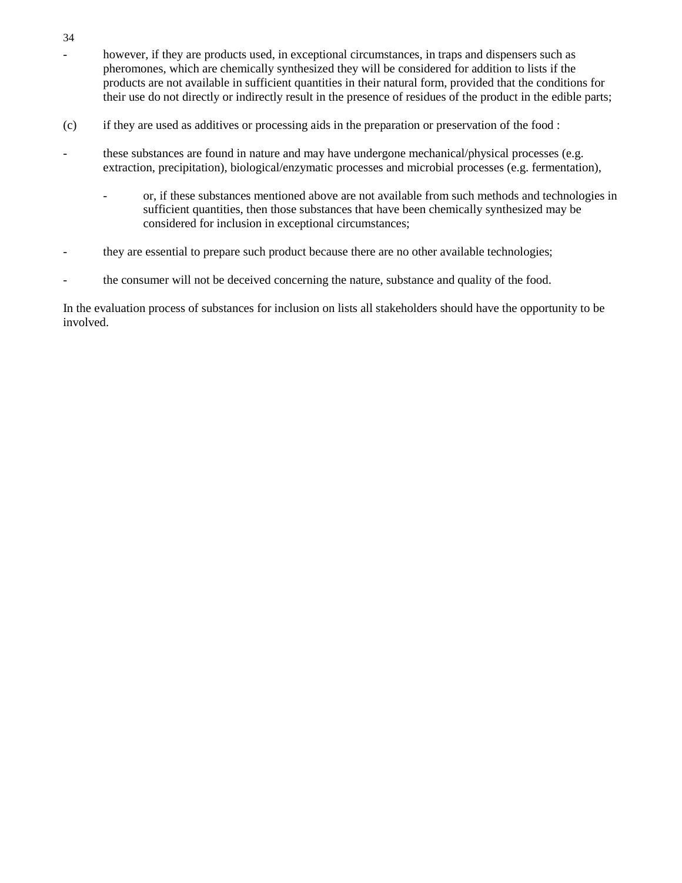- however, if they are products used, in exceptional circumstances, in traps and dispensers such as pheromones, which are chemically synthesized they will be considered for addition to lists if the products are not available in sufficient quantities in their natural form, provided that the conditions for their use do not directly or indirectly result in the presence of residues of the product in the edible parts;

(c) if they are used as additives or processing aids in the preparation or preservation of the food :

- these substances are found in nature and may have undergone mechanical/physical processes (e.g. extraction, precipitation), biological/enzymatic processes and microbial processes (e.g. fermentation),

    - or, if these substances mentioned above are not available from such methods and technologies in sufficient quantities, then those substances that have been chemically synthesized may be considered for inclusion in exceptional circumstances;

- they are essential to prepare such product because there are no other available technologies;

- the consumer will not be deceived concerning the nature, substance and quality of the food.

In the evaluation process of substances for inclusion on lists all stakeholders should have the opportunity to be involved.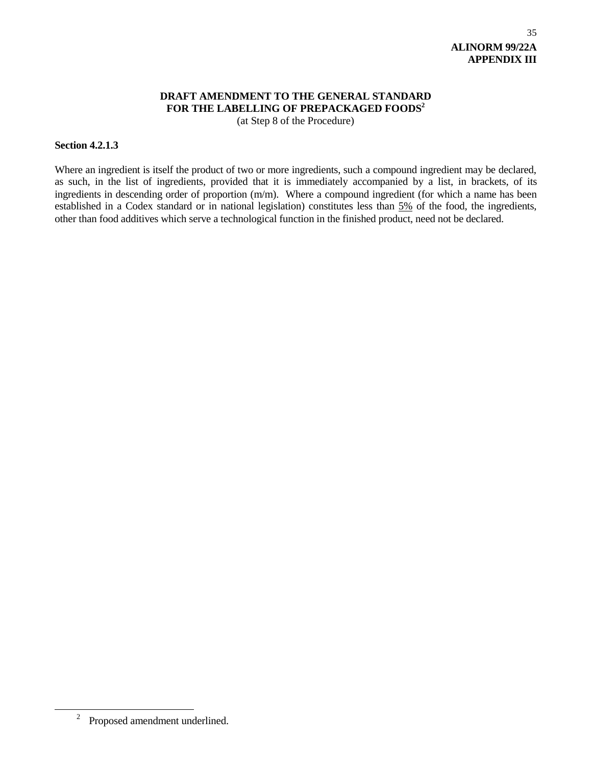# DRAFT AMENDMENT TO THE GENERAL STANDARD FOR THE LABELLING OF PREPACKAGED FOODS[2]

(at Step 8 of the Procedure)

**Section 4.2.1.3**

Where an ingredient is itself the product of two or more ingredients, such a compound ingredient may be declared, as such, in the list of ingredients, provided that it is immediately accompanied by a list, in brackets, of its ingredients in descending order of proportion (m/m). Where a compound ingredient (for which a name has been established in a Codex standard or in national legislation) constitutes less than <u>5%</u> of the food, the ingredients, other than food additives which serve a technological function in the finished product, need not be declared.

---

[2] Proposed amendment underlined.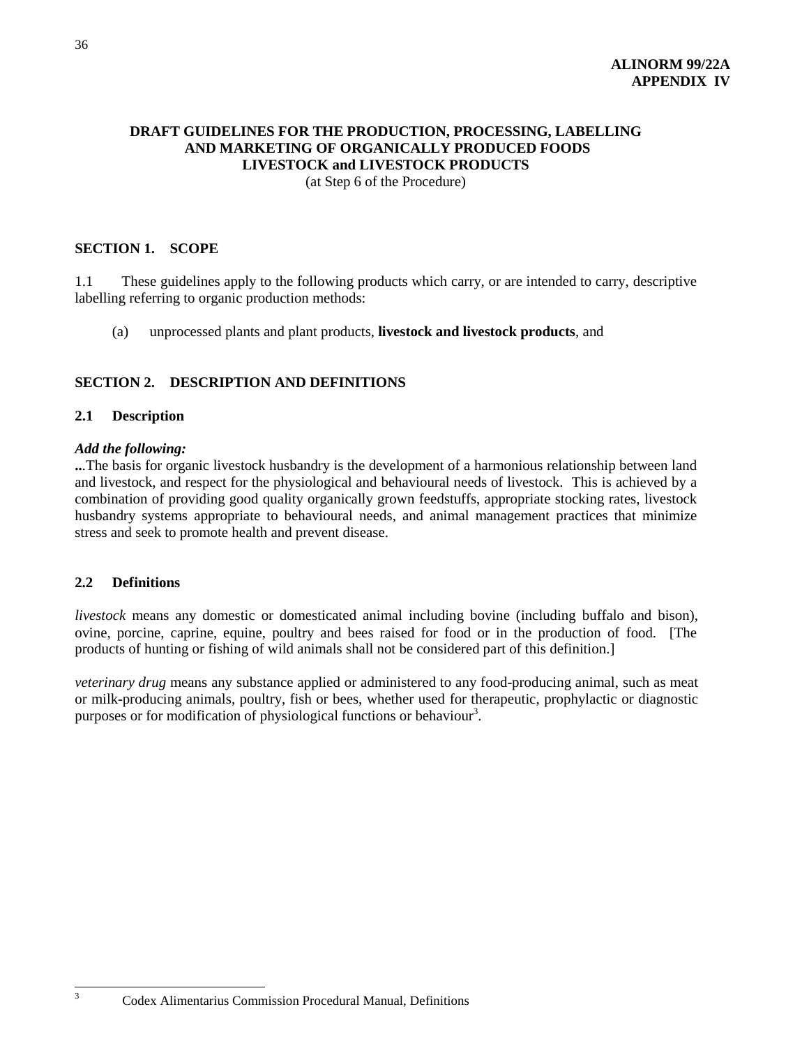**ALINORM 99/22A**
**APPENDIX IV**

# DRAFT GUIDELINES FOR THE PRODUCTION, PROCESSING, LABELLING AND MARKETING OF ORGANICALLY PRODUCED FOODS LIVESTOCK and LIVESTOCK PRODUCTS

(at Step 6 of the Procedure)

## SECTION 1. SCOPE

1.1 These guidelines apply to the following products which carry, or are intended to carry, descriptive labelling referring to organic production methods:

(a) unprocessed plants and plant products, **livestock and livestock products**, and

## SECTION 2. DESCRIPTION AND DEFINITIONS

### 2.1 Description

***Add the following:***

**...**The basis for organic livestock husbandry is the development of a harmonious relationship between land and livestock, and respect for the physiological and behavioural needs of livestock. This is achieved by a combination of providing good quality organically grown feedstuffs, appropriate stocking rates, livestock husbandry systems appropriate to behavioural needs, and animal management practices that minimize stress and seek to promote health and prevent disease.

### 2.2 Definitions

*livestock* means any domestic or domesticated animal including bovine (including buffalo and bison), ovine, porcine, caprine, equine, poultry and bees raised for food or in the production of food. [The products of hunting or fishing of wild animals shall not be considered part of this definition.]

*veterinary drug* means any substance applied or administered to any food-producing animal, such as meat or milk-producing animals, poultry, fish or bees, whether used for therapeutic, prophylactic or diagnostic purposes or for modification of physiological functions or behaviour[3].

[3] Codex Alimentarius Commission Procedural Manual, Definitions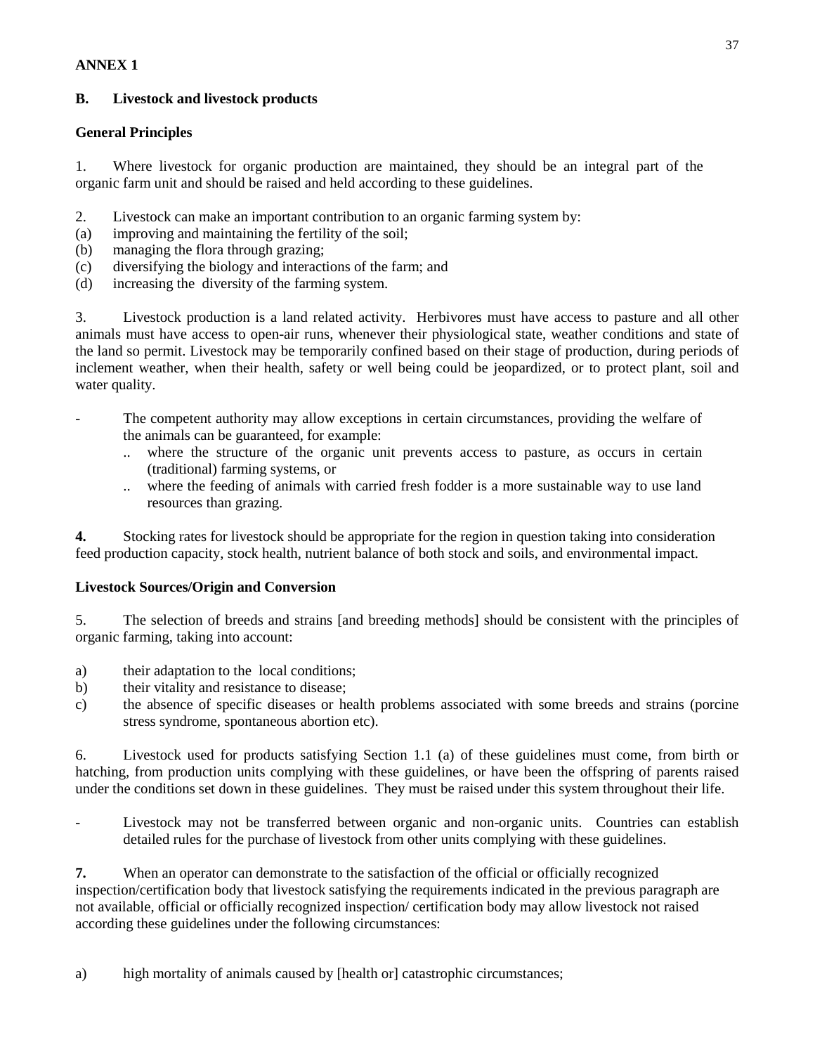**ANNEX 1**

## B. Livestock and livestock products

### General Principles

1. Where livestock for organic production are maintained, they should be an integral part of the organic farm unit and should be raised and held according to these guidelines.

2. Livestock can make an important contribution to an organic farming system by:
(a) improving and maintaining the fertility of the soil;
(b) managing the flora through grazing;
(c) diversifying the biology and interactions of the farm; and
(d) increasing the diversity of the farming system.

3. Livestock production is a land related activity. Herbivores must have access to pasture and all other animals must have access to open-air runs, whenever their physiological state, weather conditions and state of the land so permit. Livestock may be temporarily confined based on their stage of production, during periods of inclement weather, when their health, safety or well being could be jeopardized, or to protect plant, soil and water quality.

- The competent authority may allow exceptions in certain circumstances, providing the welfare of the animals can be guaranteed, for example:
  - .. where the structure of the organic unit prevents access to pasture, as occurs in certain (traditional) farming systems, or
  - .. where the feeding of animals with carried fresh fodder is a more sustainable way to use land resources than grazing.

**4.** Stocking rates for livestock should be appropriate for the region in question taking into consideration feed production capacity, stock health, nutrient balance of both stock and soils, and environmental impact.

### Livestock Sources/Origin and Conversion

5. The selection of breeds and strains [and breeding methods] should be consistent with the principles of organic farming, taking into account:

a) their adaptation to the local conditions;
b) their vitality and resistance to disease;
c) the absence of specific diseases or health problems associated with some breeds and strains (porcine stress syndrome, spontaneous abortion etc).

6. Livestock used for products satisfying Section 1.1 (a) of these guidelines must come, from birth or hatching, from production units complying with these guidelines, or have been the offspring of parents raised under the conditions set down in these guidelines. They must be raised under this system throughout their life.

- Livestock may not be transferred between organic and non-organic units. Countries can establish detailed rules for the purchase of livestock from other units complying with these guidelines.

**7.** When an operator can demonstrate to the satisfaction of the official or officially recognized inspection/certification body that livestock satisfying the requirements indicated in the previous paragraph are not available, official or officially recognized inspection/ certification body may allow livestock not raised according these guidelines under the following circumstances:

a) high mortality of animals caused by [health or] catastrophic circumstances;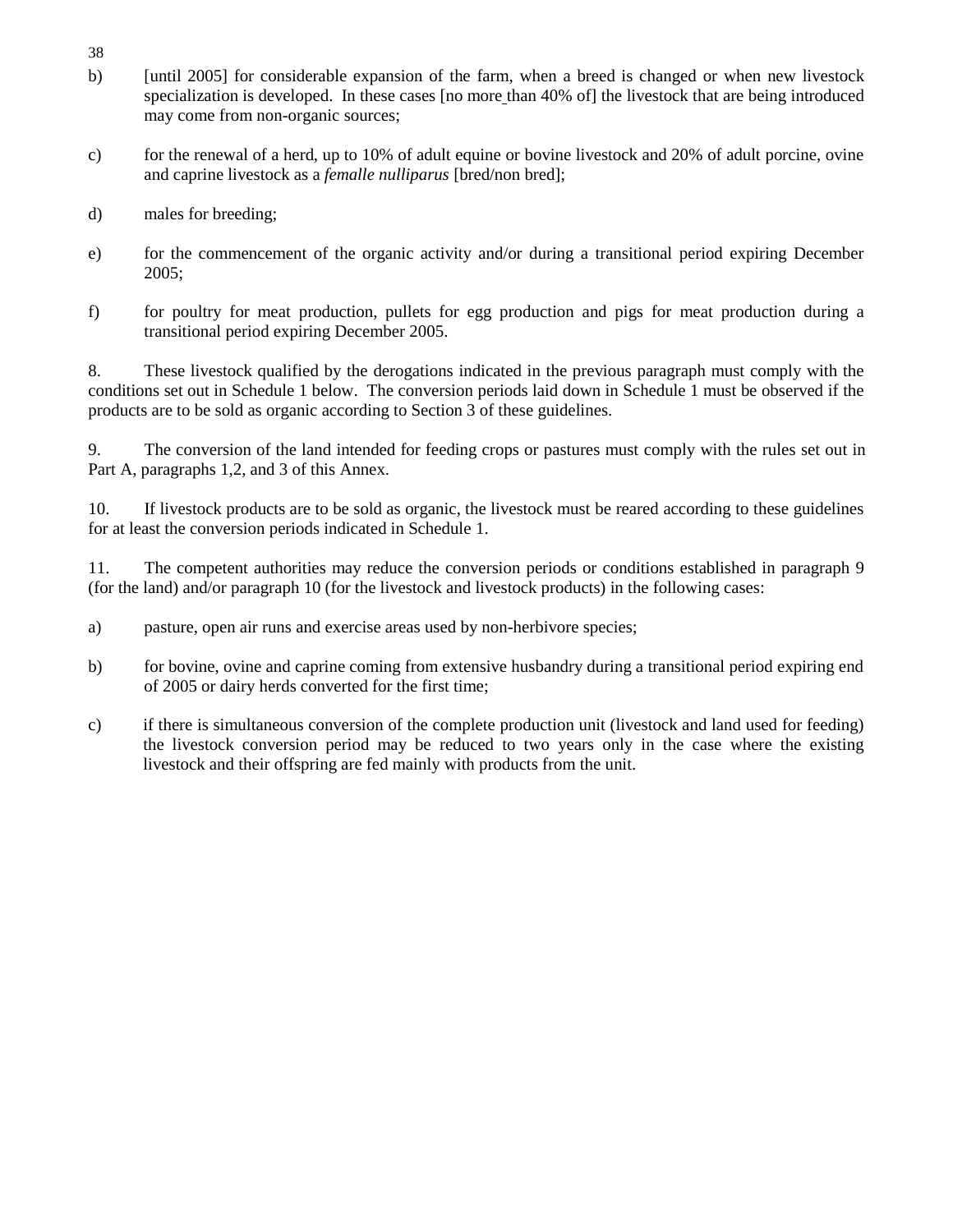b) [until 2005] for considerable expansion of the farm, when a breed is changed or when new livestock specialization is developed. In these cases [no more than 40% of] the livestock that are being introduced may come from non-organic sources;

c) for the renewal of a herd, up to 10% of adult equine or bovine livestock and 20% of adult porcine, ovine and caprine livestock as a *femalle nulliparus* [bred/non bred];

d) males for breeding;

e) for the commencement of the organic activity and/or during a transitional period expiring December 2005;

f) for poultry for meat production, pullets for egg production and pigs for meat production during a transitional period expiring December 2005.

8. These livestock qualified by the derogations indicated in the previous paragraph must comply with the conditions set out in Schedule 1 below. The conversion periods laid down in Schedule 1 must be observed if the products are to be sold as organic according to Section 3 of these guidelines.

9. The conversion of the land intended for feeding crops or pastures must comply with the rules set out in Part A, paragraphs 1,2, and 3 of this Annex.

10. If livestock products are to be sold as organic, the livestock must be reared according to these guidelines for at least the conversion periods indicated in Schedule 1.

11. The competent authorities may reduce the conversion periods or conditions established in paragraph 9 (for the land) and/or paragraph 10 (for the livestock and livestock products) in the following cases:

a) pasture, open air runs and exercise areas used by non-herbivore species;

b) for bovine, ovine and caprine coming from extensive husbandry during a transitional period expiring end of 2005 or dairy herds converted for the first time;

c) if there is simultaneous conversion of the complete production unit (livestock and land used for feeding) the livestock conversion period may be reduced to two years only in the case where the existing livestock and their offspring are fed mainly with products from the unit.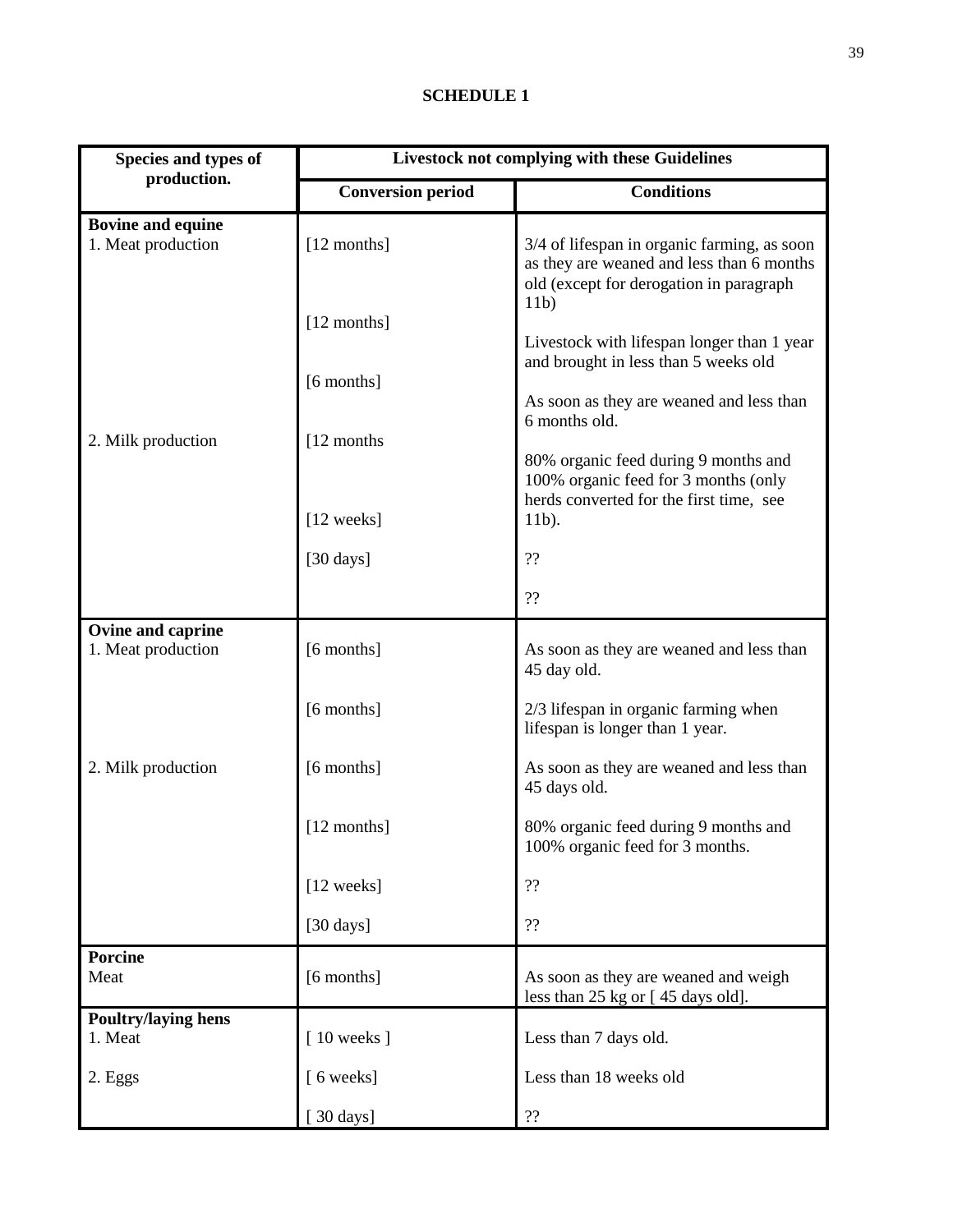**SCHEDULE 1**

| Species and types of production. | Livestock not complying with these Guidelines | |
|---|---|---|
| | **Conversion period** | **Conditions** |
| **Bovine and equine** | | |
| 1. Meat production | [12 months] | 3/4 of lifespan in organic farming, as soon as they are weaned and less than 6 months old (except for derogation in paragraph 11b) |
| | [12 months] | Livestock with lifespan longer than 1 year and brought in less than 5 weeks old |
| | [6 months] | As soon as they are weaned and less than 6 months old. |
| 2. Milk production | [12 months | 80% organic feed during 9 months and 100% organic feed for 3 months (only herds converted for the first time, see 11b). |
| | [12 weeks] | ?? |
| | [30 days] | ?? |
| **Ovine and caprine** | | |
| 1. Meat production | [6 months] | As soon as they are weaned and less than 45 day old. |
| | [6 months] | 2/3 lifespan in organic farming when lifespan is longer than 1 year. |
| 2. Milk production | [6 months] | As soon as they are weaned and less than 45 days old. |
| | [12 months] | 80% organic feed during 9 months and 100% organic feed for 3 months. |
| | [12 weeks] | ?? |
| | [30 days] | ?? |
| **Porcine** | | |
| Meat | [6 months] | As soon as they are weaned and weigh less than 25 kg or [ 45 days old]. |
| **Poultry/laying hens** | | |
| 1. Meat | [ 10 weeks ] | Less than 7 days old. |
| 2. Eggs | [ 6 weeks] | Less than 18 weeks old |
| | [ 30 days] | ?? |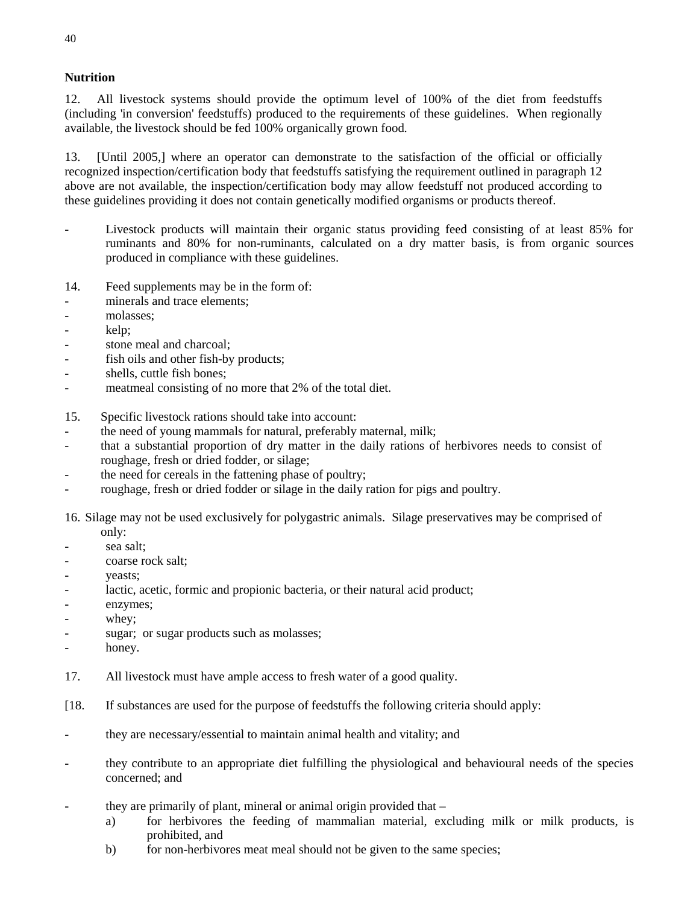**Nutrition**

12. All livestock systems should provide the optimum level of 100% of the diet from feedstuffs (including 'in conversion' feedstuffs) produced to the requirements of these guidelines. When regionally available, the livestock should be fed 100% organically grown food.

13. [Until 2005,] where an operator can demonstrate to the satisfaction of the official or officially recognized inspection/certification body that feedstuffs satisfying the requirement outlined in paragraph 12 above are not available, the inspection/certification body may allow feedstuff not produced according to these guidelines providing it does not contain genetically modified organisms or products thereof.

- Livestock products will maintain their organic status providing feed consisting of at least 85% for ruminants and 80% for non-ruminants, calculated on a dry matter basis, is from organic sources produced in compliance with these guidelines.

14. Feed supplements may be in the form of:
- minerals and trace elements;
- molasses;
- kelp;
- stone meal and charcoal;
- fish oils and other fish-by products;
- shells, cuttle fish bones;
- meatmeal consisting of no more that 2% of the total diet.

15. Specific livestock rations should take into account:
- the need of young mammals for natural, preferably maternal, milk;
- that a substantial proportion of dry matter in the daily rations of herbivores needs to consist of roughage, fresh or dried fodder, or silage;
- the need for cereals in the fattening phase of poultry;
- roughage, fresh or dried fodder or silage in the daily ration for pigs and poultry.

16. Silage may not be used exclusively for polygastric animals. Silage preservatives may be comprised of only:
- sea salt;
- coarse rock salt;
- yeasts;
- lactic, acetic, formic and propionic bacteria, or their natural acid product;
- enzymes;
- whey;
- sugar; or sugar products such as molasses;
- honey.

17. All livestock must have ample access to fresh water of a good quality.

[18. If substances are used for the purpose of feedstuffs the following criteria should apply:

- they are necessary/essential to maintain animal health and vitality; and

- they contribute to an appropriate diet fulfilling the physiological and behavioural needs of the species concerned; and

- they are primarily of plant, mineral or animal origin provided that –
  - a) for herbivores the feeding of mammalian material, excluding milk or milk products, is prohibited, and
  - b) for non-herbivores meat meal should not be given to the same species;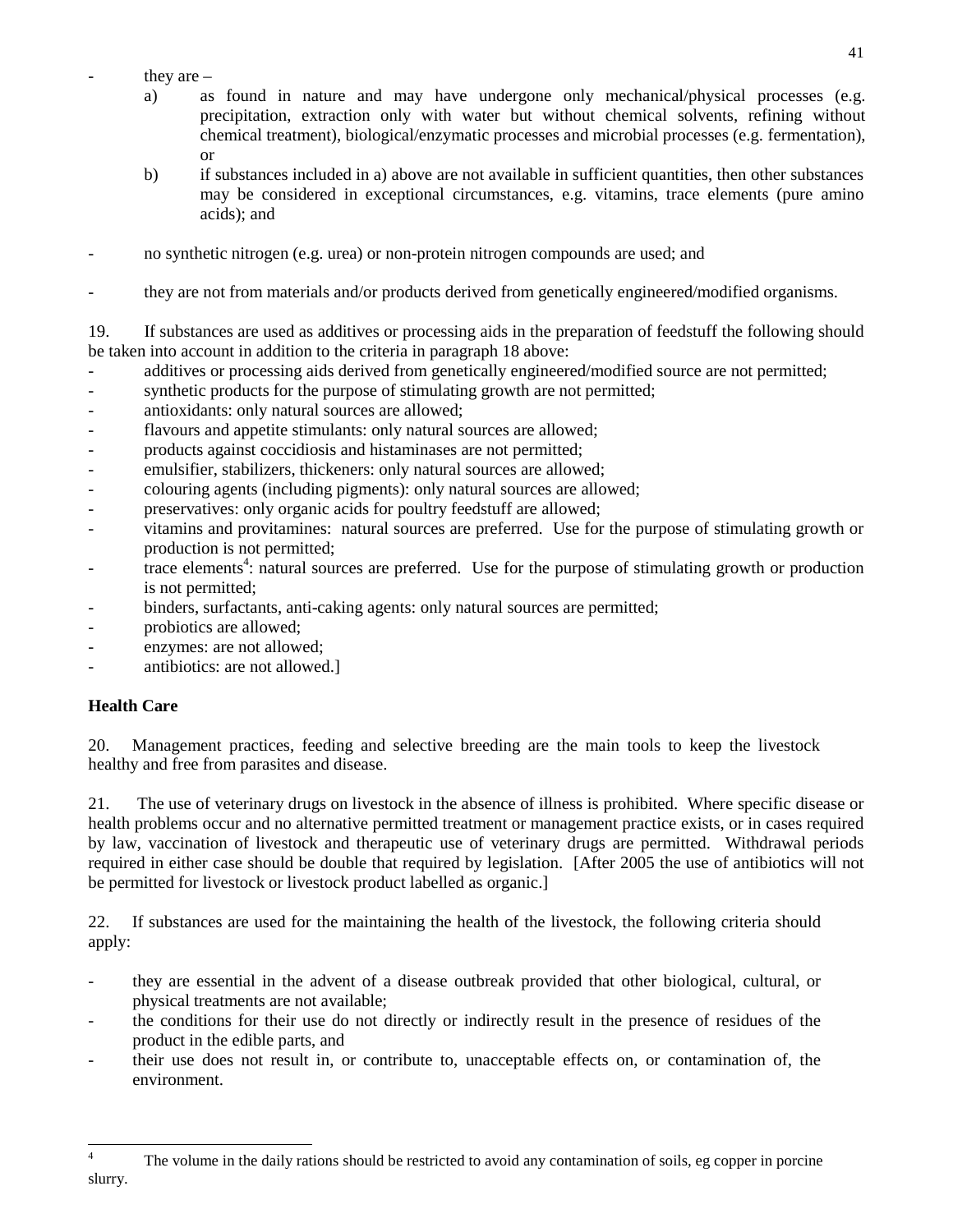- they are –
  a) as found in nature and may have undergone only mechanical/physical processes (e.g. precipitation, extraction only with water but without chemical solvents, refining without chemical treatment), biological/enzymatic processes and microbial processes (e.g. fermentation), or
  b) if substances included in a) above are not available in sufficient quantities, then other substances may be considered in exceptional circumstances, e.g. vitamins, trace elements (pure amino acids); and

- no synthetic nitrogen (e.g. urea) or non-protein nitrogen compounds are used; and

- they are not from materials and/or products derived from genetically engineered/modified organisms.

19. If substances are used as additives or processing aids in the preparation of feedstuff the following should be taken into account in addition to the criteria in paragraph 18 above:

- additives or processing aids derived from genetically engineered/modified source are not permitted;
- synthetic products for the purpose of stimulating growth are not permitted;
- antioxidants: only natural sources are allowed;
- flavours and appetite stimulants: only natural sources are allowed;
- products against coccidiosis and histaminases are not permitted;
- emulsifier, stabilizers, thickeners: only natural sources are allowed;
- colouring agents (including pigments): only natural sources are allowed;
- preservatives: only organic acids for poultry feedstuff are allowed;
- vitamins and provitamines: natural sources are preferred. Use for the purpose of stimulating growth or production is not permitted;
- trace elements[4]: natural sources are preferred. Use for the purpose of stimulating growth or production is not permitted;
- binders, surfactants, anti-caking agents: only natural sources are permitted;
- probiotics are allowed;
- enzymes: are not allowed;
- antibiotics: are not allowed.]

**Health Care**

20. Management practices, feeding and selective breeding are the main tools to keep the livestock healthy and free from parasites and disease.

21. The use of veterinary drugs on livestock in the absence of illness is prohibited. Where specific disease or health problems occur and no alternative permitted treatment or management practice exists, or in cases required by law, vaccination of livestock and therapeutic use of veterinary drugs are permitted. Withdrawal periods required in either case should be double that required by legislation. [After 2005 the use of antibiotics will not be permitted for livestock or livestock product labelled as organic.]

22. If substances are used for the maintaining the health of the livestock, the following criteria should apply:

- they are essential in the advent of a disease outbreak provided that other biological, cultural, or physical treatments are not available;
- the conditions for their use do not directly or indirectly result in the presence of residues of the product in the edible parts, and
- their use does not result in, or contribute to, unacceptable effects on, or contamination of, the environment.

---

[4] The volume in the daily rations should be restricted to avoid any contamination of soils, eg copper in porcine slurry.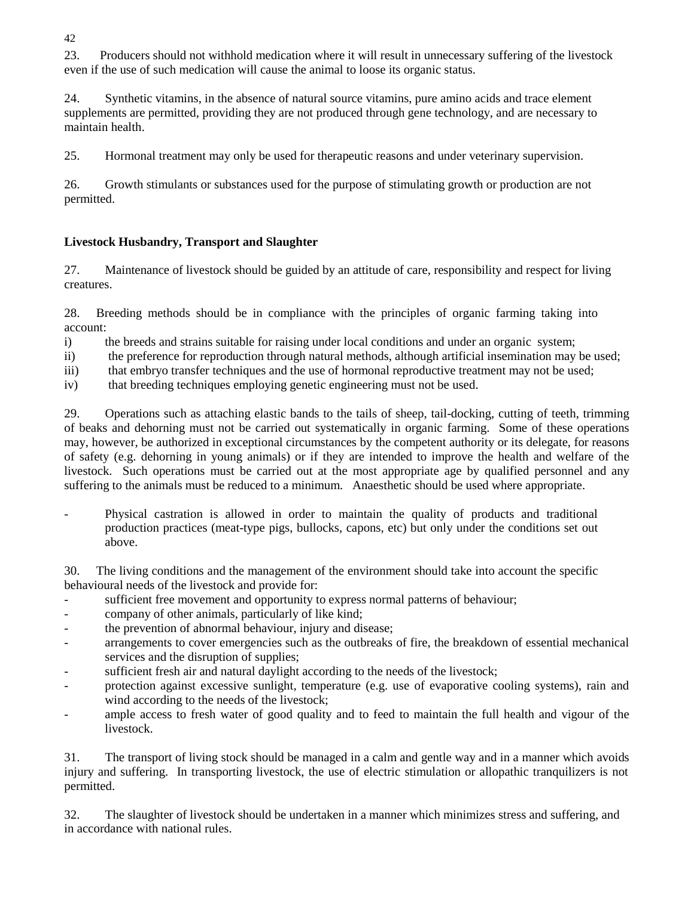23. Producers should not withhold medication where it will result in unnecessary suffering of the livestock even if the use of such medication will cause the animal to loose its organic status.

24. Synthetic vitamins, in the absence of natural source vitamins, pure amino acids and trace element supplements are permitted, providing they are not produced through gene technology, and are necessary to maintain health.

25. Hormonal treatment may only be used for therapeutic reasons and under veterinary supervision.

26. Growth stimulants or substances used for the purpose of stimulating growth or production are not permitted.

**Livestock Husbandry, Transport and Slaughter**

27. Maintenance of livestock should be guided by an attitude of care, responsibility and respect for living creatures.

28. Breeding methods should be in compliance with the principles of organic farming taking into account:

i) the breeds and strains suitable for raising under local conditions and under an organic system;
ii) the preference for reproduction through natural methods, although artificial insemination may be used;
iii) that embryo transfer techniques and the use of hormonal reproductive treatment may not be used;
iv) that breeding techniques employing genetic engineering must not be used.

29. Operations such as attaching elastic bands to the tails of sheep, tail-docking, cutting of teeth, trimming of beaks and dehorning must not be carried out systematically in organic farming. Some of these operations may, however, be authorized in exceptional circumstances by the competent authority or its delegate, for reasons of safety (e.g. dehorning in young animals) or if they are intended to improve the health and welfare of the livestock. Such operations must be carried out at the most appropriate age by qualified personnel and any suffering to the animals must be reduced to a minimum. Anaesthetic should be used where appropriate.

- Physical castration is allowed in order to maintain the quality of products and traditional production practices (meat-type pigs, bullocks, capons, etc) but only under the conditions set out above.

30. The living conditions and the management of the environment should take into account the specific behavioural needs of the livestock and provide for:

- sufficient free movement and opportunity to express normal patterns of behaviour;
- company of other animals, particularly of like kind;
- the prevention of abnormal behaviour, injury and disease;
- arrangements to cover emergencies such as the outbreaks of fire, the breakdown of essential mechanical services and the disruption of supplies;
- sufficient fresh air and natural daylight according to the needs of the livestock;
- protection against excessive sunlight, temperature (e.g. use of evaporative cooling systems), rain and wind according to the needs of the livestock;
- ample access to fresh water of good quality and to feed to maintain the full health and vigour of the livestock.

31. The transport of living stock should be managed in a calm and gentle way and in a manner which avoids injury and suffering. In transporting livestock, the use of electric stimulation or allopathic tranquilizers is not permitted.

32. The slaughter of livestock should be undertaken in a manner which minimizes stress and suffering, and in accordance with national rules.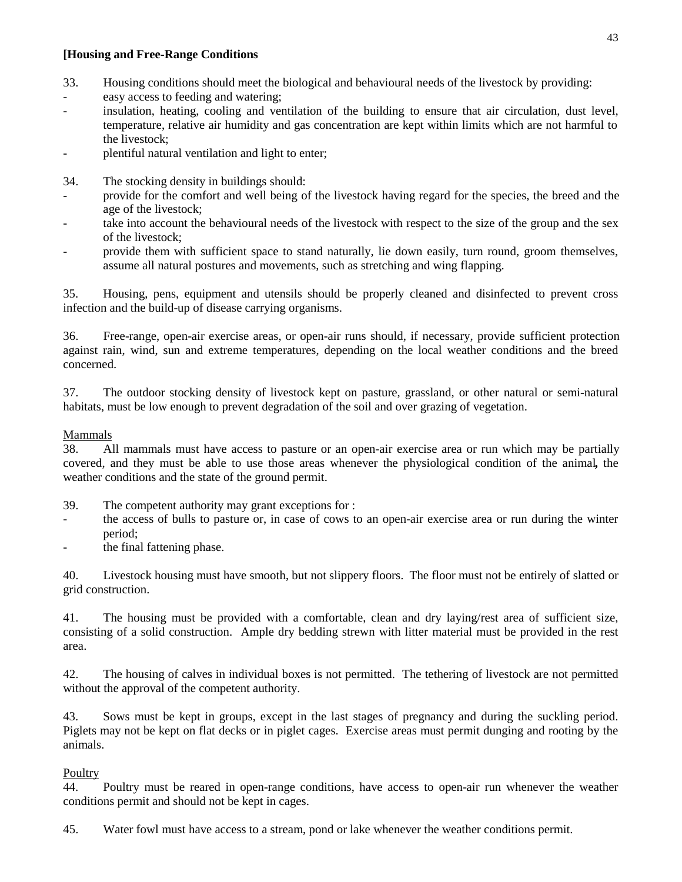**[Housing and Free-Range Conditions**

33. Housing conditions should meet the biological and behavioural needs of the livestock by providing:

- easy access to feeding and watering;
- insulation, heating, cooling and ventilation of the building to ensure that air circulation, dust level, temperature, relative air humidity and gas concentration are kept within limits which are not harmful to the livestock;
- plentiful natural ventilation and light to enter;

34. The stocking density in buildings should:

- provide for the comfort and well being of the livestock having regard for the species, the breed and the age of the livestock;
- take into account the behavioural needs of the livestock with respect to the size of the group and the sex of the livestock;
- provide them with sufficient space to stand naturally, lie down easily, turn round, groom themselves, assume all natural postures and movements, such as stretching and wing flapping.

35. Housing, pens, equipment and utensils should be properly cleaned and disinfected to prevent cross infection and the build-up of disease carrying organisms.

36. Free-range, open-air exercise areas, or open-air runs should, if necessary, provide sufficient protection against rain, wind, sun and extreme temperatures, depending on the local weather conditions and the breed concerned.

37. The outdoor stocking density of livestock kept on pasture, grassland, or other natural or semi-natural habitats, must be low enough to prevent degradation of the soil and over grazing of vegetation.

Mammals

38. All mammals must have access to pasture or an open-air exercise area or run which may be partially covered, and they must be able to use those areas whenever the physiological condition of the animal**,** the weather conditions and the state of the ground permit.

39. The competent authority may grant exceptions for :

- the access of bulls to pasture or, in case of cows to an open-air exercise area or run during the winter period;
- the final fattening phase.

40. Livestock housing must have smooth, but not slippery floors. The floor must not be entirely of slatted or grid construction.

41. The housing must be provided with a comfortable, clean and dry laying/rest area of sufficient size, consisting of a solid construction. Ample dry bedding strewn with litter material must be provided in the rest area.

42. The housing of calves in individual boxes is not permitted. The tethering of livestock are not permitted without the approval of the competent authority.

43. Sows must be kept in groups, except in the last stages of pregnancy and during the suckling period. Piglets may not be kept on flat decks or in piglet cages. Exercise areas must permit dunging and rooting by the animals.

Poultry

44. Poultry must be reared in open-range conditions, have access to open-air run whenever the weather conditions permit and should not be kept in cages.

45. Water fowl must have access to a stream, pond or lake whenever the weather conditions permit.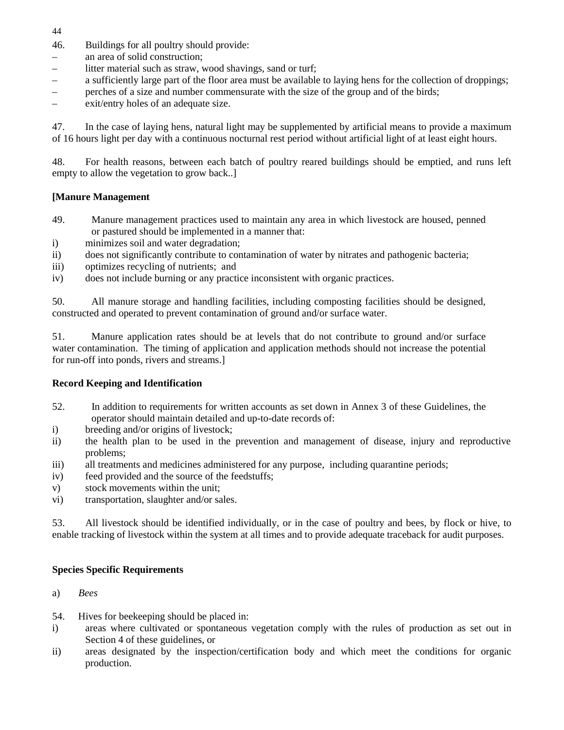46. Buildings for all poultry should provide:

- an area of solid construction;
- litter material such as straw, wood shavings, sand or turf;
- a sufficiently large part of the floor area must be available to laying hens for the collection of droppings;
- perches of a size and number commensurate with the size of the group and of the birds;
- exit/entry holes of an adequate size.

47. In the case of laying hens, natural light may be supplemented by artificial means to provide a maximum of 16 hours light per day with a continuous nocturnal rest period without artificial light of at least eight hours.

48. For health reasons, between each batch of poultry reared buildings should be emptied, and runs left empty to allow the vegetation to grow back..]

**[Manure Management**

49. Manure management practices used to maintain any area in which livestock are housed, penned or pastured should be implemented in a manner that:

i) minimizes soil and water degradation;
ii) does not significantly contribute to contamination of water by nitrates and pathogenic bacteria;
iii) optimizes recycling of nutrients; and
iv) does not include burning or any practice inconsistent with organic practices.

50. All manure storage and handling facilities, including composting facilities should be designed, constructed and operated to prevent contamination of ground and/or surface water.

51. Manure application rates should be at levels that do not contribute to ground and/or surface water contamination. The timing of application and application methods should not increase the potential for run-off into ponds, rivers and streams.]

**Record Keeping and Identification**

52. In addition to requirements for written accounts as set down in Annex 3 of these Guidelines, the operator should maintain detailed and up-to-date records of:

i) breeding and/or origins of livestock;
ii) the health plan to be used in the prevention and management of disease, injury and reproductive problems;
iii) all treatments and medicines administered for any purpose, including quarantine periods;
iv) feed provided and the source of the feedstuffs;
v) stock movements within the unit;
vi) transportation, slaughter and/or sales.

53. All livestock should be identified individually, or in the case of poultry and bees, by flock or hive, to enable tracking of livestock within the system at all times and to provide adequate traceback for audit purposes.

**Species Specific Requirements**

a) *Bees*

54. Hives for beekeeping should be placed in:

i) areas where cultivated or spontaneous vegetation comply with the rules of production as set out in Section 4 of these guidelines, or
ii) areas designated by the inspection/certification body and which meet the conditions for organic production.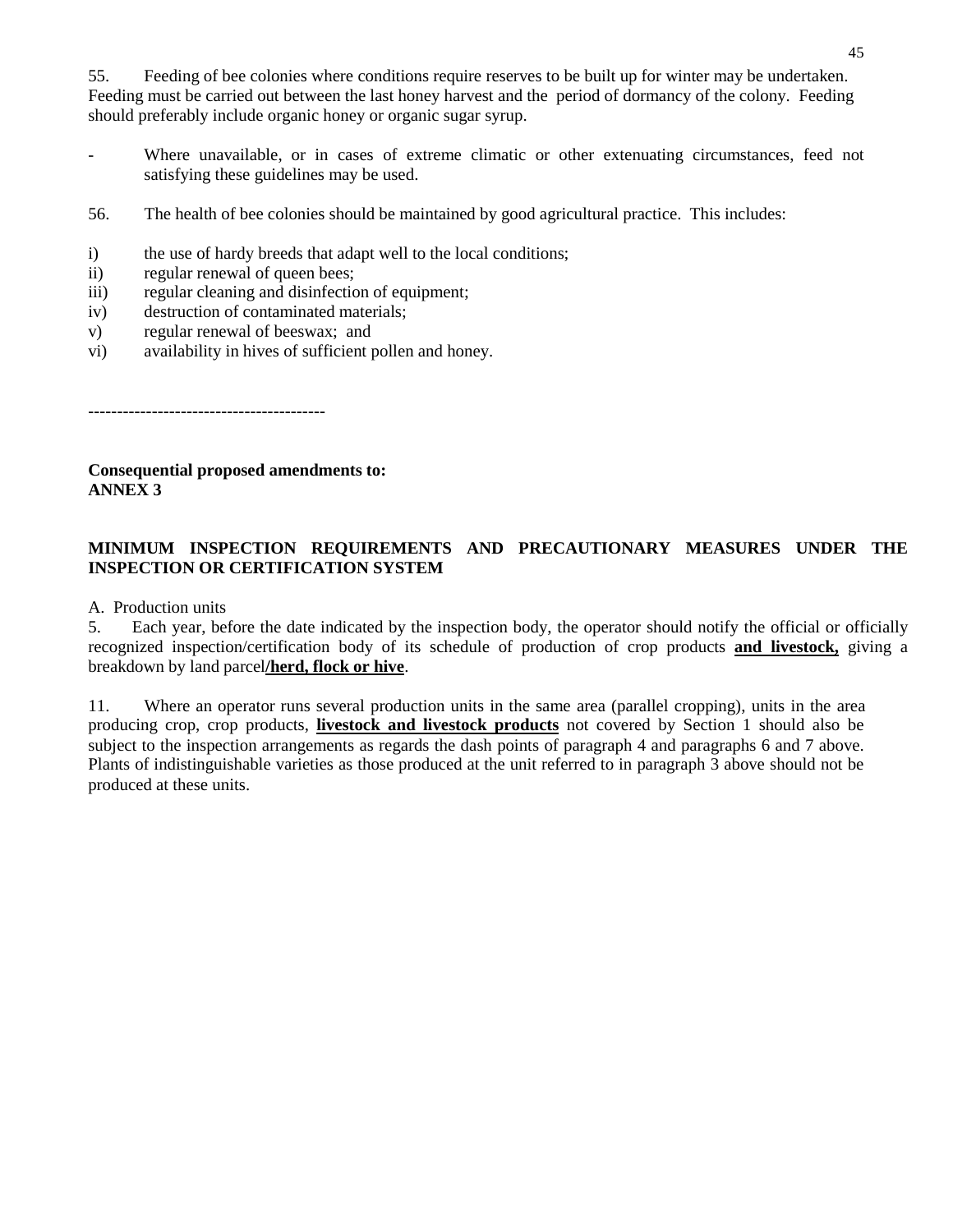55. Feeding of bee colonies where conditions require reserves to be built up for winter may be undertaken. Feeding must be carried out between the last honey harvest and the period of dormancy of the colony. Feeding should preferably include organic honey or organic sugar syrup.

- Where unavailable, or in cases of extreme climatic or other extenuating circumstances, feed not satisfying these guidelines may be used.

56. The health of bee colonies should be maintained by good agricultural practice. This includes:

i) the use of hardy breeds that adapt well to the local conditions;
ii) regular renewal of queen bees;
iii) regular cleaning and disinfection of equipment;
iv) destruction of contaminated materials;
v) regular renewal of beeswax; and
vi) availability in hives of sufficient pollen and honey.

----------------------------------------

**Consequential proposed amendments to:**
**ANNEX 3**

**MINIMUM INSPECTION REQUIREMENTS AND PRECAUTIONARY MEASURES UNDER THE INSPECTION OR CERTIFICATION SYSTEM**

A. Production units

5. Each year, before the date indicated by the inspection body, the operator should notify the official or officially recognized inspection/certification body of its schedule of production of crop products <u>**and livestock,**</u> giving a breakdown by land parcel<u>**/herd, flock or hive**</u>.

11. Where an operator runs several production units in the same area (parallel cropping), units in the area producing crop, crop products, <u>**livestock and livestock products**</u> not covered by Section 1 should also be subject to the inspection arrangements as regards the dash points of paragraph 4 and paragraphs 6 and 7 above. Plants of indistinguishable varieties as those produced at the unit referred to in paragraph 3 above should not be produced at these units.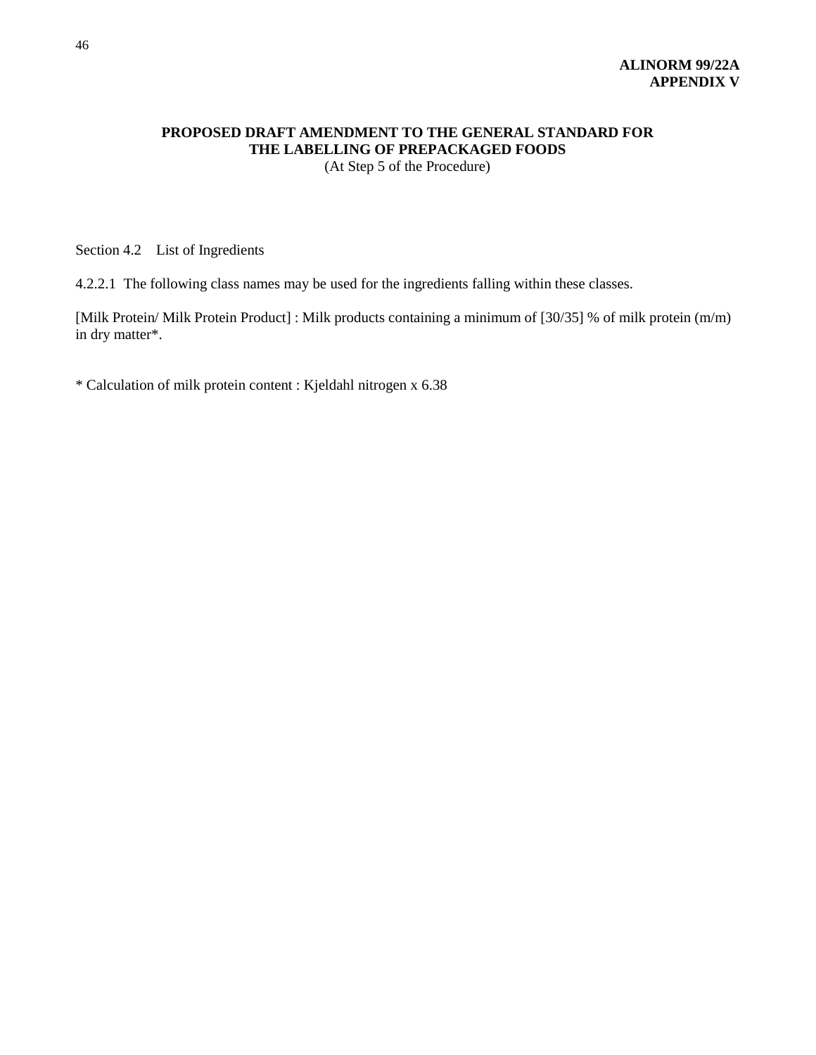**ALINORM 99/22A**
**APPENDIX V**

# PROPOSED DRAFT AMENDMENT TO THE GENERAL STANDARD FOR THE LABELLING OF PREPACKAGED FOODS

(At Step 5 of the Procedure)

Section 4.2 List of Ingredients

4.2.2.1 The following class names may be used for the ingredients falling within these classes.

[Milk Protein/ Milk Protein Product] : Milk products containing a minimum of [30/35] % of milk protein (m/m) in dry matter*.

* Calculation of milk protein content : Kjeldahl nitrogen x 6.38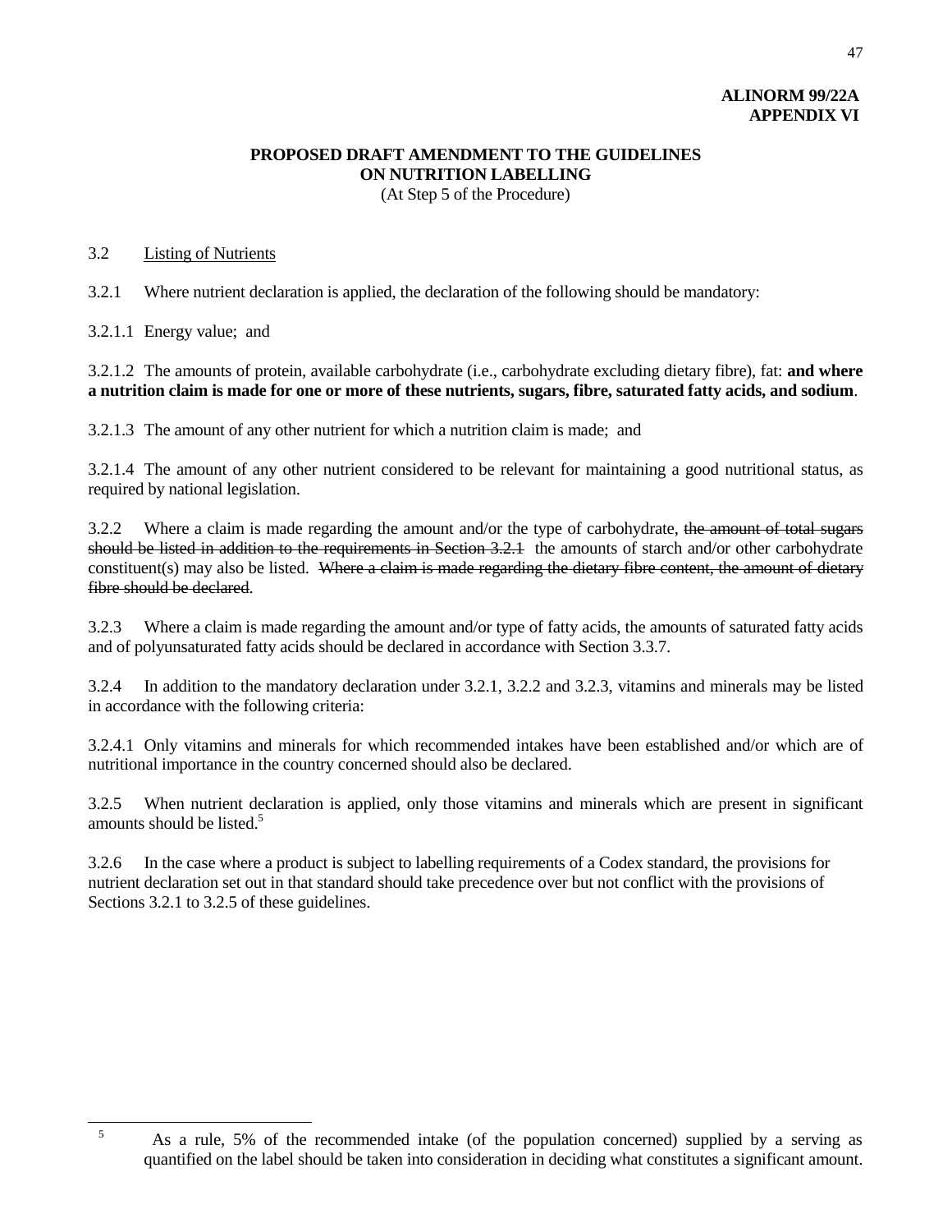**ALINORM 99/22A**
**APPENDIX VI**

**PROPOSED DRAFT AMENDMENT TO THE GUIDELINES ON NUTRITION LABELLING**
(At Step 5 of the Procedure)

3.2 Listing of Nutrients

3.2.1 Where nutrient declaration is applied, the declaration of the following should be mandatory:

3.2.1.1 Energy value; and

3.2.1.2 The amounts of protein, available carbohydrate (i.e., carbohydrate excluding dietary fibre), fat: **and where a nutrition claim is made for one or more of these nutrients, sugars, fibre, saturated fatty acids, and sodium**.

3.2.1.3 The amount of any other nutrient for which a nutrition claim is made; and

3.2.1.4 The amount of any other nutrient considered to be relevant for maintaining a good nutritional status, as required by national legislation.

3.2.2 Where a claim is made regarding the amount and/or the type of carbohydrate, ~~the amount of total sugars should be listed in addition to the requirements in Section 3.2.1~~ the amounts of starch and/or other carbohydrate constituent(s) may also be listed. ~~Where a claim is made regarding the dietary fibre content, the amount of dietary fibre should be declared~~.

3.2.3 Where a claim is made regarding the amount and/or type of fatty acids, the amounts of saturated fatty acids and of polyunsaturated fatty acids should be declared in accordance with Section 3.3.7.

3.2.4 In addition to the mandatory declaration under 3.2.1, 3.2.2 and 3.2.3, vitamins and minerals may be listed in accordance with the following criteria:

3.2.4.1 Only vitamins and minerals for which recommended intakes have been established and/or which are of nutritional importance in the country concerned should also be declared.

3.2.5 When nutrient declaration is applied, only those vitamins and minerals which are present in significant amounts should be listed.[5]

3.2.6 In the case where a product is subject to labelling requirements of a Codex standard, the provisions for nutrient declaration set out in that standard should take precedence over but not conflict with the provisions of Sections 3.2.1 to 3.2.5 of these guidelines.

---

[5] As a rule, 5% of the recommended intake (of the population concerned) supplied by a serving as quantified on the label should be taken into consideration in deciding what constitutes a significant amount.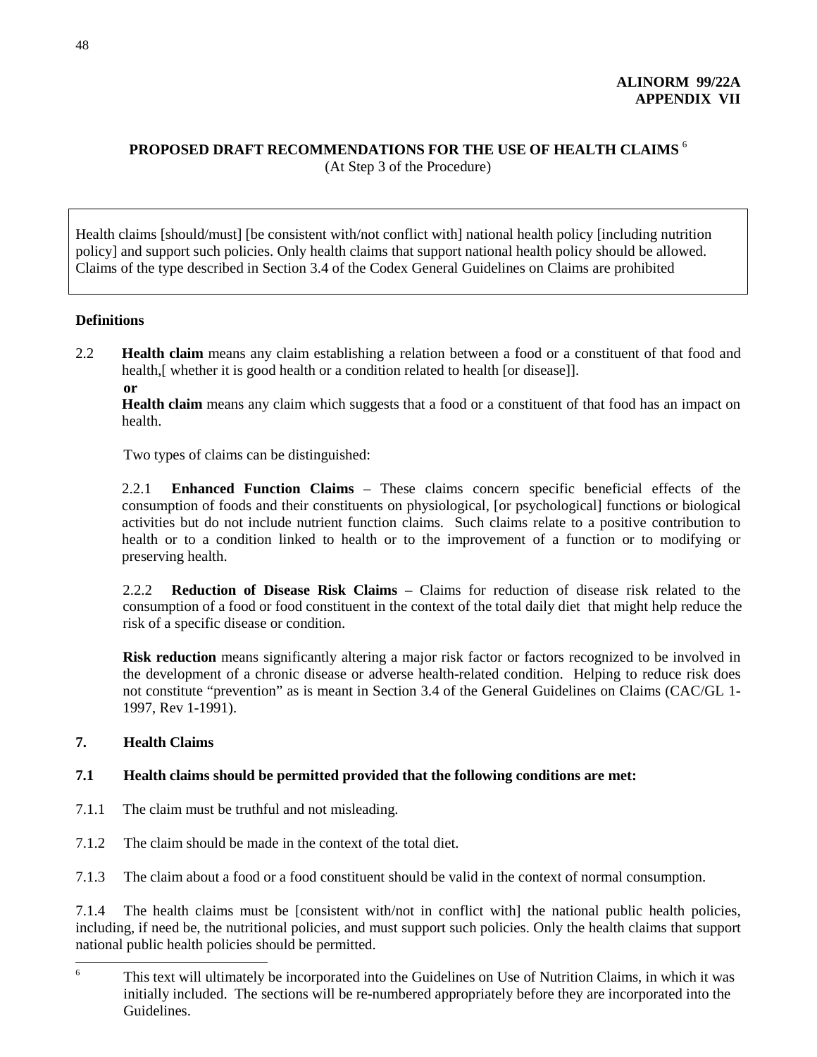**ALINORM 99/22A**
**APPENDIX VII**

## PROPOSED DRAFT RECOMMENDATIONS FOR THE USE OF HEALTH CLAIMS [6]

(At Step 3 of the Procedure)

> Health claims [should/must] [be consistent with/not conflict with] national health policy [including nutrition policy] and support such policies. Only health claims that support national health policy should be allowed. Claims of the type described in Section 3.4 of the Codex General Guidelines on Claims are prohibited

### Definitions

2.2 **Health claim** means any claim establishing a relation between a food or a constituent of that food and health,[ whether it is good health or a condition related to health [or disease]].

**or**

**Health claim** means any claim which suggests that a food or a constituent of that food has an impact on health.

Two types of claims can be distinguished:

2.2.1 **Enhanced Function Claims** – These claims concern specific beneficial effects of the consumption of foods and their constituents on physiological, [or psychological] functions or biological activities but do not include nutrient function claims. Such claims relate to a positive contribution to health or to a condition linked to health or to the improvement of a function or to modifying or preserving health.

2.2.2 **Reduction of Disease Risk Claims** – Claims for reduction of disease risk related to the consumption of a food or food constituent in the context of the total daily diet that might help reduce the risk of a specific disease or condition.

**Risk reduction** means significantly altering a major risk factor or factors recognized to be involved in the development of a chronic disease or adverse health-related condition. Helping to reduce risk does not constitute "prevention" as is meant in Section 3.4 of the General Guidelines on Claims (CAC/GL 1-1997, Rev 1-1991).

### 7. Health Claims

**7.1 Health claims should be permitted provided that the following conditions are met:**

7.1.1 The claim must be truthful and not misleading.

7.1.2 The claim should be made in the context of the total diet.

7.1.3 The claim about a food or a food constituent should be valid in the context of normal consumption.

7.1.4 The health claims must be [consistent with/not in conflict with] the national public health policies, including, if need be, the nutritional policies, and must support such policies. Only the health claims that support national public health policies should be permitted.

---

[6] This text will ultimately be incorporated into the Guidelines on Use of Nutrition Claims, in which it was initially included. The sections will be re-numbered appropriately before they are incorporated into the Guidelines.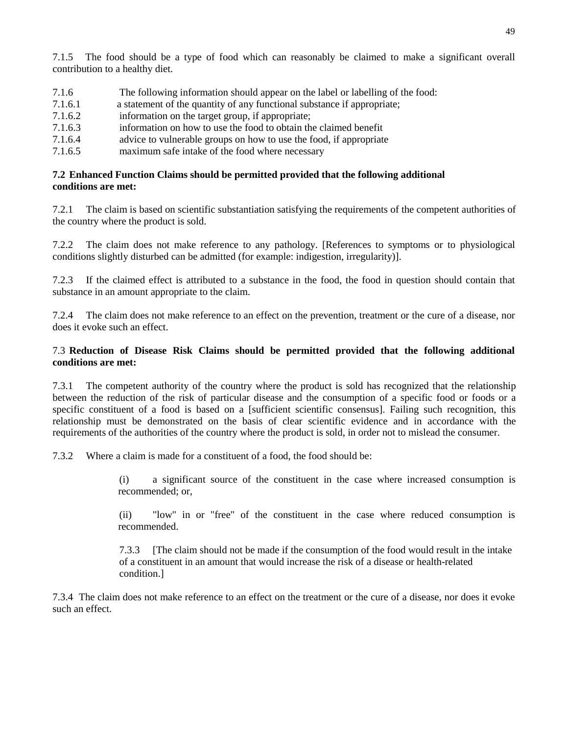7.1.5 The food should be a type of food which can reasonably be claimed to make a significant overall contribution to a healthy diet.

7.1.6 The following information should appear on the label or labelling of the food:
7.1.6.1 a statement of the quantity of any functional substance if appropriate;
7.1.6.2 information on the target group, if appropriate;
7.1.6.3 information on how to use the food to obtain the claimed benefit
7.1.6.4 advice to vulnerable groups on how to use the food, if appropriate
7.1.6.5 maximum safe intake of the food where necessary

**7.2 Enhanced Function Claims should be permitted provided that the following additional conditions are met:**

7.2.1 The claim is based on scientific substantiation satisfying the requirements of the competent authorities of the country where the product is sold.

7.2.2 The claim does not make reference to any pathology. [References to symptoms or to physiological conditions slightly disturbed can be admitted (for example: indigestion, irregularity)].

7.2.3 If the claimed effect is attributed to a substance in the food, the food in question should contain that substance in an amount appropriate to the claim.

7.2.4 The claim does not make reference to an effect on the prevention, treatment or the cure of a disease, nor does it evoke such an effect.

7.3 **Reduction of Disease Risk Claims should be permitted provided that the following additional conditions are met:**

7.3.1 The competent authority of the country where the product is sold has recognized that the relationship between the reduction of the risk of particular disease and the consumption of a specific food or foods or a specific constituent of a food is based on a [sufficient scientific consensus]. Failing such recognition, this relationship must be demonstrated on the basis of clear scientific evidence and in accordance with the requirements of the authorities of the country where the product is sold, in order not to mislead the consumer.

7.3.2 Where a claim is made for a constituent of a food, the food should be:

(i) a significant source of the constituent in the case where increased consumption is recommended; or,

(ii) "low" in or "free" of the constituent in the case where reduced consumption is recommended.

7.3.3 [The claim should not be made if the consumption of the food would result in the intake of a constituent in an amount that would increase the risk of a disease or health-related condition.]

7.3.4 The claim does not make reference to an effect on the treatment or the cure of a disease, nor does it evoke such an effect.